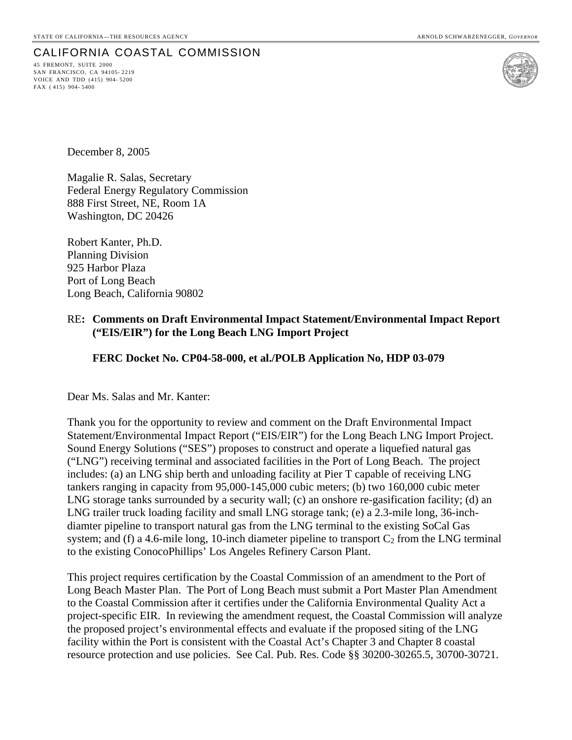STATE OF CALIFORNIA—THE RESOURCES AGENCY ARNOLD SCHWARZENEGGER, *GOVERNOR*

# CALIFORNIA COASTAL COMMISSION

45 FREMONT, SUITE 2000
SAN FRANCISCO, CA 94105-2219
VOICE AND TDD (415) 904-5200
FAX (415) 904-5400

December 8, 2005

Magalie R. Salas, Secretary
Federal Energy Regulatory Commission
888 First Street, NE, Room 1A
Washington, DC 20426

Robert Kanter, Ph.D.
Planning Division
925 Harbor Plaza
Port of Long Beach
Long Beach, California 90802

RE**: Comments on Draft Environmental Impact Statement/Environmental Impact Report ("EIS/EIR") for the Long Beach LNG Import Project**

**FERC Docket No. CP04-58-000, et al./POLB Application No, HDP 03-079**

Dear Ms. Salas and Mr. Kanter:

Thank you for the opportunity to review and comment on the Draft Environmental Impact Statement/Environmental Impact Report ("EIS/EIR") for the Long Beach LNG Import Project. Sound Energy Solutions ("SES") proposes to construct and operate a liquefied natural gas ("LNG") receiving terminal and associated facilities in the Port of Long Beach. The project includes: (a) an LNG ship berth and unloading facility at Pier T capable of receiving LNG tankers ranging in capacity from 95,000-145,000 cubic meters; (b) two 160,000 cubic meter LNG storage tanks surrounded by a security wall; (c) an onshore re-gasification facility; (d) an LNG trailer truck loading facility and small LNG storage tank; (e) a 2.3-mile long, 36-inch-diamter pipeline to transport natural gas from the LNG terminal to the existing SoCal Gas system; and (f) a 4.6-mile long, 10-inch diameter pipeline to transport $C_2$ from the LNG terminal to the existing ConocoPhillips' Los Angeles Refinery Carson Plant.

This project requires certification by the Coastal Commission of an amendment to the Port of Long Beach Master Plan. The Port of Long Beach must submit a Port Master Plan Amendment to the Coastal Commission after it certifies under the California Environmental Quality Act a project-specific EIR. In reviewing the amendment request, the Coastal Commission will analyze the proposed project's environmental effects and evaluate if the proposed siting of the LNG facility within the Port is consistent with the Coastal Act's Chapter 3 and Chapter 8 coastal resource protection and use policies. See Cal. Pub. Res. Code §§ 30200-30265.5, 30700-30721.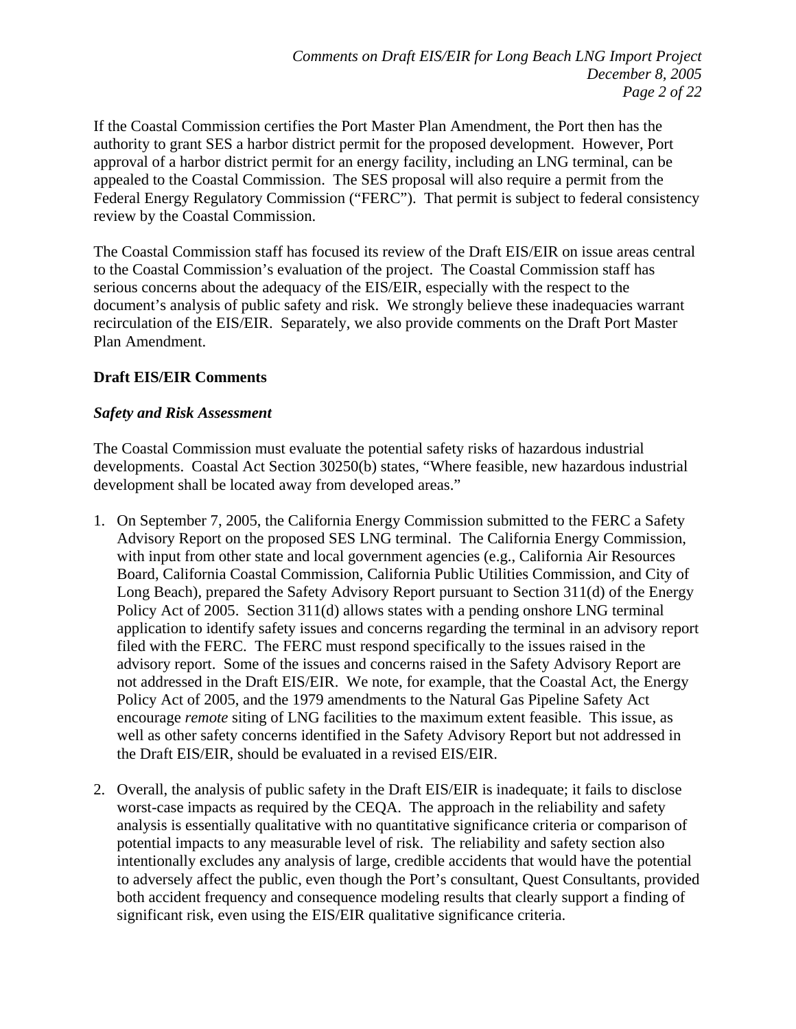If the Coastal Commission certifies the Port Master Plan Amendment, the Port then has the authority to grant SES a harbor district permit for the proposed development. However, Port approval of a harbor district permit for an energy facility, including an LNG terminal, can be appealed to the Coastal Commission. The SES proposal will also require a permit from the Federal Energy Regulatory Commission ("FERC"). That permit is subject to federal consistency review by the Coastal Commission.

The Coastal Commission staff has focused its review of the Draft EIS/EIR on issue areas central to the Coastal Commission's evaluation of the project. The Coastal Commission staff has serious concerns about the adequacy of the EIS/EIR, especially with the respect to the document's analysis of public safety and risk. We strongly believe these inadequacies warrant recirculation of the EIS/EIR. Separately, we also provide comments on the Draft Port Master Plan Amendment.

**Draft EIS/EIR Comments**

***Safety and Risk Assessment***

The Coastal Commission must evaluate the potential safety risks of hazardous industrial developments. Coastal Act Section 30250(b) states, "Where feasible, new hazardous industrial development shall be located away from developed areas."

1. On September 7, 2005, the California Energy Commission submitted to the FERC a Safety Advisory Report on the proposed SES LNG terminal. The California Energy Commission, with input from other state and local government agencies (e.g., California Air Resources Board, California Coastal Commission, California Public Utilities Commission, and City of Long Beach), prepared the Safety Advisory Report pursuant to Section 311(d) of the Energy Policy Act of 2005. Section 311(d) allows states with a pending onshore LNG terminal application to identify safety issues and concerns regarding the terminal in an advisory report filed with the FERC. The FERC must respond specifically to the issues raised in the advisory report. Some of the issues and concerns raised in the Safety Advisory Report are not addressed in the Draft EIS/EIR. We note, for example, that the Coastal Act, the Energy Policy Act of 2005, and the 1979 amendments to the Natural Gas Pipeline Safety Act encourage *remote* siting of LNG facilities to the maximum extent feasible. This issue, as well as other safety concerns identified in the Safety Advisory Report but not addressed in the Draft EIS/EIR, should be evaluated in a revised EIS/EIR.

2. Overall, the analysis of public safety in the Draft EIS/EIR is inadequate; it fails to disclose worst-case impacts as required by the CEQA. The approach in the reliability and safety analysis is essentially qualitative with no quantitative significance criteria or comparison of potential impacts to any measurable level of risk. The reliability and safety section also intentionally excludes any analysis of large, credible accidents that would have the potential to adversely affect the public, even though the Port's consultant, Quest Consultants, provided both accident frequency and consequence modeling results that clearly support a finding of significant risk, even using the EIS/EIR qualitative significance criteria.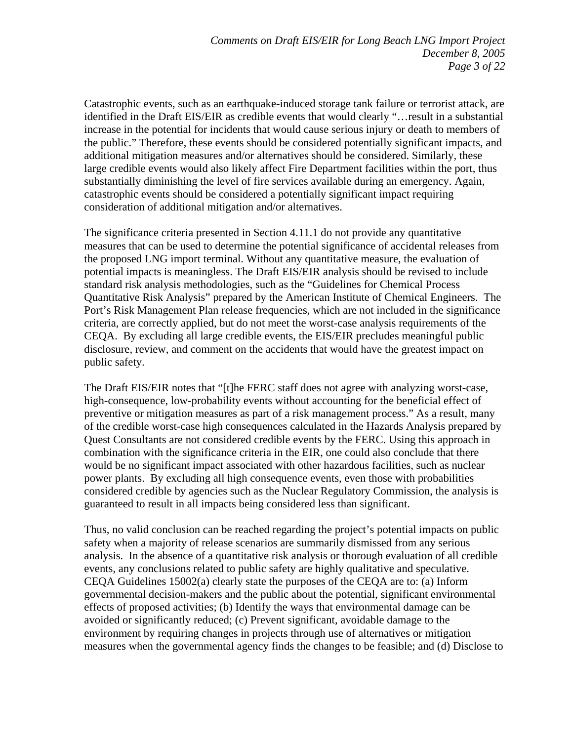Catastrophic events, such as an earthquake-induced storage tank failure or terrorist attack, are identified in the Draft EIS/EIR as credible events that would clearly "…result in a substantial increase in the potential for incidents that would cause serious injury or death to members of the public." Therefore, these events should be considered potentially significant impacts, and additional mitigation measures and/or alternatives should be considered. Similarly, these large credible events would also likely affect Fire Department facilities within the port, thus substantially diminishing the level of fire services available during an emergency. Again, catastrophic events should be considered a potentially significant impact requiring consideration of additional mitigation and/or alternatives.

The significance criteria presented in Section 4.11.1 do not provide any quantitative measures that can be used to determine the potential significance of accidental releases from the proposed LNG import terminal. Without any quantitative measure, the evaluation of potential impacts is meaningless. The Draft EIS/EIR analysis should be revised to include standard risk analysis methodologies, such as the "Guidelines for Chemical Process Quantitative Risk Analysis" prepared by the American Institute of Chemical Engineers. The Port's Risk Management Plan release frequencies, which are not included in the significance criteria, are correctly applied, but do not meet the worst-case analysis requirements of the CEQA. By excluding all large credible events, the EIS/EIR precludes meaningful public disclosure, review, and comment on the accidents that would have the greatest impact on public safety.

The Draft EIS/EIR notes that "[t]he FERC staff does not agree with analyzing worst-case, high-consequence, low-probability events without accounting for the beneficial effect of preventive or mitigation measures as part of a risk management process." As a result, many of the credible worst-case high consequences calculated in the Hazards Analysis prepared by Quest Consultants are not considered credible events by the FERC. Using this approach in combination with the significance criteria in the EIR, one could also conclude that there would be no significant impact associated with other hazardous facilities, such as nuclear power plants. By excluding all high consequence events, even those with probabilities considered credible by agencies such as the Nuclear Regulatory Commission, the analysis is guaranteed to result in all impacts being considered less than significant.

Thus, no valid conclusion can be reached regarding the project's potential impacts on public safety when a majority of release scenarios are summarily dismissed from any serious analysis. In the absence of a quantitative risk analysis or thorough evaluation of all credible events, any conclusions related to public safety are highly qualitative and speculative. CEQA Guidelines 15002(a) clearly state the purposes of the CEQA are to: (a) Inform governmental decision-makers and the public about the potential, significant environmental effects of proposed activities; (b) Identify the ways that environmental damage can be avoided or significantly reduced; (c) Prevent significant, avoidable damage to the environment by requiring changes in projects through use of alternatives or mitigation measures when the governmental agency finds the changes to be feasible; and (d) Disclose to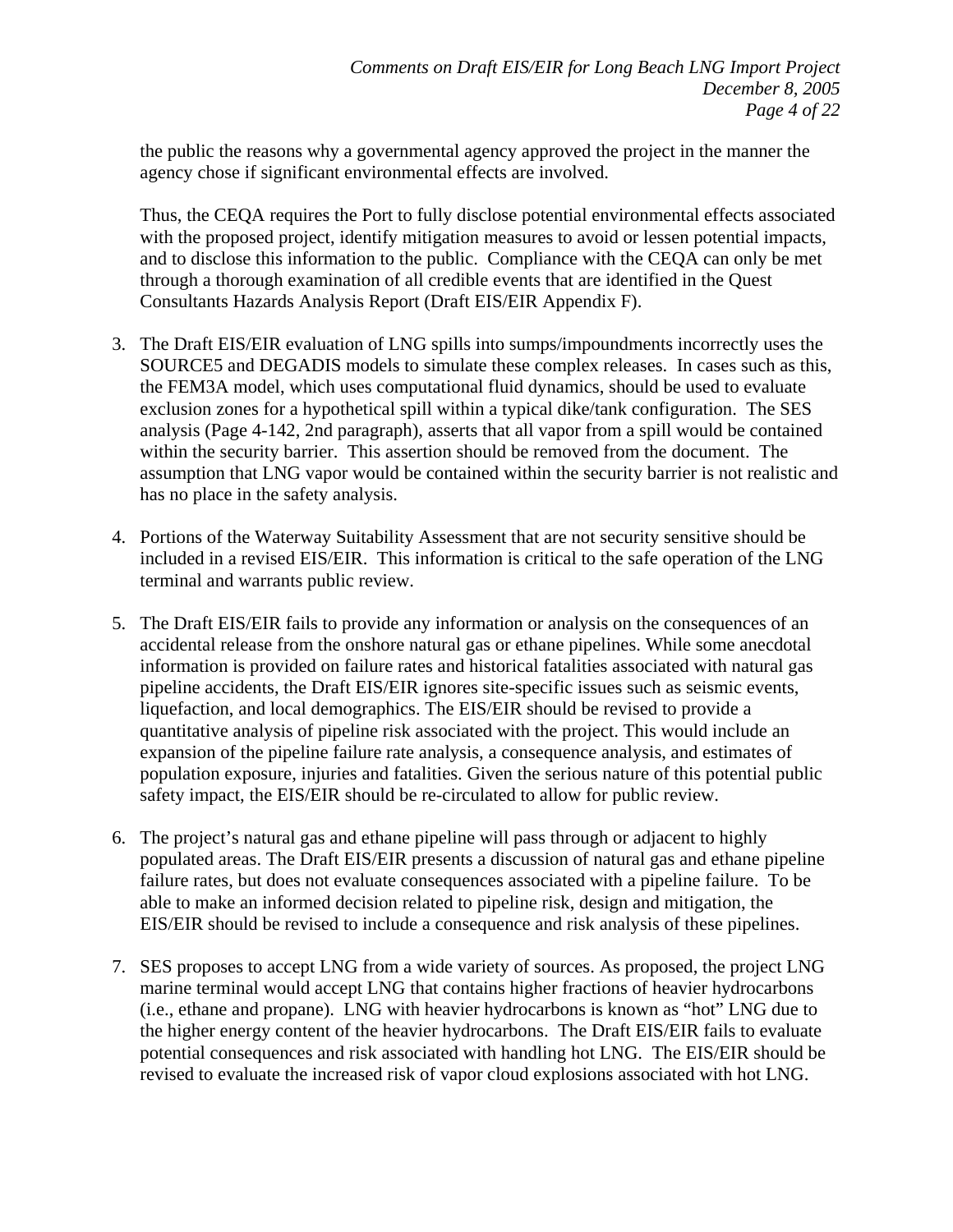the public the reasons why a governmental agency approved the project in the manner the agency chose if significant environmental effects are involved.

Thus, the CEQA requires the Port to fully disclose potential environmental effects associated with the proposed project, identify mitigation measures to avoid or lessen potential impacts, and to disclose this information to the public. Compliance with the CEQA can only be met through a thorough examination of all credible events that are identified in the Quest Consultants Hazards Analysis Report (Draft EIS/EIR Appendix F).

3. The Draft EIS/EIR evaluation of LNG spills into sumps/impoundments incorrectly uses the SOURCE5 and DEGADIS models to simulate these complex releases. In cases such as this, the FEM3A model, which uses computational fluid dynamics, should be used to evaluate exclusion zones for a hypothetical spill within a typical dike/tank configuration. The SES analysis (Page 4-142, 2nd paragraph), asserts that all vapor from a spill would be contained within the security barrier. This assertion should be removed from the document. The assumption that LNG vapor would be contained within the security barrier is not realistic and has no place in the safety analysis.

4. Portions of the Waterway Suitability Assessment that are not security sensitive should be included in a revised EIS/EIR. This information is critical to the safe operation of the LNG terminal and warrants public review.

5. The Draft EIS/EIR fails to provide any information or analysis on the consequences of an accidental release from the onshore natural gas or ethane pipelines. While some anecdotal information is provided on failure rates and historical fatalities associated with natural gas pipeline accidents, the Draft EIS/EIR ignores site-specific issues such as seismic events, liquefaction, and local demographics. The EIS/EIR should be revised to provide a quantitative analysis of pipeline risk associated with the project. This would include an expansion of the pipeline failure rate analysis, a consequence analysis, and estimates of population exposure, injuries and fatalities. Given the serious nature of this potential public safety impact, the EIS/EIR should be re-circulated to allow for public review.

6. The project's natural gas and ethane pipeline will pass through or adjacent to highly populated areas. The Draft EIS/EIR presents a discussion of natural gas and ethane pipeline failure rates, but does not evaluate consequences associated with a pipeline failure. To be able to make an informed decision related to pipeline risk, design and mitigation, the EIS/EIR should be revised to include a consequence and risk analysis of these pipelines.

7. SES proposes to accept LNG from a wide variety of sources. As proposed, the project LNG marine terminal would accept LNG that contains higher fractions of heavier hydrocarbons (i.e., ethane and propane). LNG with heavier hydrocarbons is known as "hot" LNG due to the higher energy content of the heavier hydrocarbons. The Draft EIS/EIR fails to evaluate potential consequences and risk associated with handling hot LNG. The EIS/EIR should be revised to evaluate the increased risk of vapor cloud explosions associated with hot LNG.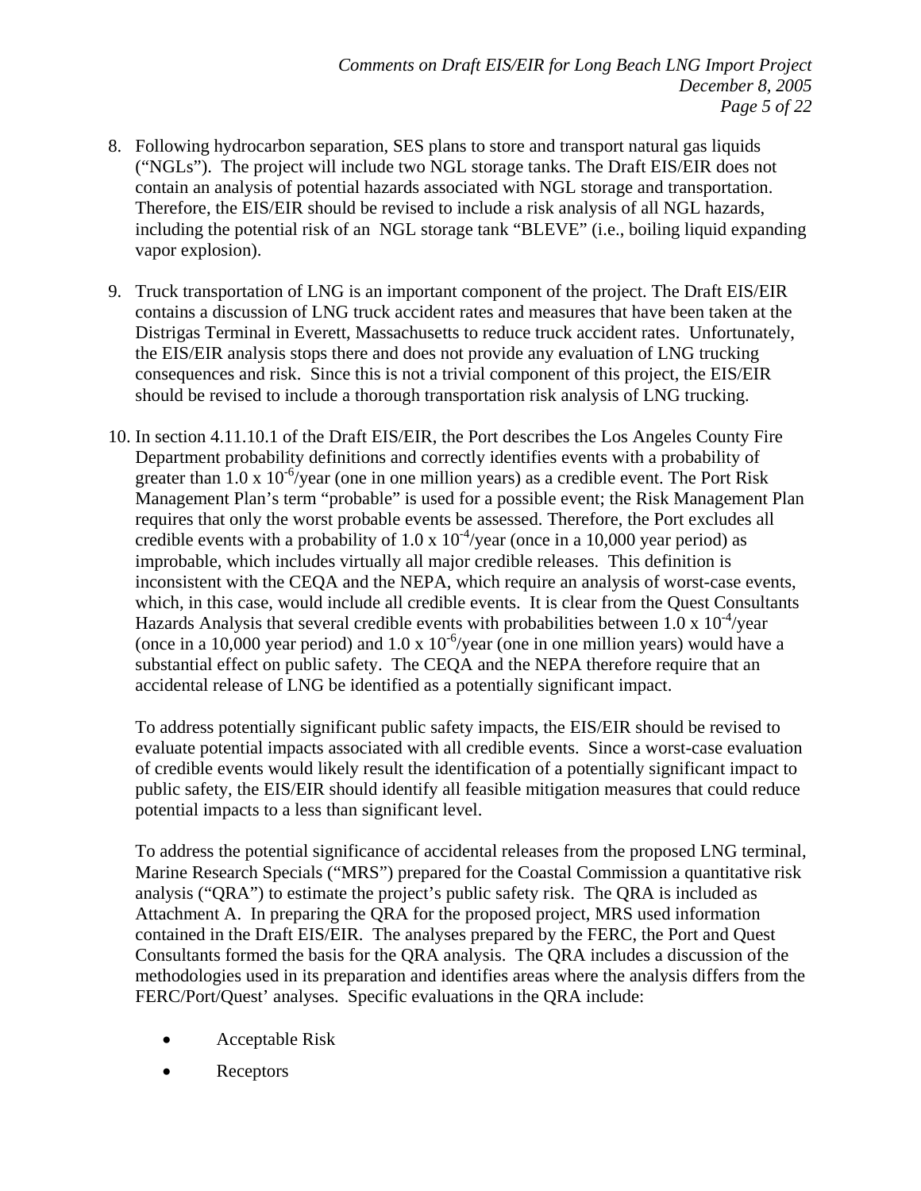8. Following hydrocarbon separation, SES plans to store and transport natural gas liquids ("NGLs"). The project will include two NGL storage tanks. The Draft EIS/EIR does not contain an analysis of potential hazards associated with NGL storage and transportation. Therefore, the EIS/EIR should be revised to include a risk analysis of all NGL hazards, including the potential risk of an NGL storage tank "BLEVE" (i.e., boiling liquid expanding vapor explosion).

9. Truck transportation of LNG is an important component of the project. The Draft EIS/EIR contains a discussion of LNG truck accident rates and measures that have been taken at the Distrigas Terminal in Everett, Massachusetts to reduce truck accident rates. Unfortunately, the EIS/EIR analysis stops there and does not provide any evaluation of LNG trucking consequences and risk. Since this is not a trivial component of this project, the EIS/EIR should be revised to include a thorough transportation risk analysis of LNG trucking.

10. In section 4.11.10.1 of the Draft EIS/EIR, the Port describes the Los Angeles County Fire Department probability definitions and correctly identifies events with a probability of greater than $1.0 \times 10^{-6}$/year (one in one million years) as a credible event. The Port Risk Management Plan's term "probable" is used for a possible event; the Risk Management Plan requires that only the worst probable events be assessed. Therefore, the Port excludes all credible events with a probability of $1.0 \times 10^{-4}$/year (once in a 10,000 year period) as improbable, which includes virtually all major credible releases. This definition is inconsistent with the CEQA and the NEPA, which require an analysis of worst-case events, which, in this case, would include all credible events. It is clear from the Quest Consultants Hazards Analysis that several credible events with probabilities between $1.0 \times 10^{-4}$/year (once in a 10,000 year period) and $1.0 \times 10^{-6}$/year (one in one million years) would have a substantial effect on public safety. The CEQA and the NEPA therefore require that an accidental release of LNG be identified as a potentially significant impact.

    To address potentially significant public safety impacts, the EIS/EIR should be revised to evaluate potential impacts associated with all credible events. Since a worst-case evaluation of credible events would likely result the identification of a potentially significant impact to public safety, the EIS/EIR should identify all feasible mitigation measures that could reduce potential impacts to a less than significant level.

    To address the potential significance of accidental releases from the proposed LNG terminal, Marine Research Specials ("MRS") prepared for the Coastal Commission a quantitative risk analysis ("QRA") to estimate the project's public safety risk. The QRA is included as Attachment A. In preparing the QRA for the proposed project, MRS used information contained in the Draft EIS/EIR. The analyses prepared by the FERC, the Port and Quest Consultants formed the basis for the QRA analysis. The QRA includes a discussion of the methodologies used in its preparation and identifies areas where the analysis differs from the FERC/Port/Quest' analyses. Specific evaluations in the QRA include:

    - Acceptable Risk
    - Receptors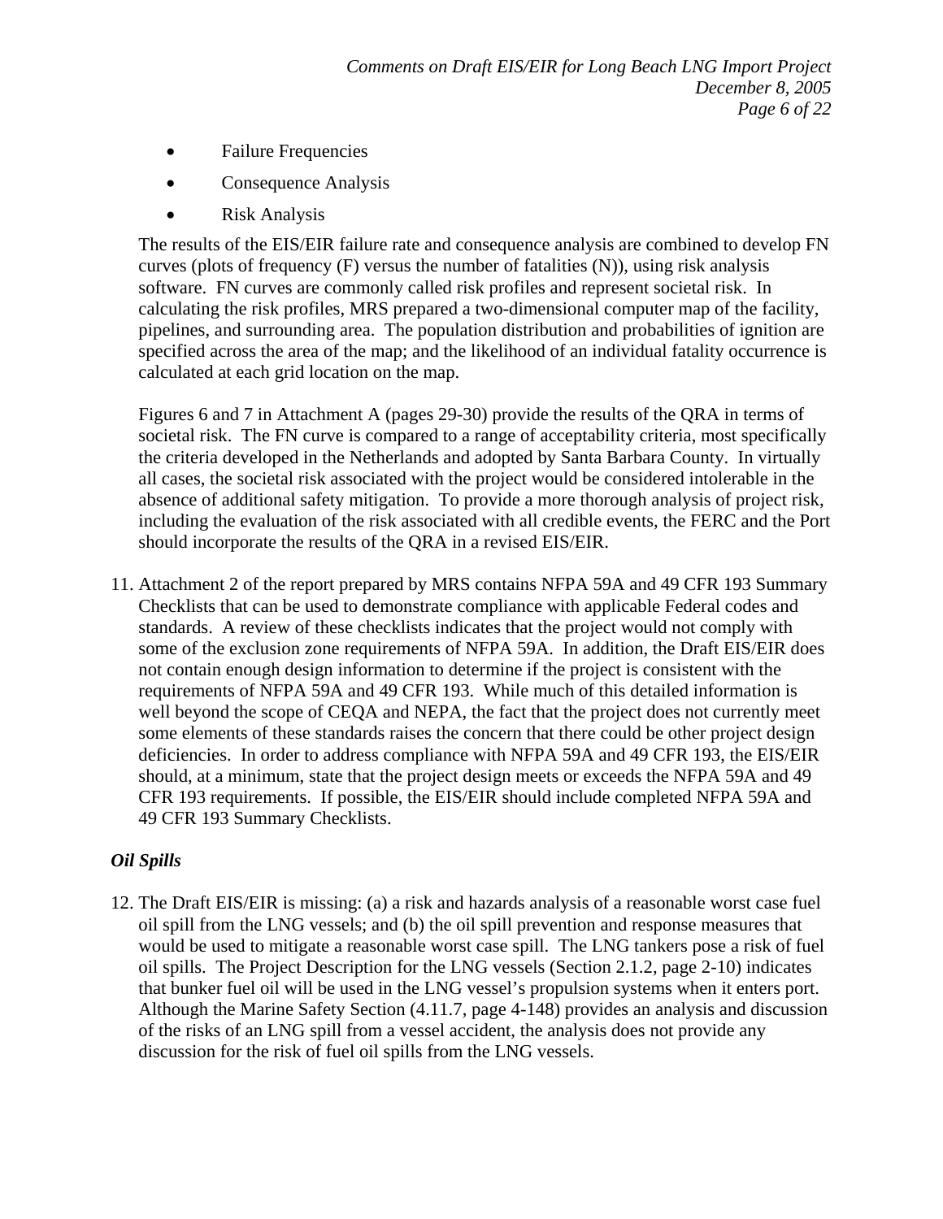- Failure Frequencies
- Consequence Analysis
- Risk Analysis

The results of the EIS/EIR failure rate and consequence analysis are combined to develop FN curves (plots of frequency (F) versus the number of fatalities (N)), using risk analysis software. FN curves are commonly called risk profiles and represent societal risk. In calculating the risk profiles, MRS prepared a two-dimensional computer map of the facility, pipelines, and surrounding area. The population distribution and probabilities of ignition are specified across the area of the map; and the likelihood of an individual fatality occurrence is calculated at each grid location on the map.

Figures 6 and 7 in Attachment A (pages 29-30) provide the results of the QRA in terms of societal risk. The FN curve is compared to a range of acceptability criteria, most specifically the criteria developed in the Netherlands and adopted by Santa Barbara County. In virtually all cases, the societal risk associated with the project would be considered intolerable in the absence of additional safety mitigation. To provide a more thorough analysis of project risk, including the evaluation of the risk associated with all credible events, the FERC and the Port should incorporate the results of the QRA in a revised EIS/EIR.

11. Attachment 2 of the report prepared by MRS contains NFPA 59A and 49 CFR 193 Summary Checklists that can be used to demonstrate compliance with applicable Federal codes and standards. A review of these checklists indicates that the project would not comply with some of the exclusion zone requirements of NFPA 59A. In addition, the Draft EIS/EIR does not contain enough design information to determine if the project is consistent with the requirements of NFPA 59A and 49 CFR 193. While much of this detailed information is well beyond the scope of CEQA and NEPA, the fact that the project does not currently meet some elements of these standards raises the concern that there could be other project design deficiencies. In order to address compliance with NFPA 59A and 49 CFR 193, the EIS/EIR should, at a minimum, state that the project design meets or exceeds the NFPA 59A and 49 CFR 193 requirements. If possible, the EIS/EIR should include completed NFPA 59A and 49 CFR 193 Summary Checklists.

### *Oil Spills*

12. The Draft EIS/EIR is missing: (a) a risk and hazards analysis of a reasonable worst case fuel oil spill from the LNG vessels; and (b) the oil spill prevention and response measures that would be used to mitigate a reasonable worst case spill. The LNG tankers pose a risk of fuel oil spills. The Project Description for the LNG vessels (Section 2.1.2, page 2-10) indicates that bunker fuel oil will be used in the LNG vessel's propulsion systems when it enters port. Although the Marine Safety Section (4.11.7, page 4-148) provides an analysis and discussion of the risks of an LNG spill from a vessel accident, the analysis does not provide any discussion for the risk of fuel oil spills from the LNG vessels.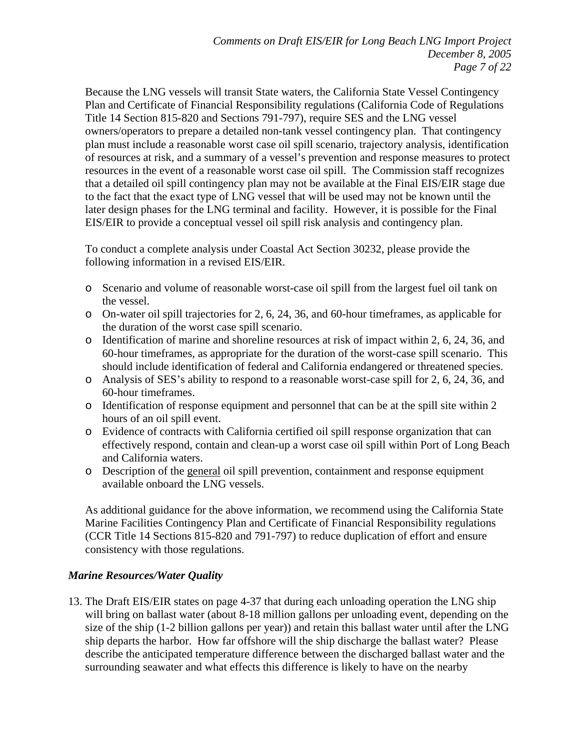Because the LNG vessels will transit State waters, the California State Vessel Contingency Plan and Certificate of Financial Responsibility regulations (California Code of Regulations Title 14 Section 815-820 and Sections 791-797), require SES and the LNG vessel owners/operators to prepare a detailed non-tank vessel contingency plan. That contingency plan must include a reasonable worst case oil spill scenario, trajectory analysis, identification of resources at risk, and a summary of a vessel's prevention and response measures to protect resources in the event of a reasonable worst case oil spill. The Commission staff recognizes that a detailed oil spill contingency plan may not be available at the Final EIS/EIR stage due to the fact that the exact type of LNG vessel that will be used may not be known until the later design phases for the LNG terminal and facility. However, it is possible for the Final EIS/EIR to provide a conceptual vessel oil spill risk analysis and contingency plan.

To conduct a complete analysis under Coastal Act Section 30232, please provide the following information in a revised EIS/EIR.

- Scenario and volume of reasonable worst-case oil spill from the largest fuel oil tank on the vessel.
- On-water oil spill trajectories for 2, 6, 24, 36, and 60-hour timeframes, as applicable for the duration of the worst case spill scenario.
- Identification of marine and shoreline resources at risk of impact within 2, 6, 24, 36, and 60-hour timeframes, as appropriate for the duration of the worst-case spill scenario. This should include identification of federal and California endangered or threatened species.
- Analysis of SES's ability to respond to a reasonable worst-case spill for 2, 6, 24, 36, and 60-hour timeframes.
- Identification of response equipment and personnel that can be at the spill site within 2 hours of an oil spill event.
- Evidence of contracts with California certified oil spill response organization that can effectively respond, contain and clean-up a worst case oil spill within Port of Long Beach and California waters.
- Description of the general oil spill prevention, containment and response equipment available onboard the LNG vessels.

As additional guidance for the above information, we recommend using the California State Marine Facilities Contingency Plan and Certificate of Financial Responsibility regulations (CCR Title 14 Sections 815-820 and 791-797) to reduce duplication of effort and ensure consistency with those regulations.

***Marine Resources/Water Quality***

13. The Draft EIS/EIR states on page 4-37 that during each unloading operation the LNG ship will bring on ballast water (about 8-18 million gallons per unloading event, depending on the size of the ship (1-2 billion gallons per year)) and retain this ballast water until after the LNG ship departs the harbor. How far offshore will the ship discharge the ballast water? Please describe the anticipated temperature difference between the discharged ballast water and the surrounding seawater and what effects this difference is likely to have on the nearby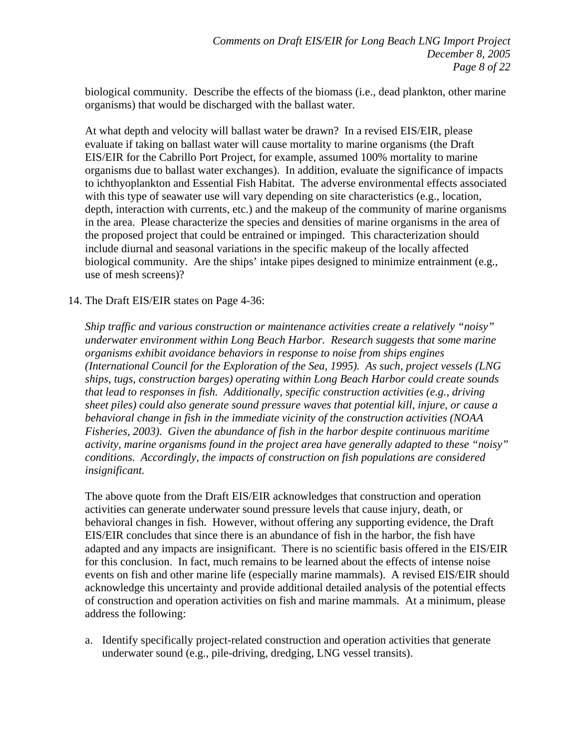biological community. Describe the effects of the biomass (i.e., dead plankton, other marine organisms) that would be discharged with the ballast water.

At what depth and velocity will ballast water be drawn? In a revised EIS/EIR, please evaluate if taking on ballast water will cause mortality to marine organisms (the Draft EIS/EIR for the Cabrillo Port Project, for example, assumed 100% mortality to marine organisms due to ballast water exchanges). In addition, evaluate the significance of impacts to ichthyoplankton and Essential Fish Habitat. The adverse environmental effects associated with this type of seawater use will vary depending on site characteristics (e.g., location, depth, interaction with currents, etc.) and the makeup of the community of marine organisms in the area. Please characterize the species and densities of marine organisms in the area of the proposed project that could be entrained or impinged. This characterization should include diurnal and seasonal variations in the specific makeup of the locally affected biological community. Are the ships' intake pipes designed to minimize entrainment (e.g., use of mesh screens)?

14. The Draft EIS/EIR states on Page 4-36:

*Ship traffic and various construction or maintenance activities create a relatively "noisy" underwater environment within Long Beach Harbor. Research suggests that some marine organisms exhibit avoidance behaviors in response to noise from ships engines (International Council for the Exploration of the Sea, 1995). As such, project vessels (LNG ships, tugs, construction barges) operating within Long Beach Harbor could create sounds that lead to responses in fish. Additionally, specific construction activities (e.g., driving sheet piles) could also generate sound pressure waves that potential kill, injure, or cause a behavioral change in fish in the immediate vicinity of the construction activities (NOAA Fisheries, 2003). Given the abundance of fish in the harbor despite continuous maritime activity, marine organisms found in the project area have generally adapted to these "noisy" conditions. Accordingly, the impacts of construction on fish populations are considered insignificant.*

The above quote from the Draft EIS/EIR acknowledges that construction and operation activities can generate underwater sound pressure levels that cause injury, death, or behavioral changes in fish. However, without offering any supporting evidence, the Draft EIS/EIR concludes that since there is an abundance of fish in the harbor, the fish have adapted and any impacts are insignificant. There is no scientific basis offered in the EIS/EIR for this conclusion. In fact, much remains to be learned about the effects of intense noise events on fish and other marine life (especially marine mammals). A revised EIS/EIR should acknowledge this uncertainty and provide additional detailed analysis of the potential effects of construction and operation activities on fish and marine mammals. At a minimum, please address the following:

a. Identify specifically project-related construction and operation activities that generate underwater sound (e.g., pile-driving, dredging, LNG vessel transits).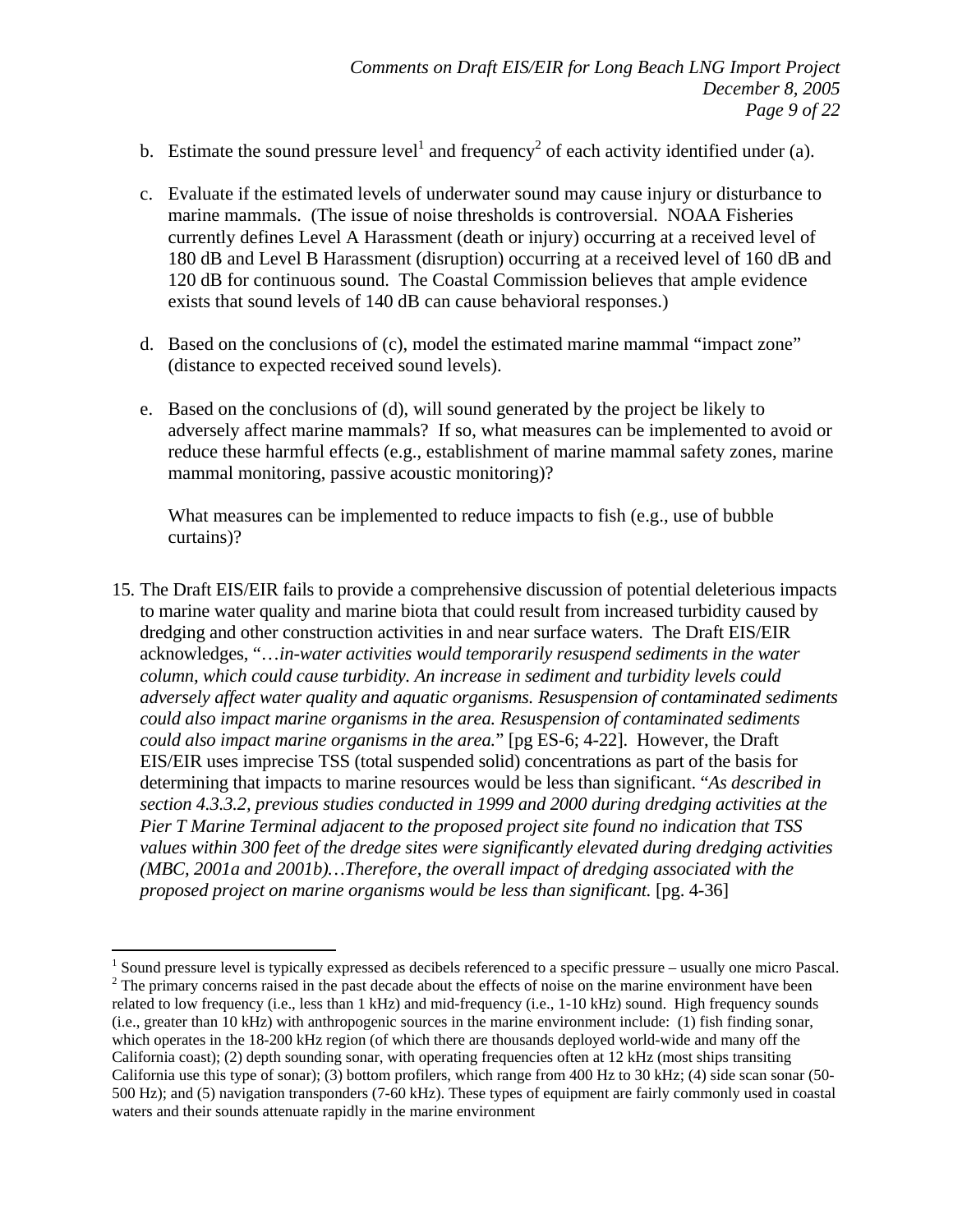b. Estimate the sound pressure level[1] and frequency[2] of each activity identified under (a).

c. Evaluate if the estimated levels of underwater sound may cause injury or disturbance to marine mammals. (The issue of noise thresholds is controversial. NOAA Fisheries currently defines Level A Harassment (death or injury) occurring at a received level of 180 dB and Level B Harassment (disruption) occurring at a received level of 160 dB and 120 dB for continuous sound. The Coastal Commission believes that ample evidence exists that sound levels of 140 dB can cause behavioral responses.)

d. Based on the conclusions of (c), model the estimated marine mammal "impact zone" (distance to expected received sound levels).

e. Based on the conclusions of (d), will sound generated by the project be likely to adversely affect marine mammals? If so, what measures can be implemented to avoid or reduce these harmful effects (e.g., establishment of marine mammal safety zones, marine mammal monitoring, passive acoustic monitoring)?

   What measures can be implemented to reduce impacts to fish (e.g., use of bubble curtains)?

15. The Draft EIS/EIR fails to provide a comprehensive discussion of potential deleterious impacts to marine water quality and marine biota that could result from increased turbidity caused by dredging and other construction activities in and near surface waters. The Draft EIS/EIR acknowledges, "*…in-water activities would temporarily resuspend sediments in the water column, which could cause turbidity. An increase in sediment and turbidity levels could adversely affect water quality and aquatic organisms. Resuspension of contaminated sediments could also impact marine organisms in the area. Resuspension of contaminated sediments could also impact marine organisms in the area.*" [pg ES-6; 4-22]. However, the Draft EIS/EIR uses imprecise TSS (total suspended solid) concentrations as part of the basis for determining that impacts to marine resources would be less than significant. "*As described in section 4.3.3.2, previous studies conducted in 1999 and 2000 during dredging activities at the Pier T Marine Terminal adjacent to the proposed project site found no indication that TSS values within 300 feet of the dredge sites were significantly elevated during dredging activities (MBC, 2001a and 2001b)…Therefore, the overall impact of dredging associated with the proposed project on marine organisms would be less than significant.* [pg. 4-36]

---

[1] Sound pressure level is typically expressed as decibels referenced to a specific pressure – usually one micro Pascal.

[2] The primary concerns raised in the past decade about the effects of noise on the marine environment have been related to low frequency (i.e., less than 1 kHz) and mid-frequency (i.e., 1-10 kHz) sound. High frequency sounds (i.e., greater than 10 kHz) with anthropogenic sources in the marine environment include: (1) fish finding sonar, which operates in the 18-200 kHz region (of which there are thousands deployed world-wide and many off the California coast); (2) depth sounding sonar, with operating frequencies often at 12 kHz (most ships transiting California use this type of sonar); (3) bottom profilers, which range from 400 Hz to 30 kHz; (4) side scan sonar (50-500 Hz); and (5) navigation transponders (7-60 kHz). These types of equipment are fairly commonly used in coastal waters and their sounds attenuate rapidly in the marine environment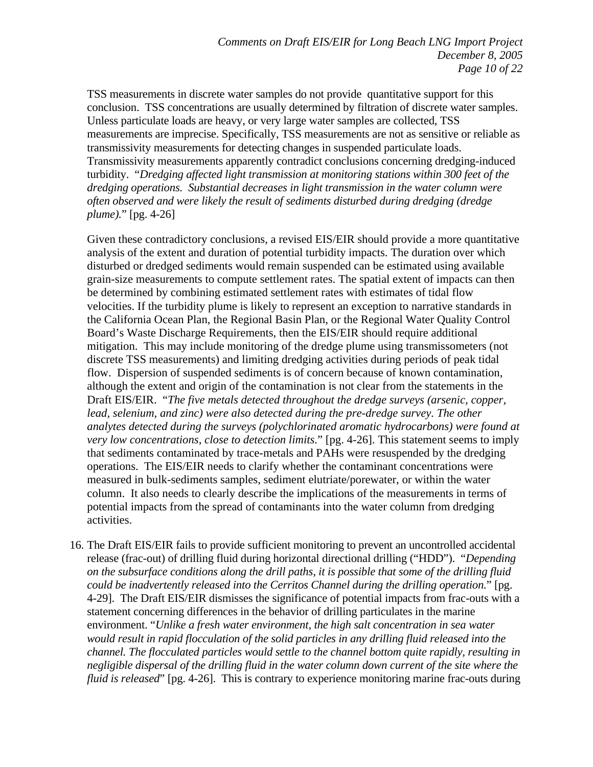TSS measurements in discrete water samples do not provide quantitative support for this conclusion. TSS concentrations are usually determined by filtration of discrete water samples. Unless particulate loads are heavy, or very large water samples are collected, TSS measurements are imprecise. Specifically, TSS measurements are not as sensitive or reliable as transmissivity measurements for detecting changes in suspended particulate loads. Transmissivity measurements apparently contradict conclusions concerning dredging-induced turbidity. "*Dredging affected light transmission at monitoring stations within 300 feet of the dredging operations. Substantial decreases in light transmission in the water column were often observed and were likely the result of sediments disturbed during dredging (dredge plume).*" [pg. 4-26]

Given these contradictory conclusions, a revised EIS/EIR should provide a more quantitative analysis of the extent and duration of potential turbidity impacts. The duration over which disturbed or dredged sediments would remain suspended can be estimated using available grain-size measurements to compute settlement rates. The spatial extent of impacts can then be determined by combining estimated settlement rates with estimates of tidal flow velocities. If the turbidity plume is likely to represent an exception to narrative standards in the California Ocean Plan, the Regional Basin Plan, or the Regional Water Quality Control Board's Waste Discharge Requirements, then the EIS/EIR should require additional mitigation. This may include monitoring of the dredge plume using transmissometers (not discrete TSS measurements) and limiting dredging activities during periods of peak tidal flow. Dispersion of suspended sediments is of concern because of known contamination, although the extent and origin of the contamination is not clear from the statements in the Draft EIS/EIR. "*The five metals detected throughout the dredge surveys (arsenic, copper, lead, selenium, and zinc) were also detected during the pre-dredge survey. The other analytes detected during the surveys (polychlorinated aromatic hydrocarbons) were found at very low concentrations, close to detection limits*." [pg. 4-26]. This statement seems to imply that sediments contaminated by trace-metals and PAHs were resuspended by the dredging operations. The EIS/EIR needs to clarify whether the contaminant concentrations were measured in bulk-sediments samples, sediment elutriate/porewater, or within the water column. It also needs to clearly describe the implications of the measurements in terms of potential impacts from the spread of contaminants into the water column from dredging activities.

16. The Draft EIS/EIR fails to provide sufficient monitoring to prevent an uncontrolled accidental release (frac-out) of drilling fluid during horizontal directional drilling ("HDD"). "*Depending on the subsurface conditions along the drill paths, it is possible that some of the drilling fluid could be inadvertently released into the Cerritos Channel during the drilling operation.*" [pg. 4-29]. The Draft EIS/EIR dismisses the significance of potential impacts from frac-outs with a statement concerning differences in the behavior of drilling particulates in the marine environment. "*Unlike a fresh water environment, the high salt concentration in sea water would result in rapid flocculation of the solid particles in any drilling fluid released into the channel. The flocculated particles would settle to the channel bottom quite rapidly, resulting in negligible dispersal of the drilling fluid in the water column down current of the site where the fluid is released*" [pg. 4-26]. This is contrary to experience monitoring marine frac-outs during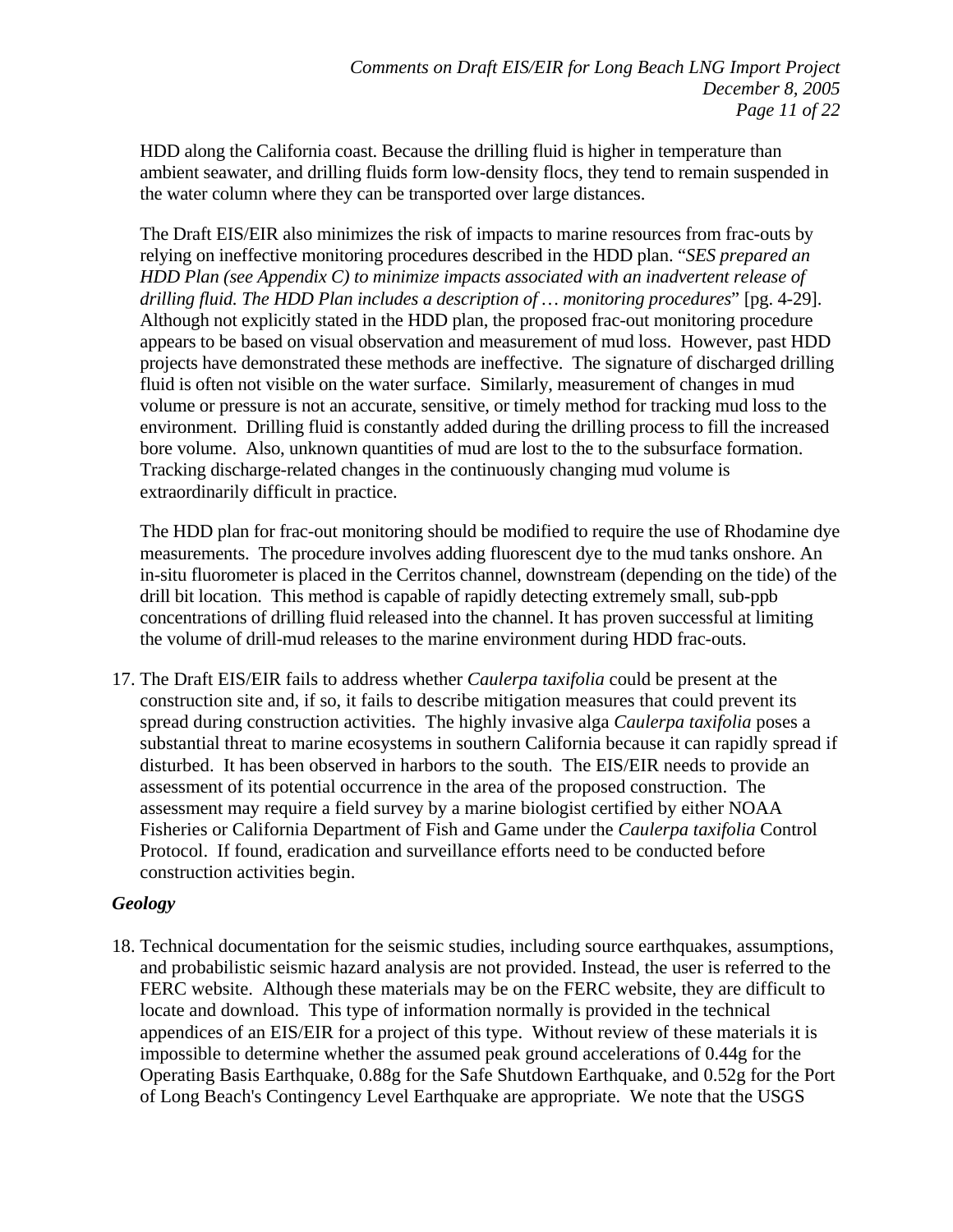HDD along the California coast. Because the drilling fluid is higher in temperature than ambient seawater, and drilling fluids form low-density flocs, they tend to remain suspended in the water column where they can be transported over large distances.

The Draft EIS/EIR also minimizes the risk of impacts to marine resources from frac-outs by relying on ineffective monitoring procedures described in the HDD plan. "*SES prepared an HDD Plan (see Appendix C) to minimize impacts associated with an inadvertent release of drilling fluid. The HDD Plan includes a description of … monitoring procedures*" [pg. 4-29]. Although not explicitly stated in the HDD plan, the proposed frac-out monitoring procedure appears to be based on visual observation and measurement of mud loss. However, past HDD projects have demonstrated these methods are ineffective. The signature of discharged drilling fluid is often not visible on the water surface. Similarly, measurement of changes in mud volume or pressure is not an accurate, sensitive, or timely method for tracking mud loss to the environment. Drilling fluid is constantly added during the drilling process to fill the increased bore volume. Also, unknown quantities of mud are lost to the to the subsurface formation. Tracking discharge-related changes in the continuously changing mud volume is extraordinarily difficult in practice.

The HDD plan for frac-out monitoring should be modified to require the use of Rhodamine dye measurements. The procedure involves adding fluorescent dye to the mud tanks onshore. An in-situ fluorometer is placed in the Cerritos channel, downstream (depending on the tide) of the drill bit location. This method is capable of rapidly detecting extremely small, sub-ppb concentrations of drilling fluid released into the channel. It has proven successful at limiting the volume of drill-mud releases to the marine environment during HDD frac-outs.

17. The Draft EIS/EIR fails to address whether *Caulerpa taxifolia* could be present at the construction site and, if so, it fails to describe mitigation measures that could prevent its spread during construction activities. The highly invasive alga *Caulerpa taxifolia* poses a substantial threat to marine ecosystems in southern California because it can rapidly spread if disturbed. It has been observed in harbors to the south. The EIS/EIR needs to provide an assessment of its potential occurrence in the area of the proposed construction. The assessment may require a field survey by a marine biologist certified by either NOAA Fisheries or California Department of Fish and Game under the *Caulerpa taxifolia* Control Protocol. If found, eradication and surveillance efforts need to be conducted before construction activities begin.

### *Geology*

18. Technical documentation for the seismic studies, including source earthquakes, assumptions, and probabilistic seismic hazard analysis are not provided. Instead, the user is referred to the FERC website. Although these materials may be on the FERC website, they are difficult to locate and download. This type of information normally is provided in the technical appendices of an EIS/EIR for a project of this type. Without review of these materials it is impossible to determine whether the assumed peak ground accelerations of 0.44g for the Operating Basis Earthquake, 0.88g for the Safe Shutdown Earthquake, and 0.52g for the Port of Long Beach's Contingency Level Earthquake are appropriate. We note that the USGS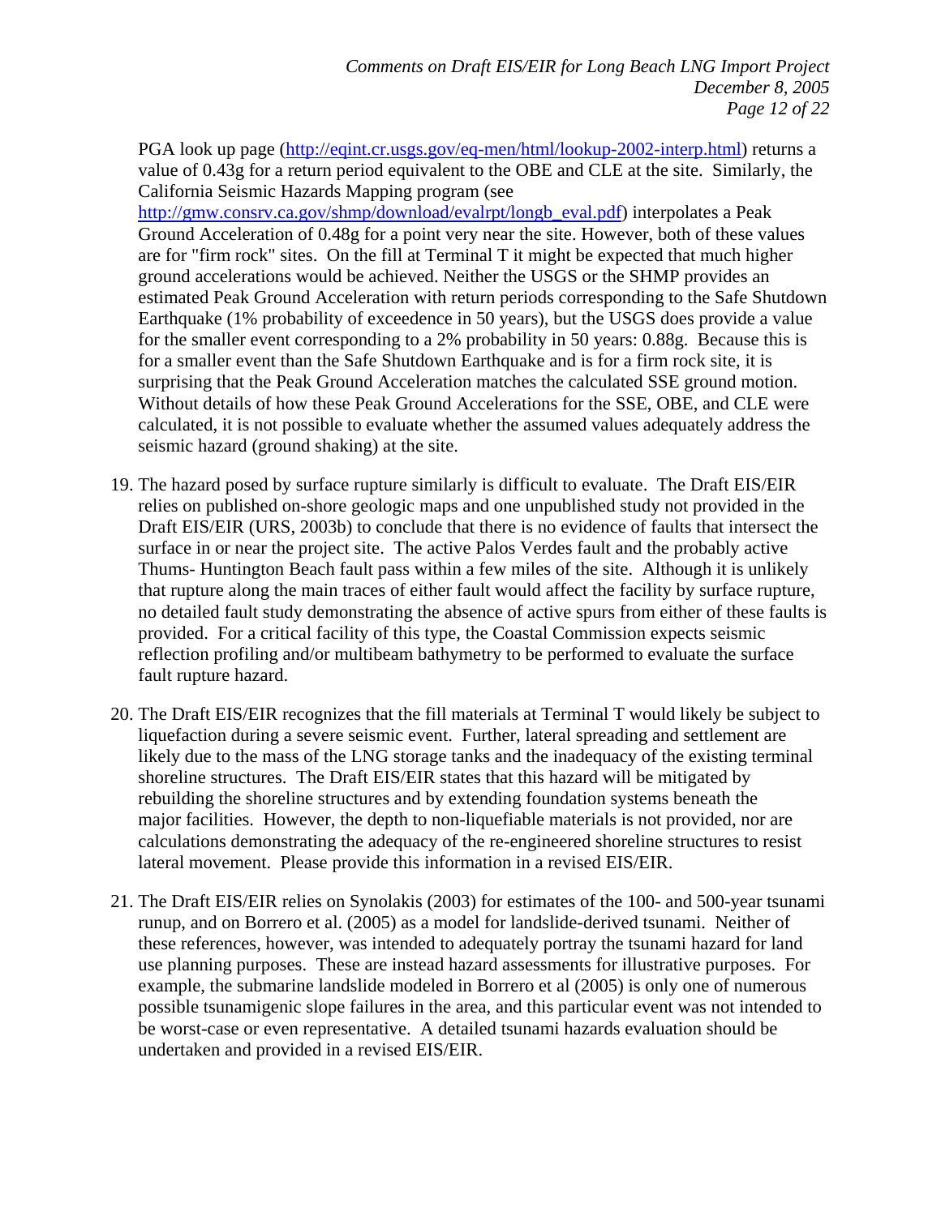PGA look up page (http://eqint.cr.usgs.gov/eq-men/html/lookup-2002-interp.html) returns a value of 0.43g for a return period equivalent to the OBE and CLE at the site. Similarly, the California Seismic Hazards Mapping program (see http://gmw.consrv.ca.gov/shmp/download/evalrpt/longb_eval.pdf) interpolates a Peak Ground Acceleration of 0.48g for a point very near the site. However, both of these values are for "firm rock" sites. On the fill at Terminal T it might be expected that much higher ground accelerations would be achieved. Neither the USGS or the SHMP provides an estimated Peak Ground Acceleration with return periods corresponding to the Safe Shutdown Earthquake (1% probability of exceedence in 50 years), but the USGS does provide a value for the smaller event corresponding to a 2% probability in 50 years: 0.88g. Because this is for a smaller event than the Safe Shutdown Earthquake and is for a firm rock site, it is surprising that the Peak Ground Acceleration matches the calculated SSE ground motion. Without details of how these Peak Ground Accelerations for the SSE, OBE, and CLE were calculated, it is not possible to evaluate whether the assumed values adequately address the seismic hazard (ground shaking) at the site.

19. The hazard posed by surface rupture similarly is difficult to evaluate. The Draft EIS/EIR relies on published on-shore geologic maps and one unpublished study not provided in the Draft EIS/EIR (URS, 2003b) to conclude that there is no evidence of faults that intersect the surface in or near the project site. The active Palos Verdes fault and the probably active Thums- Huntington Beach fault pass within a few miles of the site. Although it is unlikely that rupture along the main traces of either fault would affect the facility by surface rupture, no detailed fault study demonstrating the absence of active spurs from either of these faults is provided. For a critical facility of this type, the Coastal Commission expects seismic reflection profiling and/or multibeam bathymetry to be performed to evaluate the surface fault rupture hazard.

20. The Draft EIS/EIR recognizes that the fill materials at Terminal T would likely be subject to liquefaction during a severe seismic event. Further, lateral spreading and settlement are likely due to the mass of the LNG storage tanks and the inadequacy of the existing terminal shoreline structures. The Draft EIS/EIR states that this hazard will be mitigated by rebuilding the shoreline structures and by extending foundation systems beneath the major facilities. However, the depth to non-liquefiable materials is not provided, nor are calculations demonstrating the adequacy of the re-engineered shoreline structures to resist lateral movement. Please provide this information in a revised EIS/EIR.

21. The Draft EIS/EIR relies on Synolakis (2003) for estimates of the 100- and 500-year tsunami runup, and on Borrero et al. (2005) as a model for landslide-derived tsunami. Neither of these references, however, was intended to adequately portray the tsunami hazard for land use planning purposes. These are instead hazard assessments for illustrative purposes. For example, the submarine landslide modeled in Borrero et al (2005) is only one of numerous possible tsunamigenic slope failures in the area, and this particular event was not intended to be worst-case or even representative. A detailed tsunami hazards evaluation should be undertaken and provided in a revised EIS/EIR.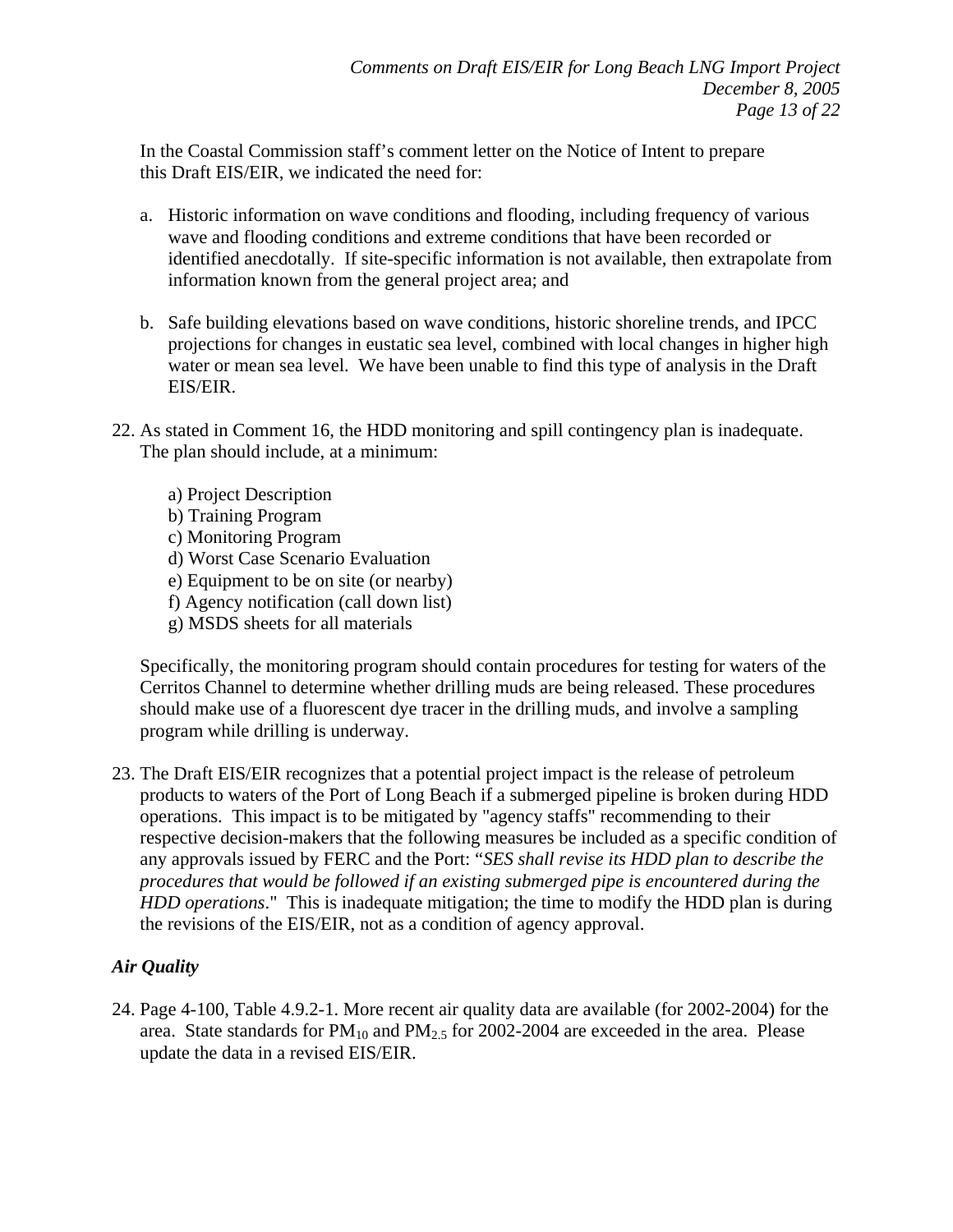In the Coastal Commission staff's comment letter on the Notice of Intent to prepare this Draft EIS/EIR, we indicated the need for:

a. Historic information on wave conditions and flooding, including frequency of various wave and flooding conditions and extreme conditions that have been recorded or identified anecdotally. If site-specific information is not available, then extrapolate from information known from the general project area; and

b. Safe building elevations based on wave conditions, historic shoreline trends, and IPCC projections for changes in eustatic sea level, combined with local changes in higher high water or mean sea level. We have been unable to find this type of analysis in the Draft EIS/EIR.

22. As stated in Comment 16, the HDD monitoring and spill contingency plan is inadequate. The plan should include, at a minimum:

    a) Project Description
    b) Training Program
    c) Monitoring Program
    d) Worst Case Scenario Evaluation
    e) Equipment to be on site (or nearby)
    f) Agency notification (call down list)
    g) MSDS sheets for all materials

    Specifically, the monitoring program should contain procedures for testing for waters of the Cerritos Channel to determine whether drilling muds are being released. These procedures should make use of a fluorescent dye tracer in the drilling muds, and involve a sampling program while drilling is underway.

23. The Draft EIS/EIR recognizes that a potential project impact is the release of petroleum products to waters of the Port of Long Beach if a submerged pipeline is broken during HDD operations. This impact is to be mitigated by "agency staffs" recommending to their respective decision-makers that the following measures be included as a specific condition of any approvals issued by FERC and the Port: "*SES shall revise its HDD plan to describe the procedures that would be followed if an existing submerged pipe is encountered during the HDD operations*." This is inadequate mitigation; the time to modify the HDD plan is during the revisions of the EIS/EIR, not as a condition of agency approval.

### *Air Quality*

24. Page 4-100, Table 4.9.2-1. More recent air quality data are available (for 2002-2004) for the area. State standards for $PM_{10}$ and $PM_{2.5}$ for 2002-2004 are exceeded in the area. Please update the data in a revised EIS/EIR.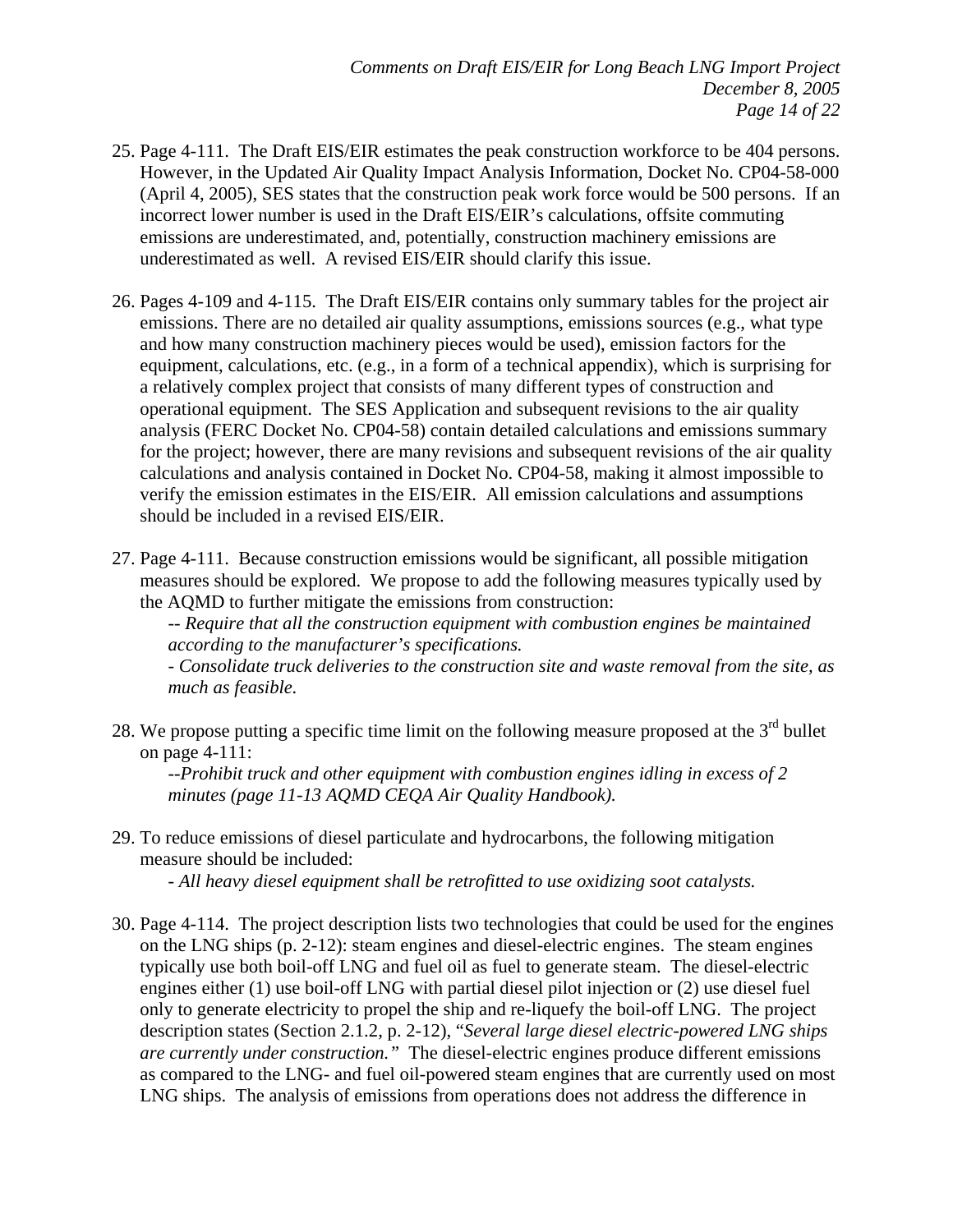25. Page 4-111. The Draft EIS/EIR estimates the peak construction workforce to be 404 persons. However, in the Updated Air Quality Impact Analysis Information, Docket No. CP04-58-000 (April 4, 2005), SES states that the construction peak work force would be 500 persons. If an incorrect lower number is used in the Draft EIS/EIR's calculations, offsite commuting emissions are underestimated, and, potentially, construction machinery emissions are underestimated as well. A revised EIS/EIR should clarify this issue.

26. Pages 4-109 and 4-115. The Draft EIS/EIR contains only summary tables for the project air emissions. There are no detailed air quality assumptions, emissions sources (e.g., what type and how many construction machinery pieces would be used), emission factors for the equipment, calculations, etc. (e.g., in a form of a technical appendix), which is surprising for a relatively complex project that consists of many different types of construction and operational equipment. The SES Application and subsequent revisions to the air quality analysis (FERC Docket No. CP04-58) contain detailed calculations and emissions summary for the project; however, there are many revisions and subsequent revisions of the air quality calculations and analysis contained in Docket No. CP04-58, making it almost impossible to verify the emission estimates in the EIS/EIR. All emission calculations and assumptions should be included in a revised EIS/EIR.

27. Page 4-111. Because construction emissions would be significant, all possible mitigation measures should be explored. We propose to add the following measures typically used by the AQMD to further mitigate the emissions from construction:

    -- *Require that all the construction equipment with combustion engines be maintained according to the manufacturer's specifications.*

    - *Consolidate truck deliveries to the construction site and waste removal from the site, as much as feasible.*

28. We propose putting a specific time limit on the following measure proposed at the 3rd bullet on page 4-111:

    --*Prohibit truck and other equipment with combustion engines idling in excess of 2 minutes (page 11-13 AQMD CEQA Air Quality Handbook).*

29. To reduce emissions of diesel particulate and hydrocarbons, the following mitigation measure should be included:

    - *All heavy diesel equipment shall be retrofitted to use oxidizing soot catalysts.*

30. Page 4-114. The project description lists two technologies that could be used for the engines on the LNG ships (p. 2-12): steam engines and diesel-electric engines. The steam engines typically use both boil-off LNG and fuel oil as fuel to generate steam. The diesel-electric engines either (1) use boil-off LNG with partial diesel pilot injection or (2) use diesel fuel only to generate electricity to propel the ship and re-liquefy the boil-off LNG. The project description states (Section 2.1.2, p. 2-12), "*Several large diesel electric-powered LNG ships are currently under construction.*" The diesel-electric engines produce different emissions as compared to the LNG- and fuel oil-powered steam engines that are currently used on most LNG ships. The analysis of emissions from operations does not address the difference in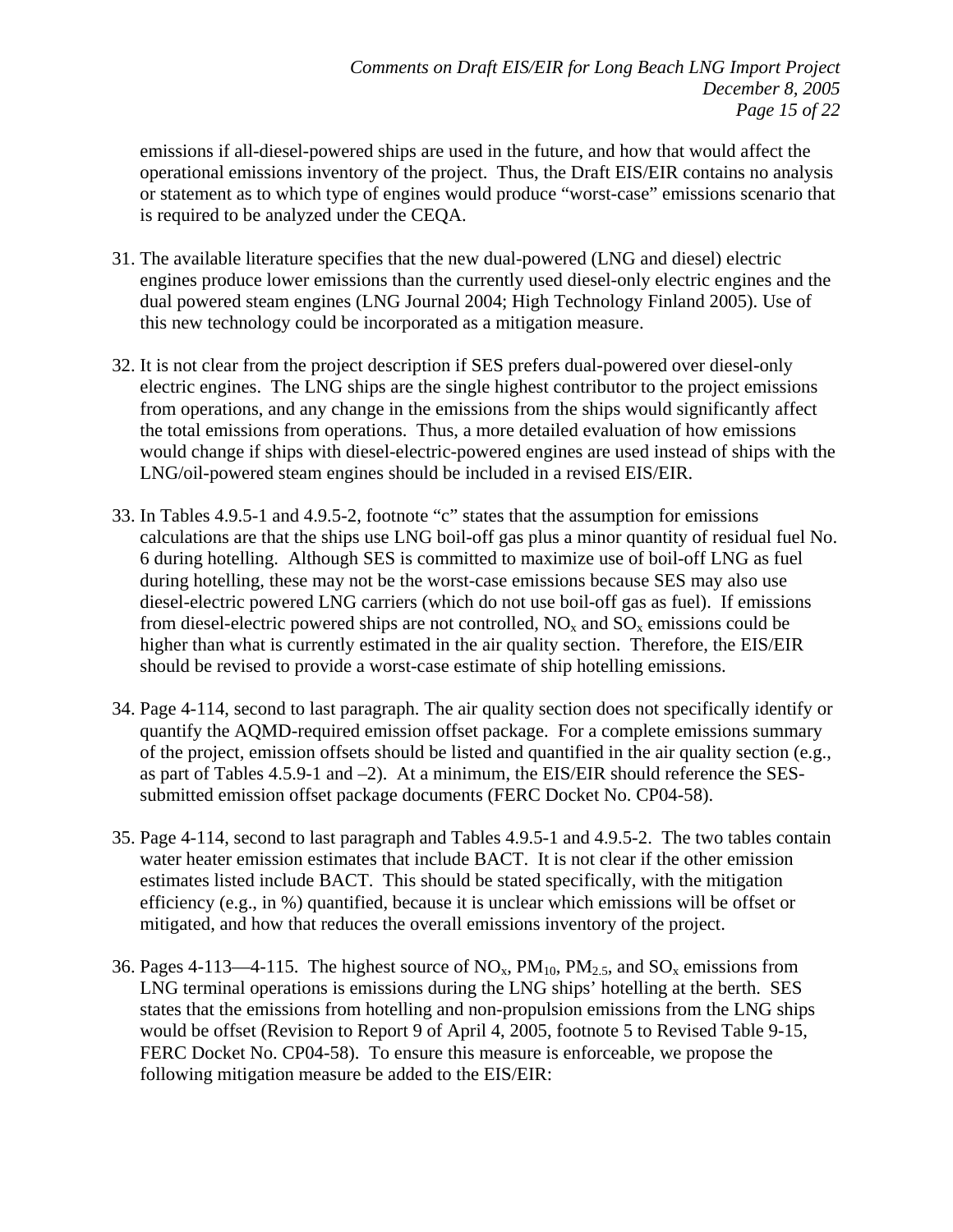emissions if all-diesel-powered ships are used in the future, and how that would affect the operational emissions inventory of the project. Thus, the Draft EIS/EIR contains no analysis or statement as to which type of engines would produce "worst-case" emissions scenario that is required to be analyzed under the CEQA.

31. The available literature specifies that the new dual-powered (LNG and diesel) electric engines produce lower emissions than the currently used diesel-only electric engines and the dual powered steam engines (LNG Journal 2004; High Technology Finland 2005). Use of this new technology could be incorporated as a mitigation measure.

32. It is not clear from the project description if SES prefers dual-powered over diesel-only electric engines. The LNG ships are the single highest contributor to the project emissions from operations, and any change in the emissions from the ships would significantly affect the total emissions from operations. Thus, a more detailed evaluation of how emissions would change if ships with diesel-electric-powered engines are used instead of ships with the LNG/oil-powered steam engines should be included in a revised EIS/EIR.

33. In Tables 4.9.5-1 and 4.9.5-2, footnote "c" states that the assumption for emissions calculations are that the ships use LNG boil-off gas plus a minor quantity of residual fuel No. 6 during hotelling. Although SES is committed to maximize use of boil-off LNG as fuel during hotelling, these may not be the worst-case emissions because SES may also use diesel-electric powered LNG carriers (which do not use boil-off gas as fuel). If emissions from diesel-electric powered ships are not controlled, $NO_x$ and $SO_x$ emissions could be higher than what is currently estimated in the air quality section. Therefore, the EIS/EIR should be revised to provide a worst-case estimate of ship hotelling emissions.

34. Page 4-114, second to last paragraph. The air quality section does not specifically identify or quantify the AQMD-required emission offset package. For a complete emissions summary of the project, emission offsets should be listed and quantified in the air quality section (e.g., as part of Tables 4.5.9-1 and –2). At a minimum, the EIS/EIR should reference the SES-submitted emission offset package documents (FERC Docket No. CP04-58).

35. Page 4-114, second to last paragraph and Tables 4.9.5-1 and 4.9.5-2. The two tables contain water heater emission estimates that include BACT. It is not clear if the other emission estimates listed include BACT. This should be stated specifically, with the mitigation efficiency (e.g., in %) quantified, because it is unclear which emissions will be offset or mitigated, and how that reduces the overall emissions inventory of the project.

36. Pages 4-113—4-115. The highest source of $NO_x$, $PM_{10}$, $PM_{2.5}$, and $SO_x$ emissions from LNG terminal operations is emissions during the LNG ships' hotelling at the berth. SES states that the emissions from hotelling and non-propulsion emissions from the LNG ships would be offset (Revision to Report 9 of April 4, 2005, footnote 5 to Revised Table 9-15, FERC Docket No. CP04-58). To ensure this measure is enforceable, we propose the following mitigation measure be added to the EIS/EIR: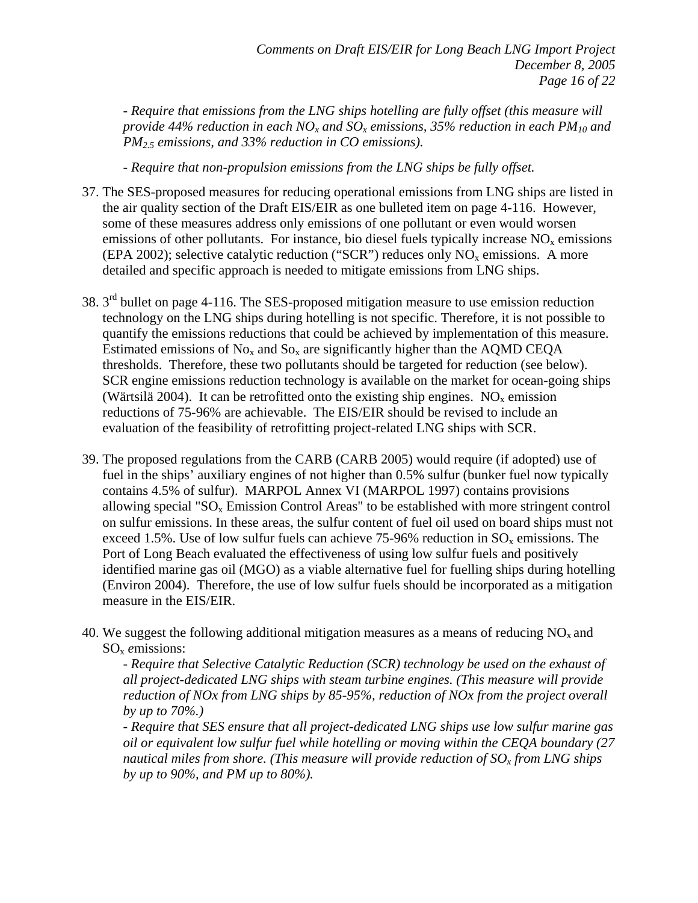*- Require that emissions from the LNG ships hotelling are fully offset (this measure will provide 44% reduction in each $NO_x$ and $SO_x$ emissions, 35% reduction in each $PM_{10}$ and $PM_{2.5}$ emissions, and 33% reduction in CO emissions).*

*- Require that non-propulsion emissions from the LNG ships be fully offset.*

37. The SES-proposed measures for reducing operational emissions from LNG ships are listed in the air quality section of the Draft EIS/EIR as one bulleted item on page 4-116. However, some of these measures address only emissions of one pollutant or even would worsen emissions of other pollutants. For instance, bio diesel fuels typically increase $NO_x$ emissions (EPA 2002); selective catalytic reduction ("SCR") reduces only $NO_x$ emissions. A more detailed and specific approach is needed to mitigate emissions from LNG ships.

38. 3rd bullet on page 4-116. The SES-proposed mitigation measure to use emission reduction technology on the LNG ships during hotelling is not specific. Therefore, it is not possible to quantify the emissions reductions that could be achieved by implementation of this measure. Estimated emissions of $No_x$ and $So_x$ are significantly higher than the AQMD CEQA thresholds. Therefore, these two pollutants should be targeted for reduction (see below). SCR engine emissions reduction technology is available on the market for ocean-going ships (Wärtsilä 2004). It can be retrofitted onto the existing ship engines. $NO_x$ emission reductions of 75-96% are achievable. The EIS/EIR should be revised to include an evaluation of the feasibility of retrofitting project-related LNG ships with SCR.

39. The proposed regulations from the CARB (CARB 2005) would require (if adopted) use of fuel in the ships' auxiliary engines of not higher than 0.5% sulfur (bunker fuel now typically contains 4.5% of sulfur). MARPOL Annex VI (MARPOL 1997) contains provisions allowing special "$SO_x$ Emission Control Areas" to be established with more stringent control on sulfur emissions. In these areas, the sulfur content of fuel oil used on board ships must not exceed 1.5%. Use of low sulfur fuels can achieve 75-96% reduction in $SO_x$ emissions. The Port of Long Beach evaluated the effectiveness of using low sulfur fuels and positively identified marine gas oil (MGO) as a viable alternative fuel for fuelling ships during hotelling (Environ 2004). Therefore, the use of low sulfur fuels should be incorporated as a mitigation measure in the EIS/EIR.

40. We suggest the following additional mitigation measures as a means of reducing $NO_x$ and $SO_x$ *emissions:*

    *- Require that Selective Catalytic Reduction (SCR) technology be used on the exhaust of all project-dedicated LNG ships with steam turbine engines. (This measure will provide reduction of NOx from LNG ships by 85-95%, reduction of NOx from the project overall by up to 70%.)*

    *- Require that SES ensure that all project-dedicated LNG ships use low sulfur marine gas oil or equivalent low sulfur fuel while hotelling or moving within the CEQA boundary (27 nautical miles from shore. (This measure will provide reduction of $SO_x$ from LNG ships by up to 90%, and PM up to 80%).*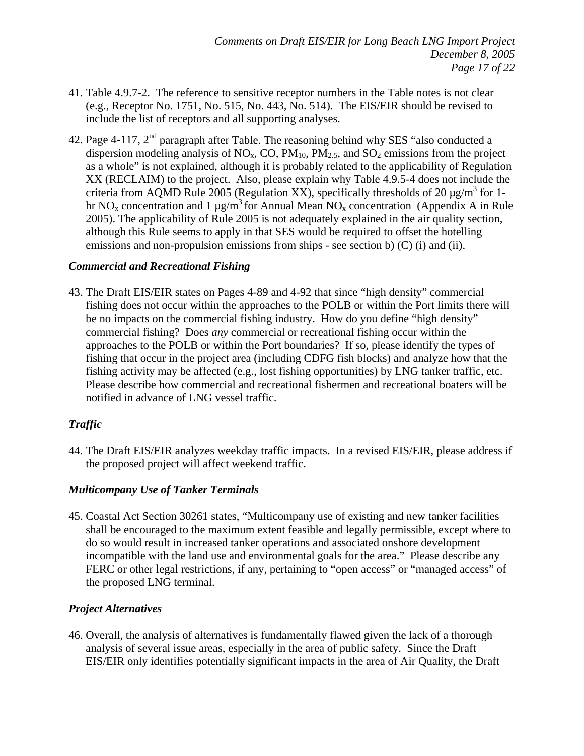41. Table 4.9.7-2. The reference to sensitive receptor numbers in the Table notes is not clear (e.g., Receptor No. 1751, No. 515, No. 443, No. 514). The EIS/EIR should be revised to include the list of receptors and all supporting analyses.

42. Page 4-117, 2[nd] paragraph after Table. The reasoning behind why SES "also conducted a dispersion modeling analysis of $NO_x$, CO, $PM_{10}$, $PM_{2.5}$, and $SO_2$ emissions from the project as a whole" is not explained, although it is probably related to the applicability of Regulation XX (RECLAIM) to the project. Also, please explain why Table 4.9.5-4 does not include the criteria from AQMD Rule 2005 (Regulation XX), specifically thresholds of 20 $\mu g/m^3$ for 1-hr $NO_x$ concentration and 1 $\mu g/m^3$ for Annual Mean $NO_x$ concentration (Appendix A in Rule 2005). The applicability of Rule 2005 is not adequately explained in the air quality section, although this Rule seems to apply in that SES would be required to offset the hotelling emissions and non-propulsion emissions from ships - see section b) (C) (i) and (ii).

### *Commercial and Recreational Fishing*

43. The Draft EIS/EIR states on Pages 4-89 and 4-92 that since "high density" commercial fishing does not occur within the approaches to the POLB or within the Port limits there will be no impacts on the commercial fishing industry. How do you define "high density" commercial fishing? Does *any* commercial or recreational fishing occur within the approaches to the POLB or within the Port boundaries? If so, please identify the types of fishing that occur in the project area (including CDFG fish blocks) and analyze how that the fishing activity may be affected (e.g., lost fishing opportunities) by LNG tanker traffic, etc. Please describe how commercial and recreational fishermen and recreational boaters will be notified in advance of LNG vessel traffic.

### *Traffic*

44. The Draft EIS/EIR analyzes weekday traffic impacts. In a revised EIS/EIR, please address if the proposed project will affect weekend traffic.

### *Multicompany Use of Tanker Terminals*

45. Coastal Act Section 30261 states, "Multicompany use of existing and new tanker facilities shall be encouraged to the maximum extent feasible and legally permissible, except where to do so would result in increased tanker operations and associated onshore development incompatible with the land use and environmental goals for the area." Please describe any FERC or other legal restrictions, if any, pertaining to "open access" or "managed access" of the proposed LNG terminal.

### *Project Alternatives*

46. Overall, the analysis of alternatives is fundamentally flawed given the lack of a thorough analysis of several issue areas, especially in the area of public safety. Since the Draft EIS/EIR only identifies potentially significant impacts in the area of Air Quality, the Draft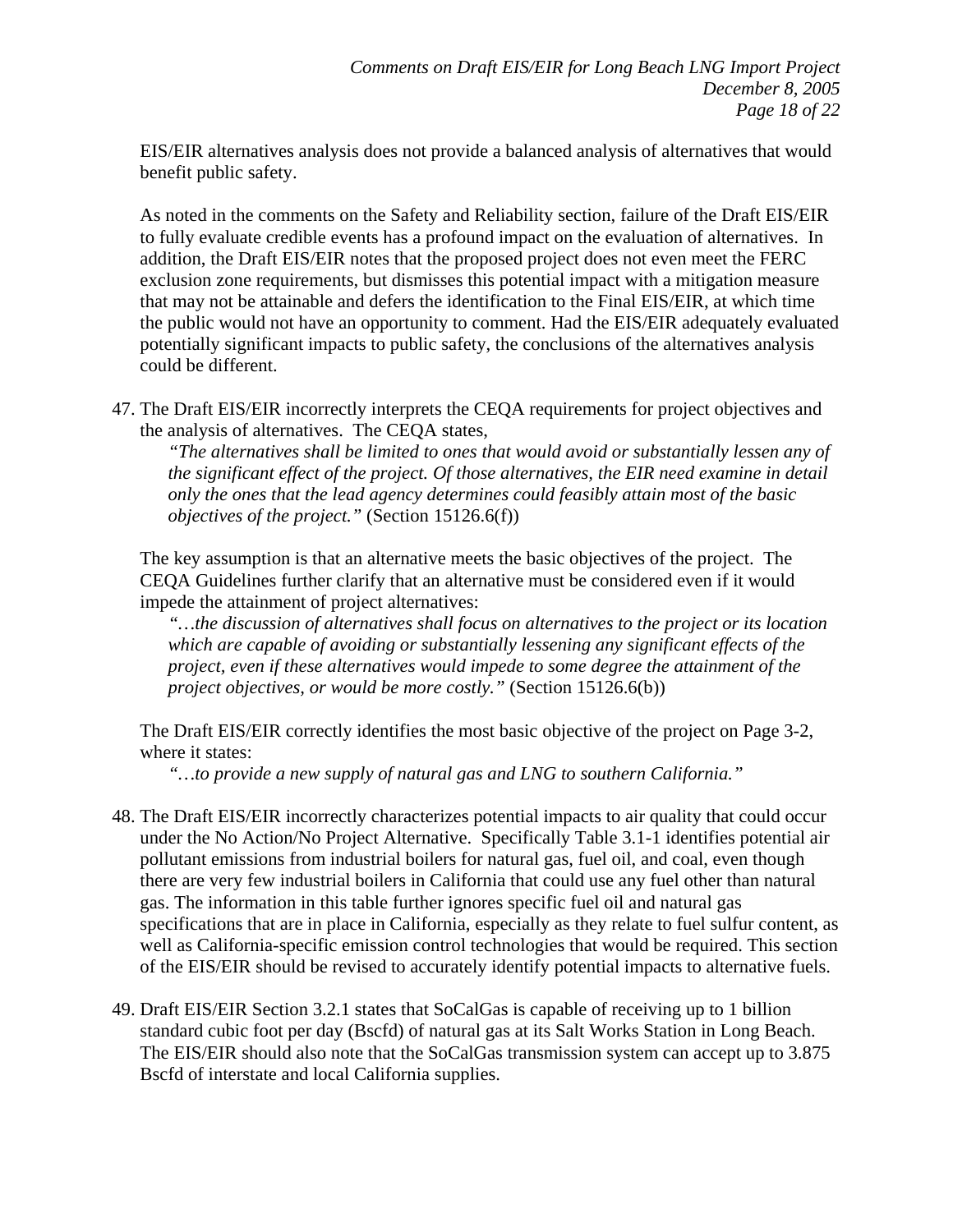EIS/EIR alternatives analysis does not provide a balanced analysis of alternatives that would benefit public safety.

As noted in the comments on the Safety and Reliability section, failure of the Draft EIS/EIR to fully evaluate credible events has a profound impact on the evaluation of alternatives. In addition, the Draft EIS/EIR notes that the proposed project does not even meet the FERC exclusion zone requirements, but dismisses this potential impact with a mitigation measure that may not be attainable and defers the identification to the Final EIS/EIR, at which time the public would not have an opportunity to comment. Had the EIS/EIR adequately evaluated potentially significant impacts to public safety, the conclusions of the alternatives analysis could be different.

47. The Draft EIS/EIR incorrectly interprets the CEQA requirements for project objectives and the analysis of alternatives. The CEQA states,

    *"The alternatives shall be limited to ones that would avoid or substantially lessen any of the significant effect of the project. Of those alternatives, the EIR need examine in detail only the ones that the lead agency determines could feasibly attain most of the basic objectives of the project."* (Section 15126.6(f))

    The key assumption is that an alternative meets the basic objectives of the project. The CEQA Guidelines further clarify that an alternative must be considered even if it would impede the attainment of project alternatives:

    *"…the discussion of alternatives shall focus on alternatives to the project or its location which are capable of avoiding or substantially lessening any significant effects of the project, even if these alternatives would impede to some degree the attainment of the project objectives, or would be more costly."* (Section 15126.6(b))

    The Draft EIS/EIR correctly identifies the most basic objective of the project on Page 3-2, where it states:

    *"…to provide a new supply of natural gas and LNG to southern California."*

48. The Draft EIS/EIR incorrectly characterizes potential impacts to air quality that could occur under the No Action/No Project Alternative. Specifically Table 3.1-1 identifies potential air pollutant emissions from industrial boilers for natural gas, fuel oil, and coal, even though there are very few industrial boilers in California that could use any fuel other than natural gas. The information in this table further ignores specific fuel oil and natural gas specifications that are in place in California, especially as they relate to fuel sulfur content, as well as California-specific emission control technologies that would be required. This section of the EIS/EIR should be revised to accurately identify potential impacts to alternative fuels.

49. Draft EIS/EIR Section 3.2.1 states that SoCalGas is capable of receiving up to 1 billion standard cubic foot per day (Bscfd) of natural gas at its Salt Works Station in Long Beach. The EIS/EIR should also note that the SoCalGas transmission system can accept up to 3.875 Bscfd of interstate and local California supplies.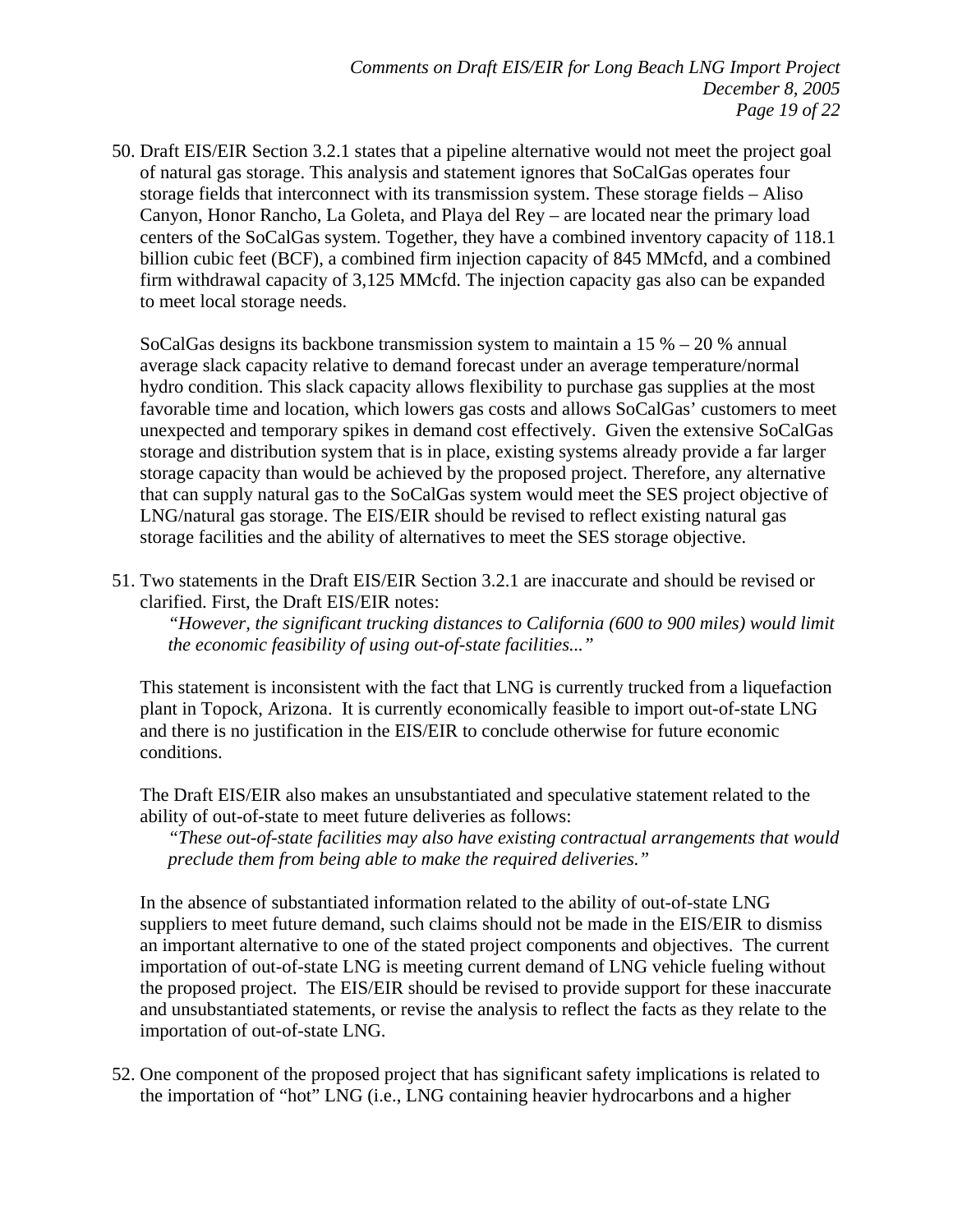50. Draft EIS/EIR Section 3.2.1 states that a pipeline alternative would not meet the project goal of natural gas storage. This analysis and statement ignores that SoCalGas operates four storage fields that interconnect with its transmission system. These storage fields – Aliso Canyon, Honor Rancho, La Goleta, and Playa del Rey – are located near the primary load centers of the SoCalGas system. Together, they have a combined inventory capacity of 118.1 billion cubic feet (BCF), a combined firm injection capacity of 845 MMcfd, and a combined firm withdrawal capacity of 3,125 MMcfd. The injection capacity gas also can be expanded to meet local storage needs.

    SoCalGas designs its backbone transmission system to maintain a 15 % – 20 % annual average slack capacity relative to demand forecast under an average temperature/normal hydro condition. This slack capacity allows flexibility to purchase gas supplies at the most favorable time and location, which lowers gas costs and allows SoCalGas' customers to meet unexpected and temporary spikes in demand cost effectively. Given the extensive SoCalGas storage and distribution system that is in place, existing systems already provide a far larger storage capacity than would be achieved by the proposed project. Therefore, any alternative that can supply natural gas to the SoCalGas system would meet the SES project objective of LNG/natural gas storage. The EIS/EIR should be revised to reflect existing natural gas storage facilities and the ability of alternatives to meet the SES storage objective.

51. Two statements in the Draft EIS/EIR Section 3.2.1 are inaccurate and should be revised or clarified. First, the Draft EIS/EIR notes:

    > *"However, the significant trucking distances to California (600 to 900 miles) would limit the economic feasibility of using out-of-state facilities..."*

    This statement is inconsistent with the fact that LNG is currently trucked from a liquefaction plant in Topock, Arizona. It is currently economically feasible to import out-of-state LNG and there is no justification in the EIS/EIR to conclude otherwise for future economic conditions.

    The Draft EIS/EIR also makes an unsubstantiated and speculative statement related to the ability of out-of-state to meet future deliveries as follows:

    > *"These out-of-state facilities may also have existing contractual arrangements that would preclude them from being able to make the required deliveries."*

    In the absence of substantiated information related to the ability of out-of-state LNG suppliers to meet future demand, such claims should not be made in the EIS/EIR to dismiss an important alternative to one of the stated project components and objectives. The current importation of out-of-state LNG is meeting current demand of LNG vehicle fueling without the proposed project. The EIS/EIR should be revised to provide support for these inaccurate and unsubstantiated statements, or revise the analysis to reflect the facts as they relate to the importation of out-of-state LNG.

52. One component of the proposed project that has significant safety implications is related to the importation of "hot" LNG (i.e., LNG containing heavier hydrocarbons and a higher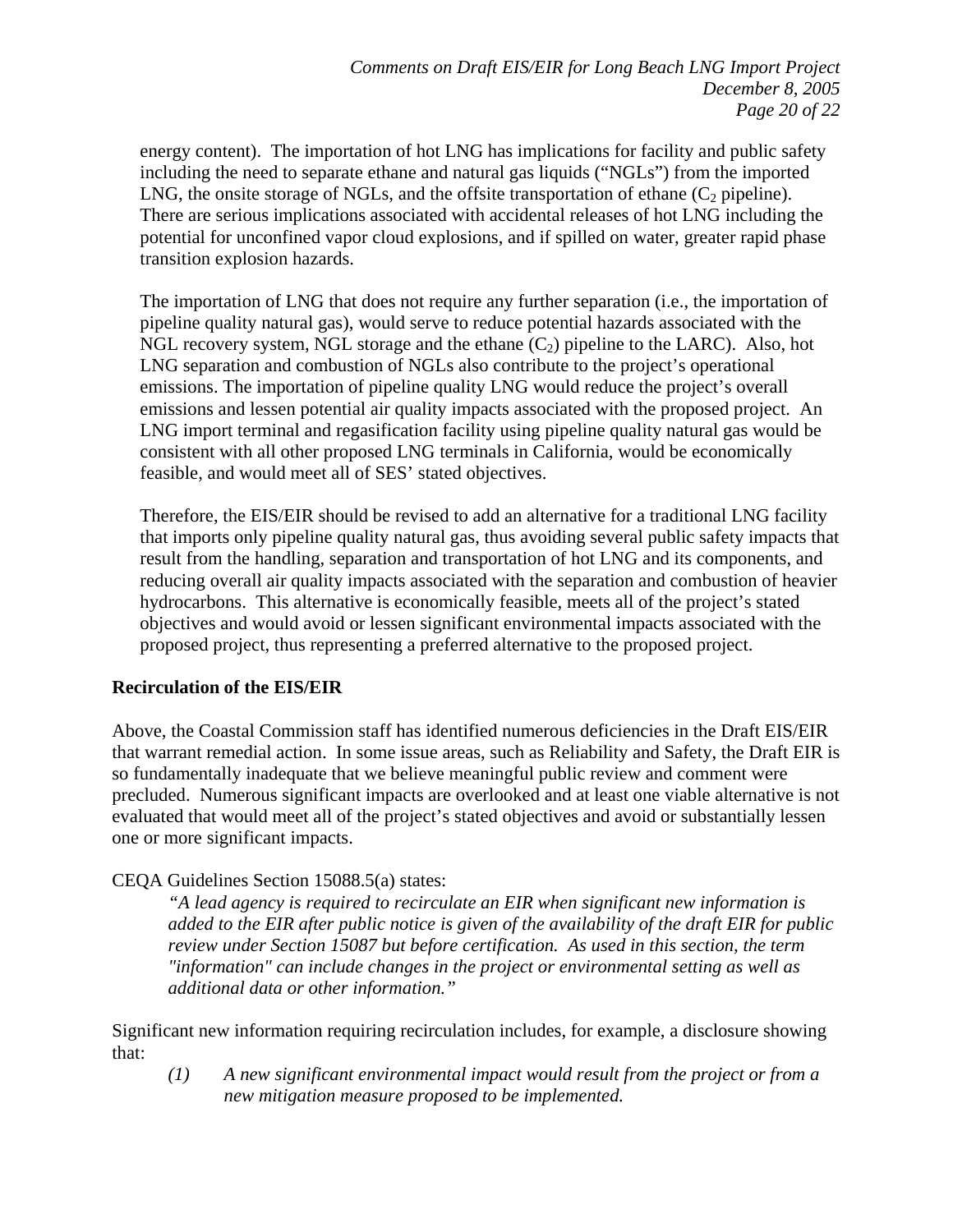energy content). The importation of hot LNG has implications for facility and public safety including the need to separate ethane and natural gas liquids ("NGLs") from the imported LNG, the onsite storage of NGLs, and the offsite transportation of ethane ($C_2$ pipeline). There are serious implications associated with accidental releases of hot LNG including the potential for unconfined vapor cloud explosions, and if spilled on water, greater rapid phase transition explosion hazards.

The importation of LNG that does not require any further separation (i.e., the importation of pipeline quality natural gas), would serve to reduce potential hazards associated with the NGL recovery system, NGL storage and the ethane ($C_2$) pipeline to the LARC). Also, hot LNG separation and combustion of NGLs also contribute to the project's operational emissions. The importation of pipeline quality LNG would reduce the project's overall emissions and lessen potential air quality impacts associated with the proposed project. An LNG import terminal and regasification facility using pipeline quality natural gas would be consistent with all other proposed LNG terminals in California, would be economically feasible, and would meet all of SES' stated objectives.

Therefore, the EIS/EIR should be revised to add an alternative for a traditional LNG facility that imports only pipeline quality natural gas, thus avoiding several public safety impacts that result from the handling, separation and transportation of hot LNG and its components, and reducing overall air quality impacts associated with the separation and combustion of heavier hydrocarbons. This alternative is economically feasible, meets all of the project's stated objectives and would avoid or lessen significant environmental impacts associated with the proposed project, thus representing a preferred alternative to the proposed project.

**Recirculation of the EIS/EIR**

Above, the Coastal Commission staff has identified numerous deficiencies in the Draft EIS/EIR that warrant remedial action. In some issue areas, such as Reliability and Safety, the Draft EIR is so fundamentally inadequate that we believe meaningful public review and comment were precluded. Numerous significant impacts are overlooked and at least one viable alternative is not evaluated that would meet all of the project's stated objectives and avoid or substantially lessen one or more significant impacts.

CEQA Guidelines Section 15088.5(a) states:

> *"A lead agency is required to recirculate an EIR when significant new information is added to the EIR after public notice is given of the availability of the draft EIR for public review under Section 15087 but before certification. As used in this section, the term "information" can include changes in the project or environmental setting as well as additional data or other information."*

Significant new information requiring recirculation includes, for example, a disclosure showing that:

> *(1) A new significant environmental impact would result from the project or from a new mitigation measure proposed to be implemented.*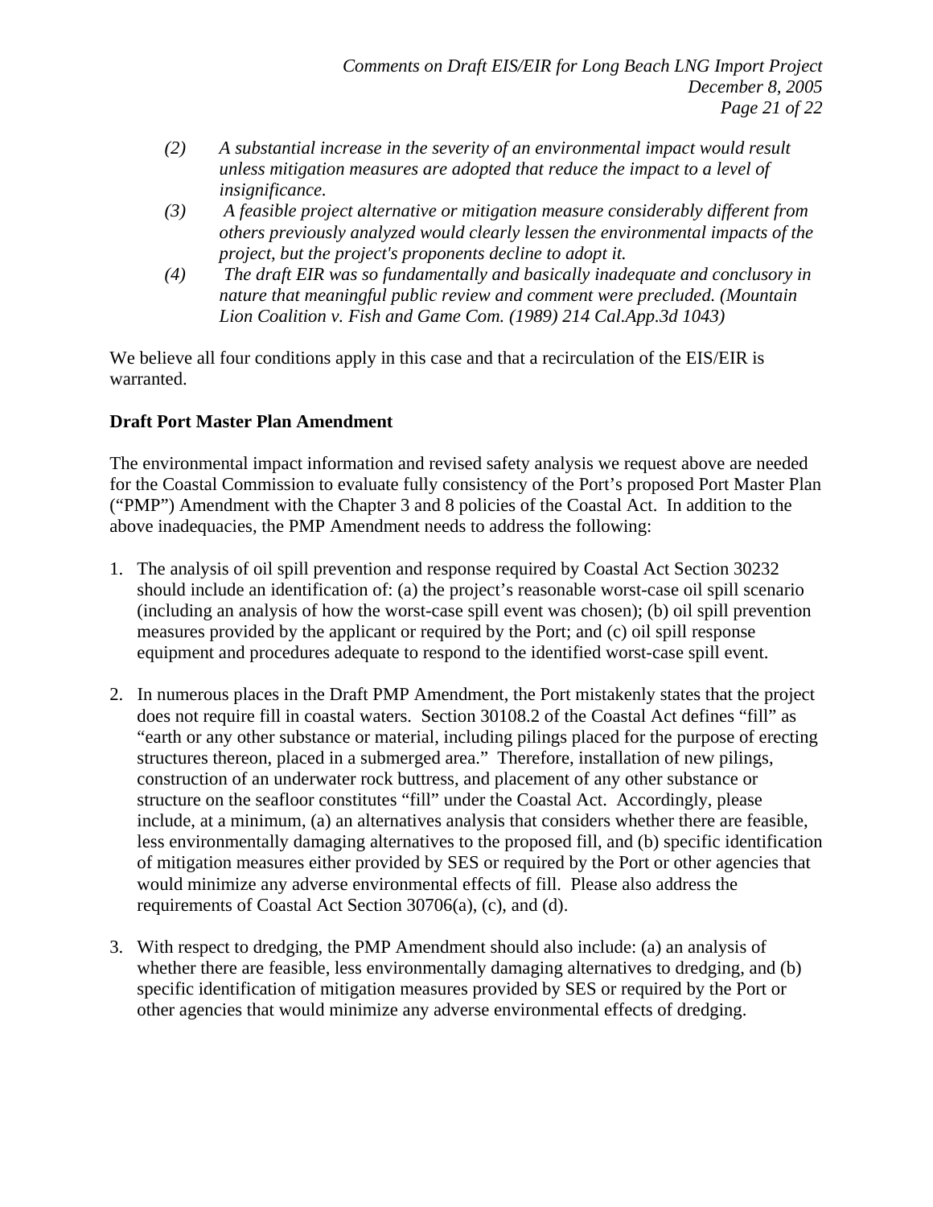*(2) A substantial increase in the severity of an environmental impact would result unless mitigation measures are adopted that reduce the impact to a level of insignificance.*

*(3) A feasible project alternative or mitigation measure considerably different from others previously analyzed would clearly lessen the environmental impacts of the project, but the project's proponents decline to adopt it.*

*(4) The draft EIR was so fundamentally and basically inadequate and conclusory in nature that meaningful public review and comment were precluded. (Mountain Lion Coalition v. Fish and Game Com. (1989) 214 Cal.App.3d 1043)*

We believe all four conditions apply in this case and that a recirculation of the EIS/EIR is warranted.

**Draft Port Master Plan Amendment**

The environmental impact information and revised safety analysis we request above are needed for the Coastal Commission to evaluate fully consistency of the Port's proposed Port Master Plan ("PMP") Amendment with the Chapter 3 and 8 policies of the Coastal Act. In addition to the above inadequacies, the PMP Amendment needs to address the following:

1. The analysis of oil spill prevention and response required by Coastal Act Section 30232 should include an identification of: (a) the project's reasonable worst-case oil spill scenario (including an analysis of how the worst-case spill event was chosen); (b) oil spill prevention measures provided by the applicant or required by the Port; and (c) oil spill response equipment and procedures adequate to respond to the identified worst-case spill event.

2. In numerous places in the Draft PMP Amendment, the Port mistakenly states that the project does not require fill in coastal waters. Section 30108.2 of the Coastal Act defines "fill" as "earth or any other substance or material, including pilings placed for the purpose of erecting structures thereon, placed in a submerged area." Therefore, installation of new pilings, construction of an underwater rock buttress, and placement of any other substance or structure on the seafloor constitutes "fill" under the Coastal Act. Accordingly, please include, at a minimum, (a) an alternatives analysis that considers whether there are feasible, less environmentally damaging alternatives to the proposed fill, and (b) specific identification of mitigation measures either provided by SES or required by the Port or other agencies that would minimize any adverse environmental effects of fill. Please also address the requirements of Coastal Act Section 30706(a), (c), and (d).

3. With respect to dredging, the PMP Amendment should also include: (a) an analysis of whether there are feasible, less environmentally damaging alternatives to dredging, and (b) specific identification of mitigation measures provided by SES or required by the Port or other agencies that would minimize any adverse environmental effects of dredging.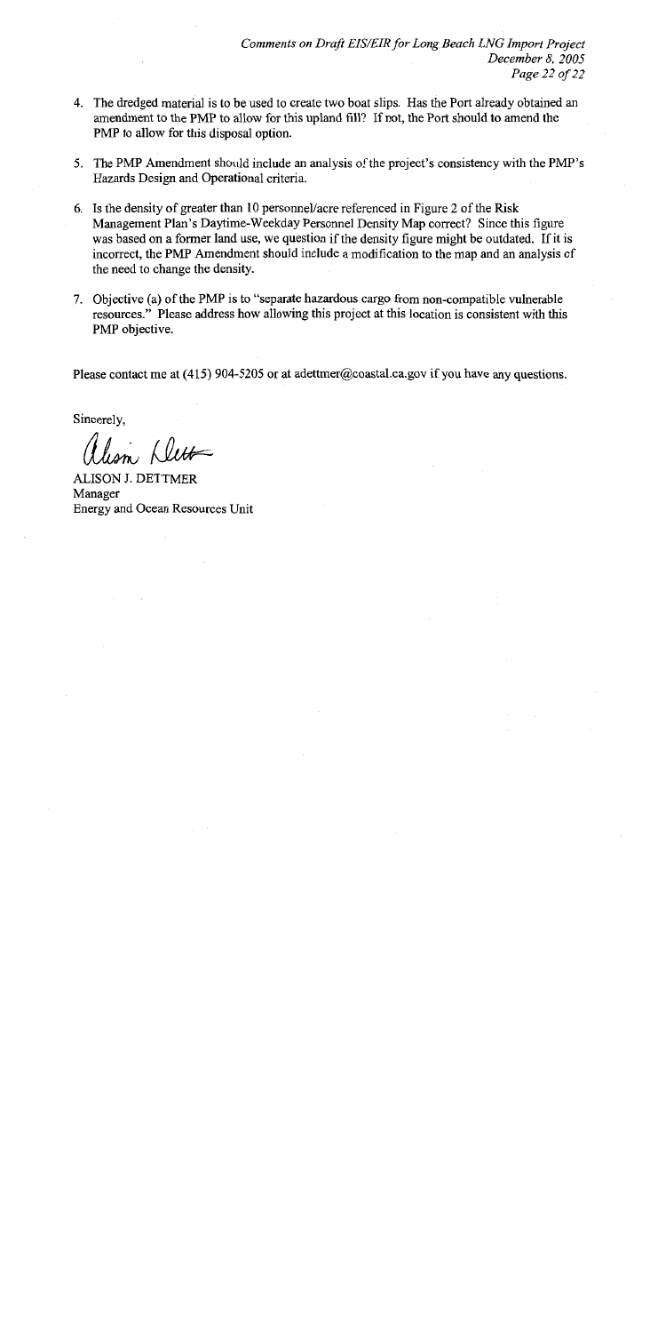4. The dredged material is to be used to create two boat slips. Has the Port already obtained an amendment to the PMP to allow for this upland fill? If not, the Port should to amend the PMP to allow for this disposal option.

5. The PMP Amendment should include an analysis of the project's consistency with the PMP's Hazards Design and Operational criteria.

6. Is the density of greater than 10 personnel/acre referenced in Figure 2 of the Risk Management Plan's Daytime-Weekday Personnel Density Map correct? Since this figure was based on a former land use, we question if the density figure might be outdated. If it is incorrect, the PMP Amendment should include a modification to the map and an analysis of the need to change the density.

7. Objective (a) of the PMP is to "separate hazardous cargo from non-compatible vulnerable resources." Please address how allowing this project at this location is consistent with this PMP objective.

Please contact me at (415) 904-5205 or at adettmer@coastal.ca.gov if you have any questions.

Sincerely,

Alison Dettmer

ALISON J. DETTMER
Manager
Energy and Ocean Resources Unit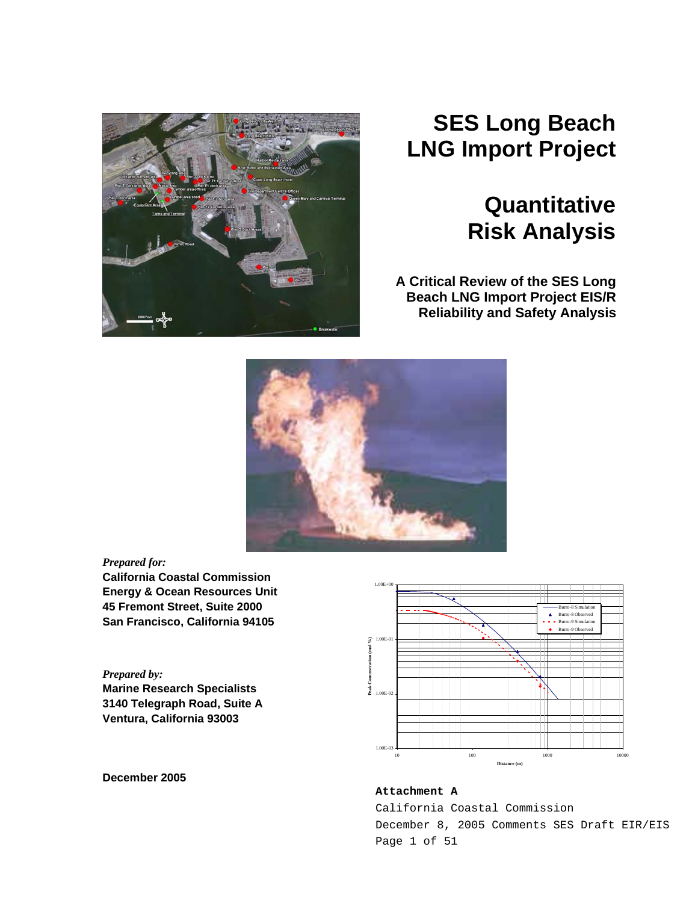# SES Long Beach LNG Import Project

# Quantitative Risk Analysis

### A Critical Review of the SES Long Beach LNG Import Project EIS/R Reliability and Safety Analysis

*Prepared for:*
**California Coastal Commission**
**Energy & Ocean Resources Unit**
**45 Fremont Street, Suite 2000**
**San Francisco, California 94105**

*Prepared by:*
**Marine Research Specialists**
**3140 Telegraph Road, Suite A**
**Ventura, California 93003**

**December 2005**

**Attachment A**
California Coastal Commission
December 8, 2005 Comments SES Draft EIR/EIS
Page 1 of 51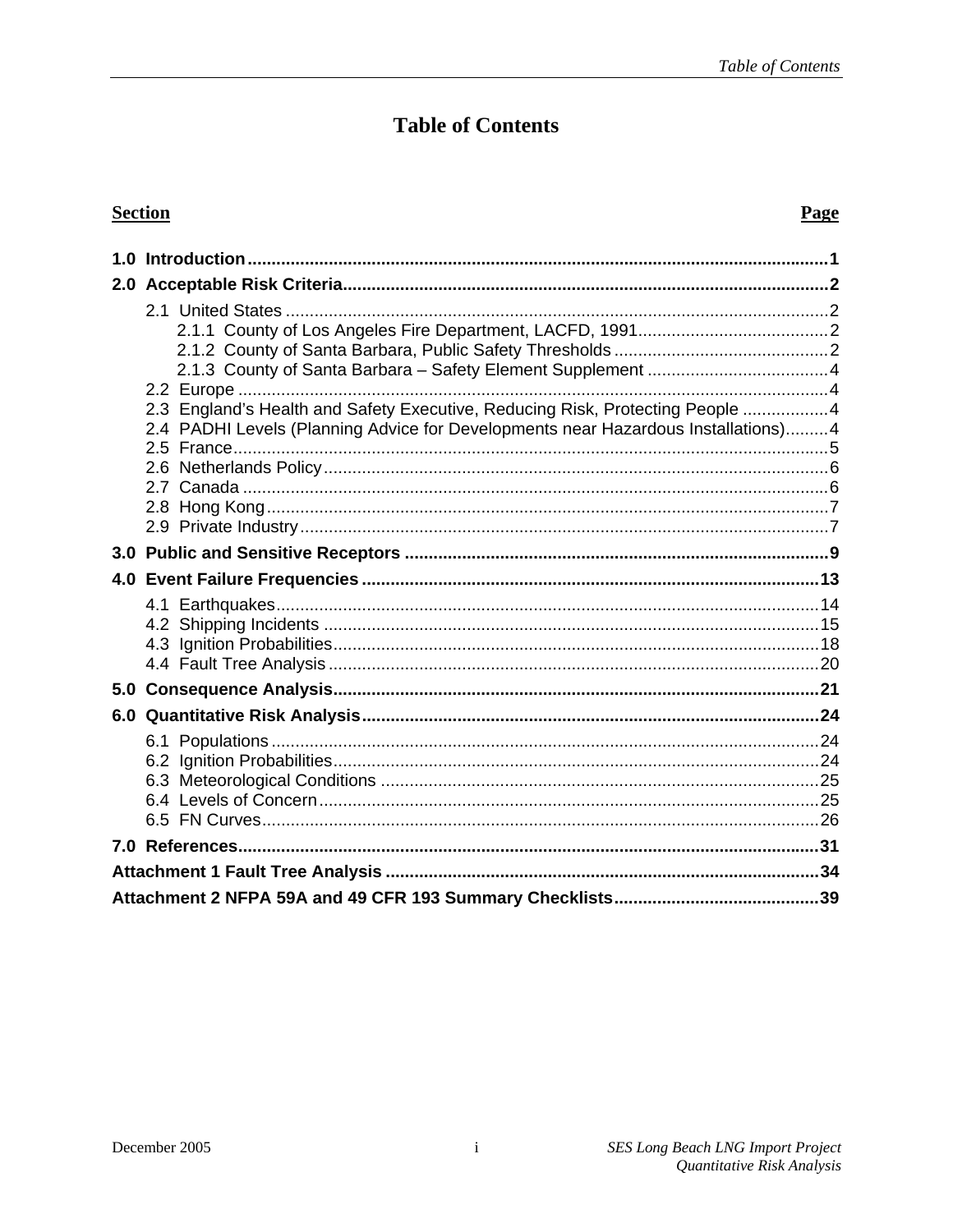# Table of Contents

| Section | Page |
|---|---|
| **1.0 Introduction** | **1** |
| **2.0 Acceptable Risk Criteria** | **2** |
| 2.1 United States | 2 |
| 2.1.1 County of Los Angeles Fire Department, LACFD, 1991 | 2 |
| 2.1.2 County of Santa Barbara, Public Safety Thresholds | 2 |
| 2.1.3 County of Santa Barbara – Safety Element Supplement | 4 |
| 2.2 Europe | 4 |
| 2.3 England's Health and Safety Executive, Reducing Risk, Protecting People | 4 |
| 2.4 PADHI Levels (Planning Advice for Developments near Hazardous Installations) | 4 |
| 2.5 France | 5 |
| 2.6 Netherlands Policy | 6 |
| 2.7 Canada | 6 |
| 2.8 Hong Kong | 7 |
| 2.9 Private Industry | 7 |
| **3.0 Public and Sensitive Receptors** | **9** |
| **4.0 Event Failure Frequencies** | **13** |
| 4.1 Earthquakes | 14 |
| 4.2 Shipping Incidents | 15 |
| 4.3 Ignition Probabilities | 18 |
| 4.4 Fault Tree Analysis | 20 |
| **5.0 Consequence Analysis** | **21** |
| **6.0 Quantitative Risk Analysis** | **24** |
| 6.1 Populations | 24 |
| 6.2 Ignition Probabilities | 24 |
| 6.3 Meteorological Conditions | 25 |
| 6.4 Levels of Concern | 25 |
| 6.5 FN Curves | 26 |
| **7.0 References** | **31** |
| **Attachment 1 Fault Tree Analysis** | **34** |
| **Attachment 2 NFPA 59A and 49 CFR 193 Summary Checklists** | **39** |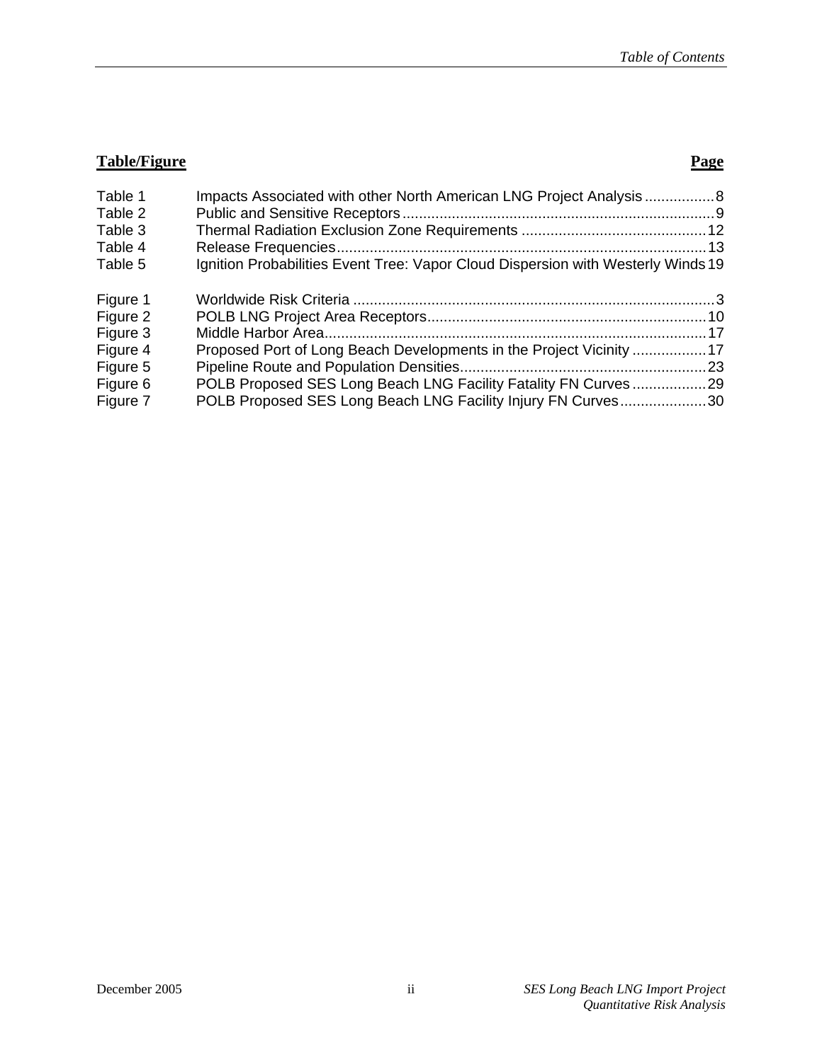| Table/Figure | | Page |
| --- | --- | --- |
| Table 1 | Impacts Associated with other North American LNG Project Analysis | 8 |
| Table 2 | Public and Sensitive Receptors | 9 |
| Table 3 | Thermal Radiation Exclusion Zone Requirements | 12 |
| Table 4 | Release Frequencies | 13 |
| Table 5 | Ignition Probabilities Event Tree: Vapor Cloud Dispersion with Westerly Winds | 19 |
| Figure 1 | Worldwide Risk Criteria | 3 |
| Figure 2 | POLB LNG Project Area Receptors | 10 |
| Figure 3 | Middle Harbor Area | 17 |
| Figure 4 | Proposed Port of Long Beach Developments in the Project Vicinity | 17 |
| Figure 5 | Pipeline Route and Population Densities | 23 |
| Figure 6 | POLB Proposed SES Long Beach LNG Facility Fatality FN Curves | 29 |
| Figure 7 | POLB Proposed SES Long Beach LNG Facility Injury FN Curves | 30 |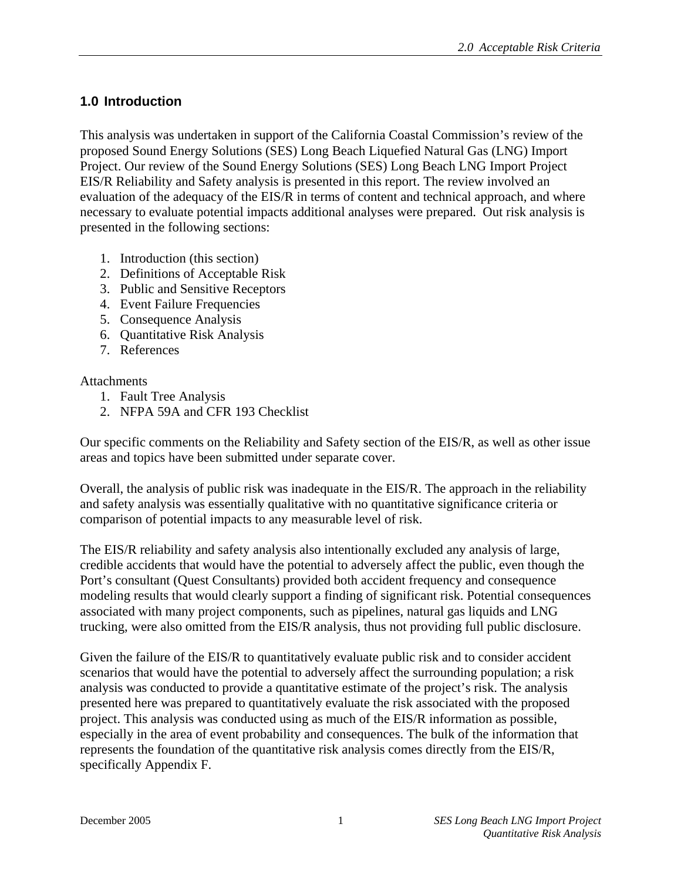## 1.0 Introduction

This analysis was undertaken in support of the California Coastal Commission's review of the proposed Sound Energy Solutions (SES) Long Beach Liquefied Natural Gas (LNG) Import Project. Our review of the Sound Energy Solutions (SES) Long Beach LNG Import Project EIS/R Reliability and Safety analysis is presented in this report. The review involved an evaluation of the adequacy of the EIS/R in terms of content and technical approach, and where necessary to evaluate potential impacts additional analyses were prepared. Out risk analysis is presented in the following sections:

1. Introduction (this section)
2. Definitions of Acceptable Risk
3. Public and Sensitive Receptors
4. Event Failure Frequencies
5. Consequence Analysis
6. Quantitative Risk Analysis
7. References

Attachments
1. Fault Tree Analysis
2. NFPA 59A and CFR 193 Checklist

Our specific comments on the Reliability and Safety section of the EIS/R, as well as other issue areas and topics have been submitted under separate cover.

Overall, the analysis of public risk was inadequate in the EIS/R. The approach in the reliability and safety analysis was essentially qualitative with no quantitative significance criteria or comparison of potential impacts to any measurable level of risk.

The EIS/R reliability and safety analysis also intentionally excluded any analysis of large, credible accidents that would have the potential to adversely affect the public, even though the Port's consultant (Quest Consultants) provided both accident frequency and consequence modeling results that would clearly support a finding of significant risk. Potential consequences associated with many project components, such as pipelines, natural gas liquids and LNG trucking, were also omitted from the EIS/R analysis, thus not providing full public disclosure.

Given the failure of the EIS/R to quantitatively evaluate public risk and to consider accident scenarios that would have the potential to adversely affect the surrounding population; a risk analysis was conducted to provide a quantitative estimate of the project's risk. The analysis presented here was prepared to quantitatively evaluate the risk associated with the proposed project. This analysis was conducted using as much of the EIS/R information as possible, especially in the area of event probability and consequences. The bulk of the information that represents the foundation of the quantitative risk analysis comes directly from the EIS/R, specifically Appendix F.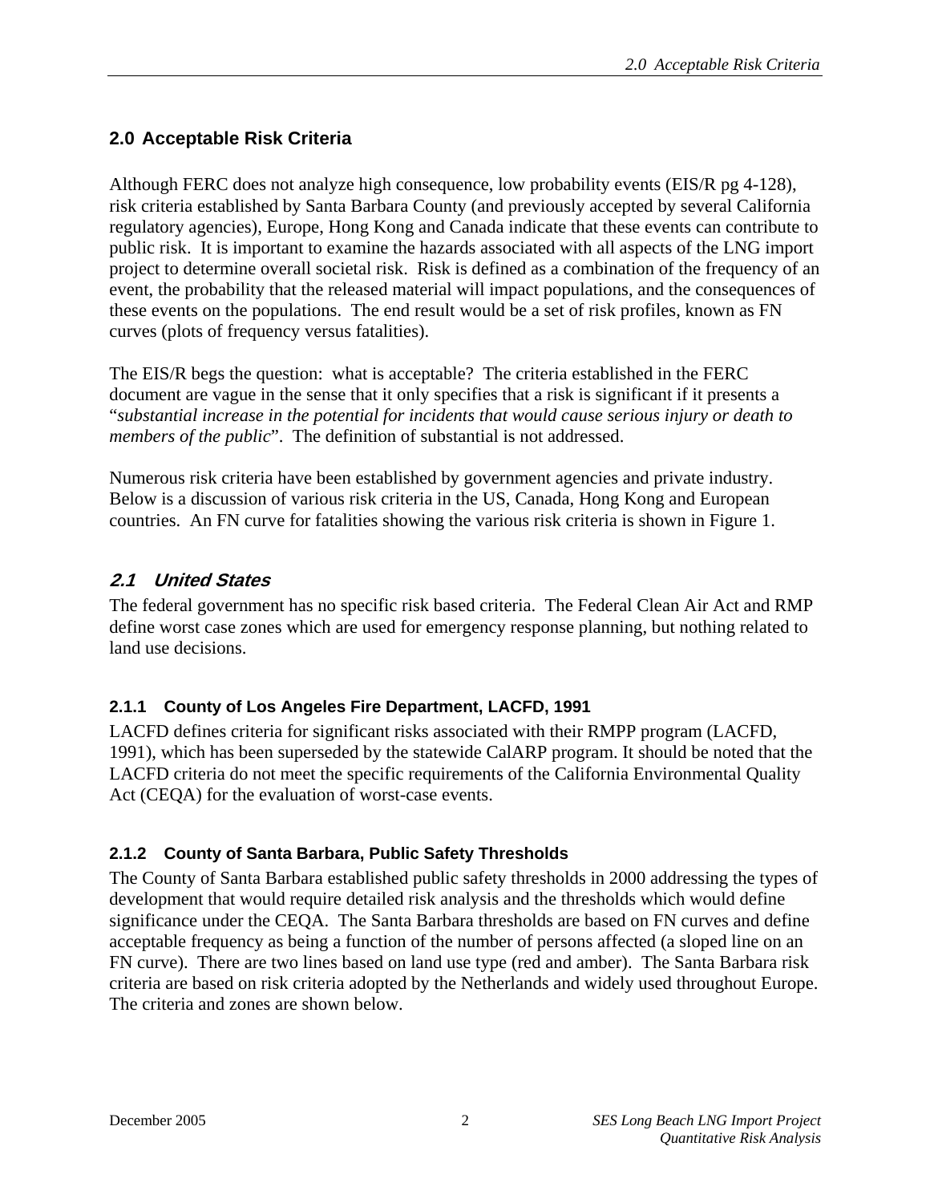## 2.0 Acceptable Risk Criteria

Although FERC does not analyze high consequence, low probability events (EIS/R pg 4-128), risk criteria established by Santa Barbara County (and previously accepted by several California regulatory agencies), Europe, Hong Kong and Canada indicate that these events can contribute to public risk. It is important to examine the hazards associated with all aspects of the LNG import project to determine overall societal risk. Risk is defined as a combination of the frequency of an event, the probability that the released material will impact populations, and the consequences of these events on the populations. The end result would be a set of risk profiles, known as FN curves (plots of frequency versus fatalities).

The EIS/R begs the question: what is acceptable? The criteria established in the FERC document are vague in the sense that it only specifies that a risk is significant if it presents a "*substantial increase in the potential for incidents that would cause serious injury or death to members of the public*". The definition of substantial is not addressed.

Numerous risk criteria have been established by government agencies and private industry. Below is a discussion of various risk criteria in the US, Canada, Hong Kong and European countries. An FN curve for fatalities showing the various risk criteria is shown in Figure 1.

### *2.1 United States*

The federal government has no specific risk based criteria. The Federal Clean Air Act and RMP define worst case zones which are used for emergency response planning, but nothing related to land use decisions.

#### 2.1.1 County of Los Angeles Fire Department, LACFD, 1991

LACFD defines criteria for significant risks associated with their RMPP program (LACFD, 1991), which has been superseded by the statewide CalARP program. It should be noted that the LACFD criteria do not meet the specific requirements of the California Environmental Quality Act (CEQA) for the evaluation of worst-case events.

#### 2.1.2 County of Santa Barbara, Public Safety Thresholds

The County of Santa Barbara established public safety thresholds in 2000 addressing the types of development that would require detailed risk analysis and the thresholds which would define significance under the CEQA. The Santa Barbara thresholds are based on FN curves and define acceptable frequency as being a function of the number of persons affected (a sloped line on an FN curve). There are two lines based on land use type (red and amber). The Santa Barbara risk criteria are based on risk criteria adopted by the Netherlands and widely used throughout Europe. The criteria and zones are shown below.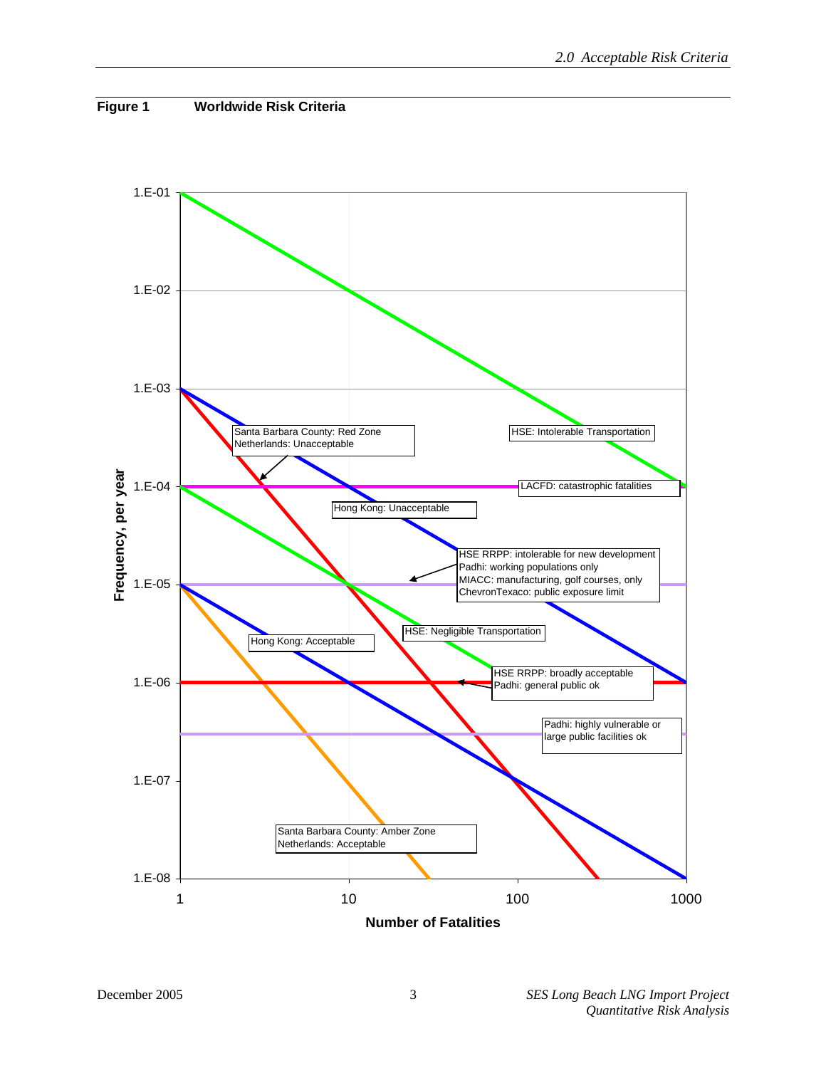**Figure 1 Worldwide Risk Criteria**

Frequency, per year

1.E-01
1.E-02
1.E-03
1.E-04
1.E-05
1.E-06
1.E-07
1.E-08

1 10 100 1000

Number of Fatalities

Santa Barbara County: Red Zone
Netherlands: Unacceptable

HSE: Intolerable Transportation

LACFD: catastrophic fatalities

Hong Kong: Unacceptable

HSE RRPP: intolerable for new development
Padhi: working populations only
MIACC: manufacturing, golf courses, only
ChevronTexaco: public exposure limit

HSE: Negligible Transportation

Hong Kong: Acceptable

HSE RRPP: broadly acceptable
Padhi: general public ok

Padhi: highly vulnerable or
large public facilities ok

Santa Barbara County: Amber Zone
Netherlands: Acceptable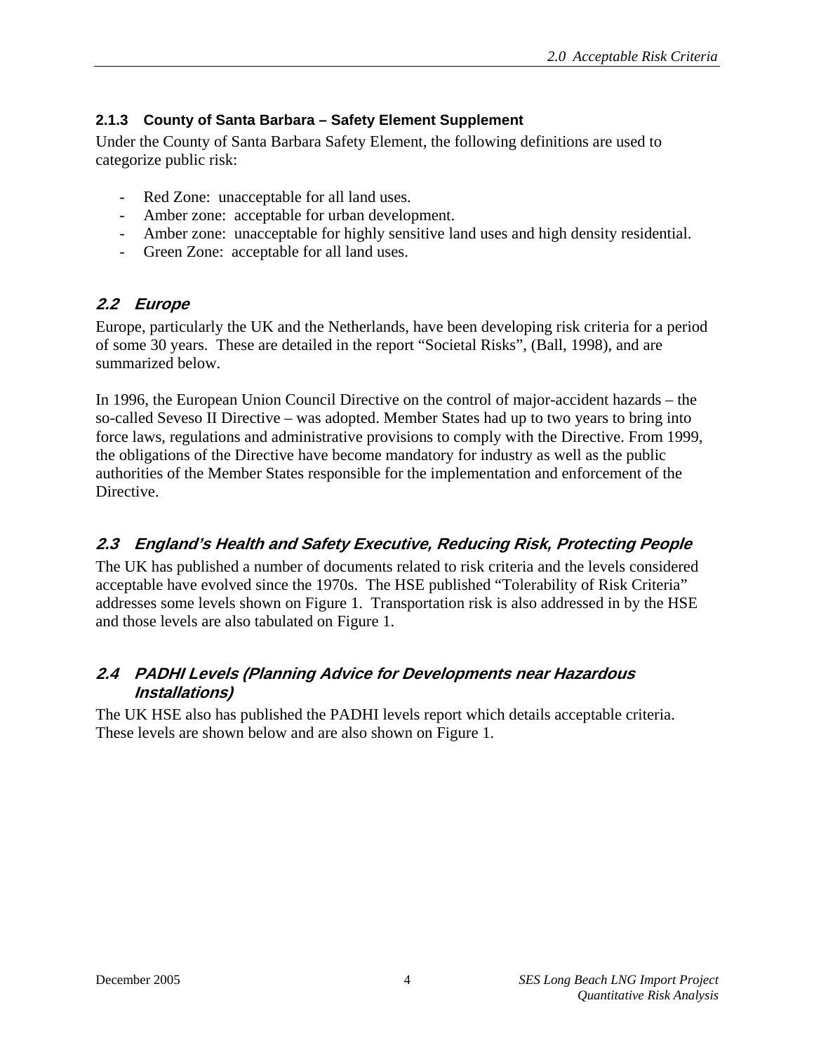### 2.1.3 County of Santa Barbara – Safety Element Supplement

Under the County of Santa Barbara Safety Element, the following definitions are used to categorize public risk:

- Red Zone: unacceptable for all land uses.
- Amber zone: acceptable for urban development.
- Amber zone: unacceptable for highly sensitive land uses and high density residential.
- Green Zone: acceptable for all land uses.

## *2.2 Europe*

Europe, particularly the UK and the Netherlands, have been developing risk criteria for a period of some 30 years. These are detailed in the report "Societal Risks", (Ball, 1998), and are summarized below.

In 1996, the European Union Council Directive on the control of major-accident hazards – the so-called Seveso II Directive – was adopted. Member States had up to two years to bring into force laws, regulations and administrative provisions to comply with the Directive. From 1999, the obligations of the Directive have become mandatory for industry as well as the public authorities of the Member States responsible for the implementation and enforcement of the Directive.

## *2.3 England's Health and Safety Executive, Reducing Risk, Protecting People*

The UK has published a number of documents related to risk criteria and the levels considered acceptable have evolved since the 1970s. The HSE published "Tolerability of Risk Criteria" addresses some levels shown on Figure 1. Transportation risk is also addressed in by the HSE and those levels are also tabulated on Figure 1.

## *2.4 PADHI Levels (Planning Advice for Developments near Hazardous Installations)*

The UK HSE also has published the PADHI levels report which details acceptable criteria. These levels are shown below and are also shown on Figure 1.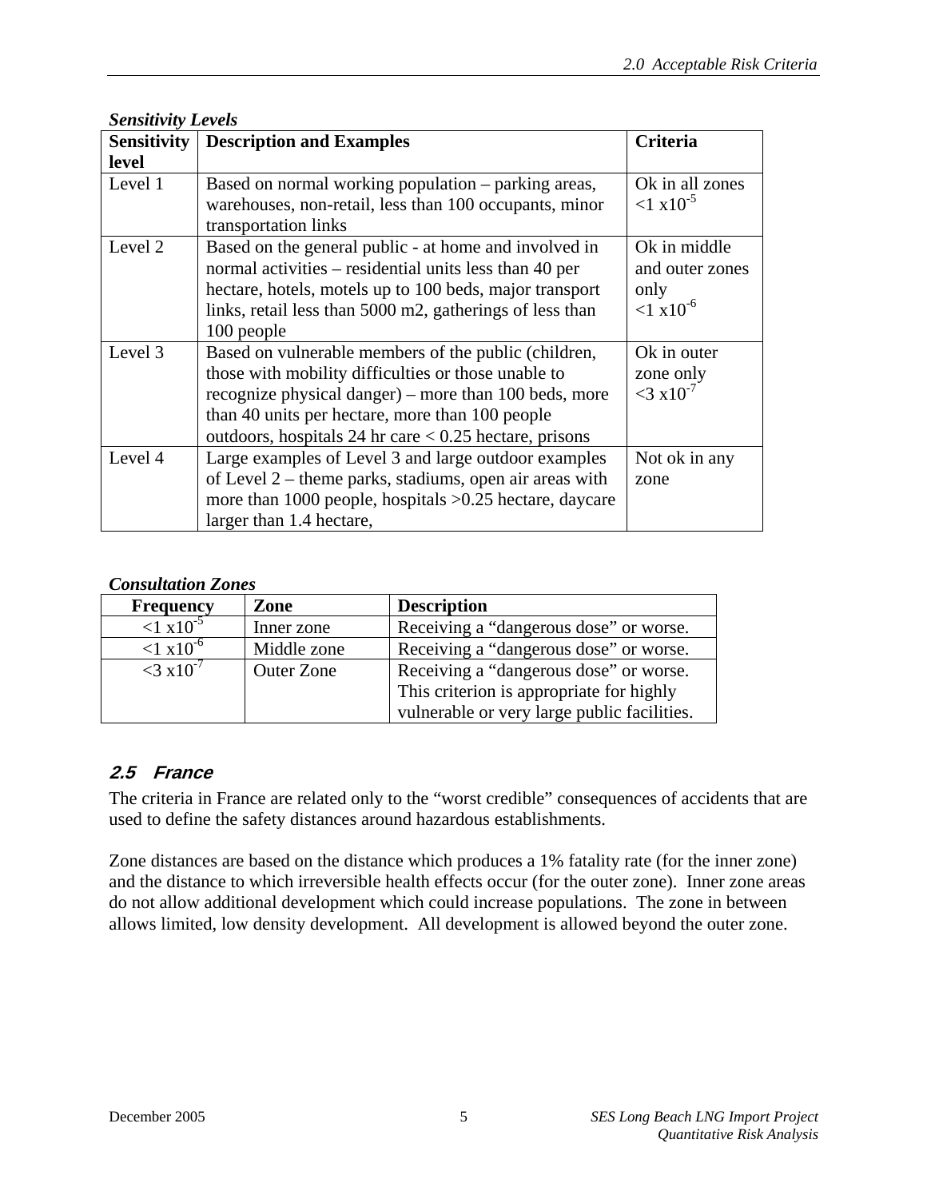***Sensitivity Levels***

| Sensitivity level | Description and Examples | Criteria |
|---|---|---|
| Level 1 | Based on normal working population – parking areas, warehouses, non-retail, less than 100 occupants, minor transportation links | Ok in all zones $<1 \times 10^{-5}$ |
| Level 2 | Based on the general public - at home and involved in normal activities – residential units less than 40 per hectare, hotels, motels up to 100 beds, major transport links, retail less than 5000 m2, gatherings of less than 100 people | Ok in middle and outer zones only $<1 \times 10^{-6}$ |
| Level 3 | Based on vulnerable members of the public (children, those with mobility difficulties or those unable to recognize physical danger) – more than 100 beds, more than 40 units per hectare, more than 100 people outdoors, hospitals 24 hr care < 0.25 hectare, prisons | Ok in outer zone only $<3 \times 10^{-7}$ |
| Level 4 | Large examples of Level 3 and large outdoor examples of Level 2 – theme parks, stadiums, open air areas with more than 1000 people, hospitals >0.25 hectare, daycare larger than 1.4 hectare, | Not ok in any zone |

***Consultation Zones***

| Frequency | Zone | Description |
|---|---|---|
| $<1 \times 10^{-5}$ | Inner zone | Receiving a "dangerous dose" or worse. |
| $<1 \times 10^{-6}$ | Middle zone | Receiving a "dangerous dose" or worse. |
| $<3 \times 10^{-7}$ | Outer Zone | Receiving a "dangerous dose" or worse. This criterion is appropriate for highly vulnerable or very large public facilities. |

## 2.5 France

The criteria in France are related only to the "worst credible" consequences of accidents that are used to define the safety distances around hazardous establishments.

Zone distances are based on the distance which produces a 1% fatality rate (for the inner zone) and the distance to which irreversible health effects occur (for the outer zone). Inner zone areas do not allow additional development which could increase populations. The zone in between allows limited, low density development. All development is allowed beyond the outer zone.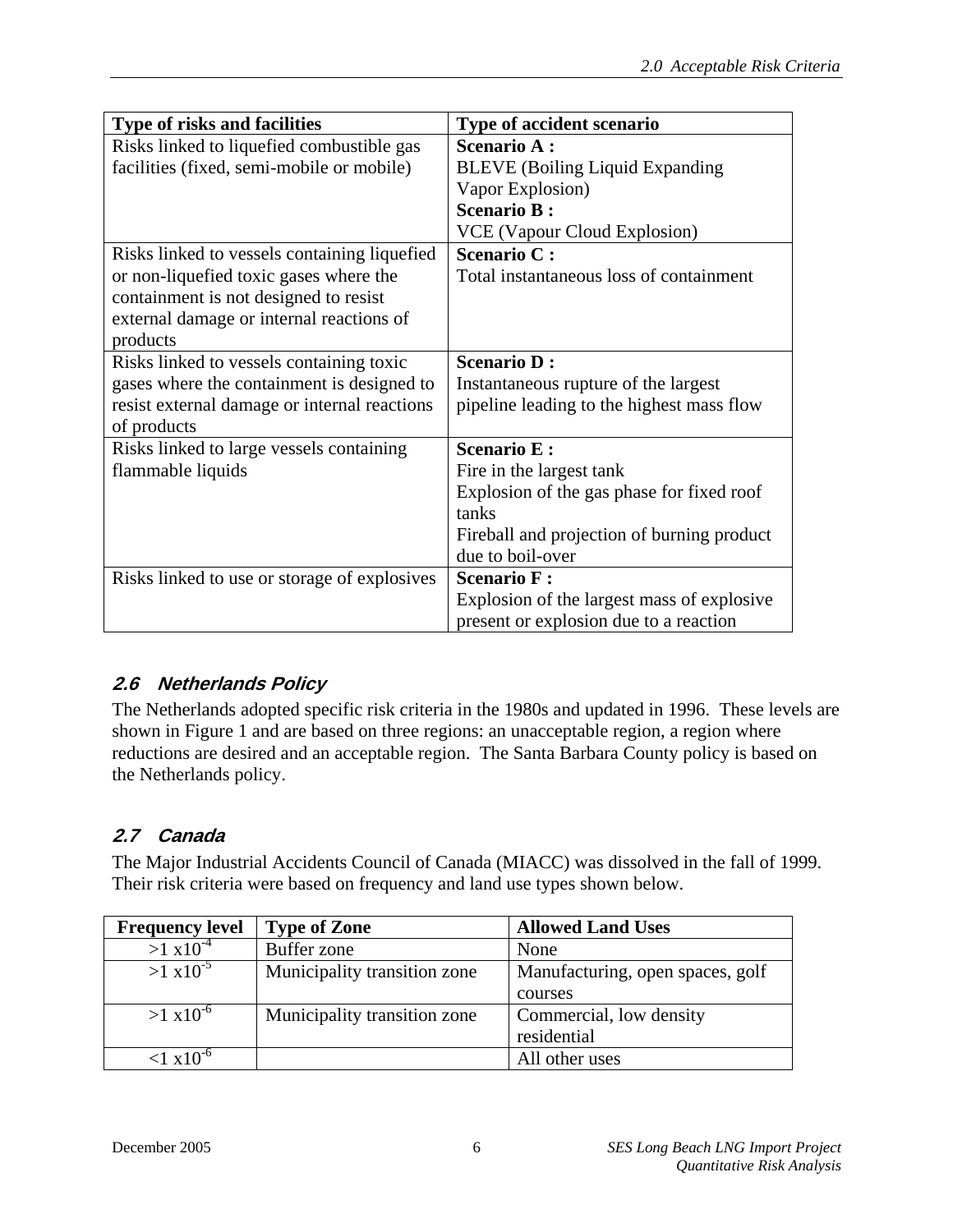| Type of risks and facilities | Type of accident scenario |
|---|---|
| Risks linked to liquefied combustible gas facilities (fixed, semi-mobile or mobile) | **Scenario A :** BLEVE (Boiling Liquid Expanding Vapor Explosion) **Scenario B :** VCE (Vapour Cloud Explosion) |
| Risks linked to vessels containing liquefied or non-liquefied toxic gases where the containment is not designed to resist external damage or internal reactions of products | **Scenario C :** Total instantaneous loss of containment |
| Risks linked to vessels containing toxic gases where the containment is designed to resist external damage or internal reactions of products | **Scenario D :** Instantaneous rupture of the largest pipeline leading to the highest mass flow |
| Risks linked to large vessels containing flammable liquids | **Scenario E :** Fire in the largest tank Explosion of the gas phase for fixed roof tanks Fireball and projection of burning product due to boil-over |
| Risks linked to use or storage of explosives | **Scenario F :** Explosion of the largest mass of explosive present or explosion due to a reaction |

### 2.6 Netherlands Policy

The Netherlands adopted specific risk criteria in the 1980s and updated in 1996. These levels are shown in Figure 1 and are based on three regions: an unacceptable region, a region where reductions are desired and an acceptable region. The Santa Barbara County policy is based on the Netherlands policy.

### 2.7 Canada

The Major Industrial Accidents Council of Canada (MIACC) was dissolved in the fall of 1999. Their risk criteria were based on frequency and land use types shown below.

| Frequency level | Type of Zone | Allowed Land Uses |
|---|---|---|
| $>1\ x10^{-4}$ | Buffer zone | None |
| $>1\ x10^{-5}$ | Municipality transition zone | Manufacturing, open spaces, golf courses |
| $>1\ x10^{-6}$ | Municipality transition zone | Commercial, low density residential |
| $<1\ x10^{-6}$ | | All other uses |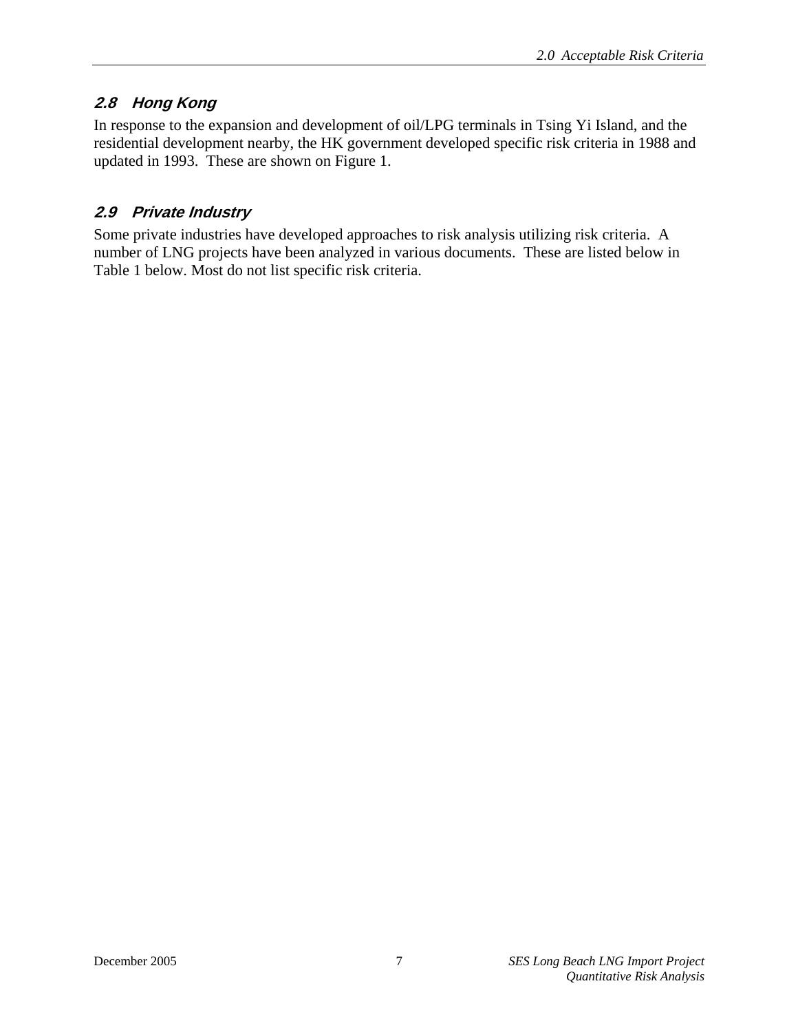## 2.8 Hong Kong

In response to the expansion and development of oil/LPG terminals in Tsing Yi Island, and the residential development nearby, the HK government developed specific risk criteria in 1988 and updated in 1993. These are shown on Figure 1.

## 2.9 Private Industry

Some private industries have developed approaches to risk analysis utilizing risk criteria. A number of LNG projects have been analyzed in various documents. These are listed below in Table 1 below. Most do not list specific risk criteria.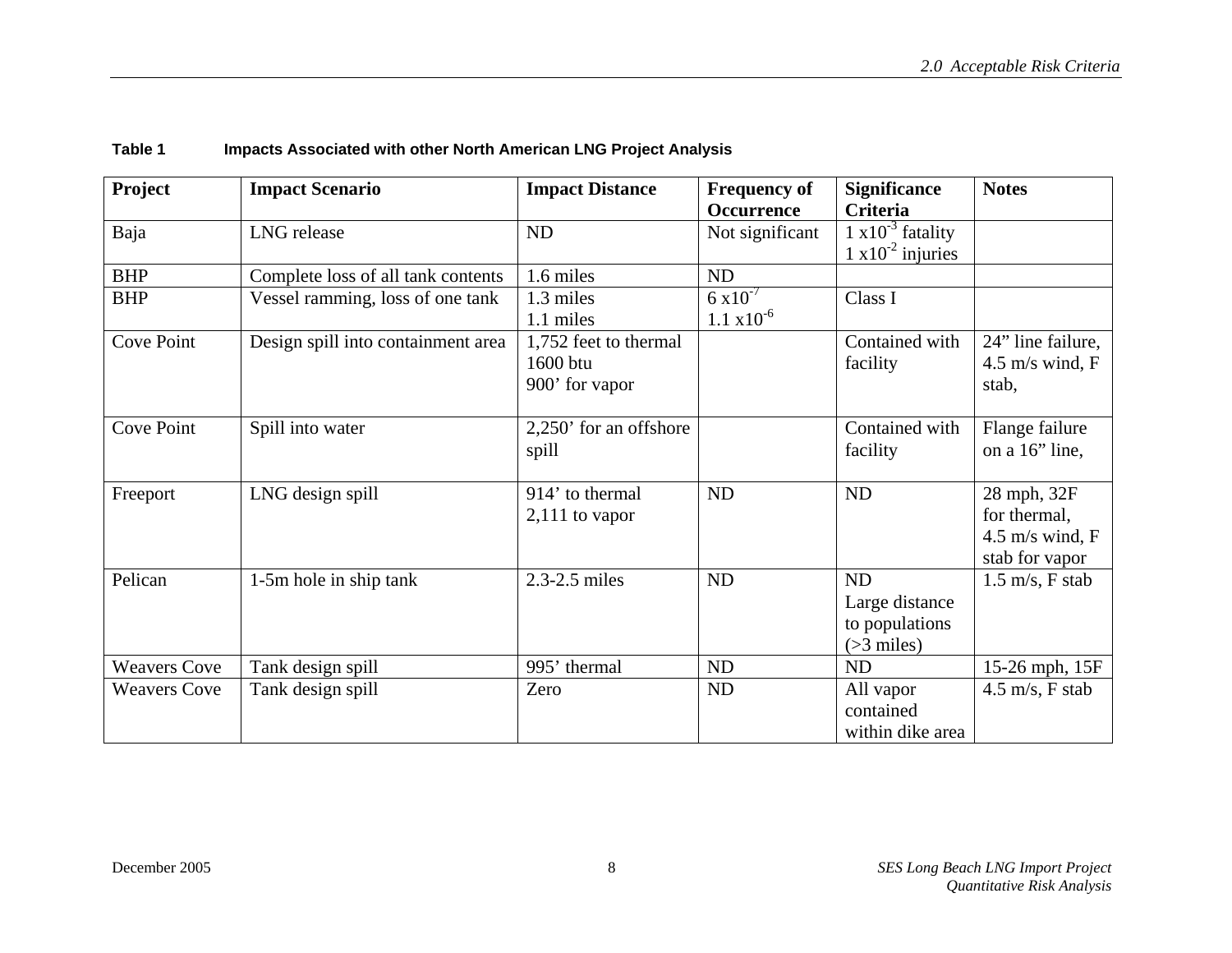**Table 1 Impacts Associated with other North American LNG Project Analysis**

| Project | Impact Scenario | Impact Distance | Frequency of Occurrence | Significance Criteria | Notes |
|---|---|---|---|---|---|
| Baja | LNG release | ND | Not significant | $1 \times 10^{-3}$ fatality<br>$1 \times 10^{-2}$ injuries | |
| BHP | Complete loss of all tank contents | 1.6 miles | ND | | |
| BHP | Vessel ramming, loss of one tank | 1.3 miles<br>1.1 miles | $6 \times 10^{-7}$<br>$1.1 \times 10^{-6}$ | Class I | |
| Cove Point | Design spill into containment area | 1,752 feet to thermal 1600 btu<br>900' for vapor | | Contained with facility | 24" line failure, 4.5 m/s wind, F stab, |
| Cove Point | Spill into water | 2,250' for an offshore spill | | Contained with facility | Flange failure on a 16" line, |
| Freeport | LNG design spill | 914' to thermal<br>2,111 to vapor | ND | ND | 28 mph, 32F for thermal, 4.5 m/s wind, F stab for vapor |
| Pelican | 1-5m hole in ship tank | 2.3-2.5 miles | ND | ND<br>Large distance to populations (>3 miles) | 1.5 m/s, F stab |
| Weavers Cove | Tank design spill | 995' thermal | ND | ND | 15-26 mph, 15F |
| Weavers Cove | Tank design spill | Zero | ND | All vapor contained within dike area | 4.5 m/s, F stab |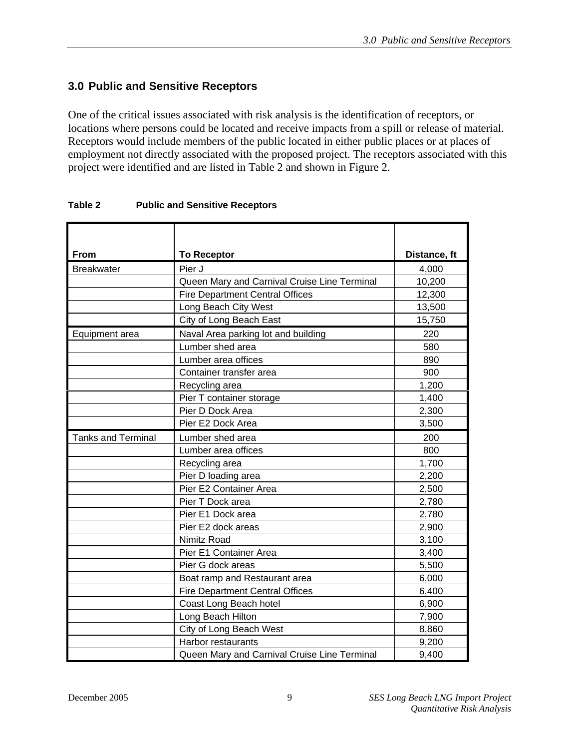## 3.0 Public and Sensitive Receptors

One of the critical issues associated with risk analysis is the identification of receptors, or locations where persons could be located and receive impacts from a spill or release of material. Receptors would include members of the public located in either public places or at places of employment not directly associated with the proposed project. The receptors associated with this project were identified and are listed in Table 2 and shown in Figure 2.

**Table 2 Public and Sensitive Receptors**

| From | To Receptor | Distance, ft |
|---|---|---|
| Breakwater | Pier J | 4,000 |
| | Queen Mary and Carnival Cruise Line Terminal | 10,200 |
| | Fire Department Central Offices | 12,300 |
| | Long Beach City West | 13,500 |
| | City of Long Beach East | 15,750 |
| Equipment area | Naval Area parking lot and building | 220 |
| | Lumber shed area | 580 |
| | Lumber area offices | 890 |
| | Container transfer area | 900 |
| | Recycling area | 1,200 |
| | Pier T container storage | 1,400 |
| | Pier D Dock Area | 2,300 |
| | Pier E2 Dock Area | 3,500 |
| Tanks and Terminal | Lumber shed area | 200 |
| | Lumber area offices | 800 |
| | Recycling area | 1,700 |
| | Pier D loading area | 2,200 |
| | Pier E2 Container Area | 2,500 |
| | Pier T Dock area | 2,780 |
| | Pier E1 Dock area | 2,780 |
| | Pier E2 dock areas | 2,900 |
| | Nimitz Road | 3,100 |
| | Pier E1 Container Area | 3,400 |
| | Pier G dock areas | 5,500 |
| | Boat ramp and Restaurant area | 6,000 |
| | Fire Department Central Offices | 6,400 |
| | Coast Long Beach hotel | 6,900 |
| | Long Beach Hilton | 7,900 |
| | City of Long Beach West | 8,860 |
| | Harbor restaurants | 9,200 |
| | Queen Mary and Carnival Cruise Line Terminal | 9,400 |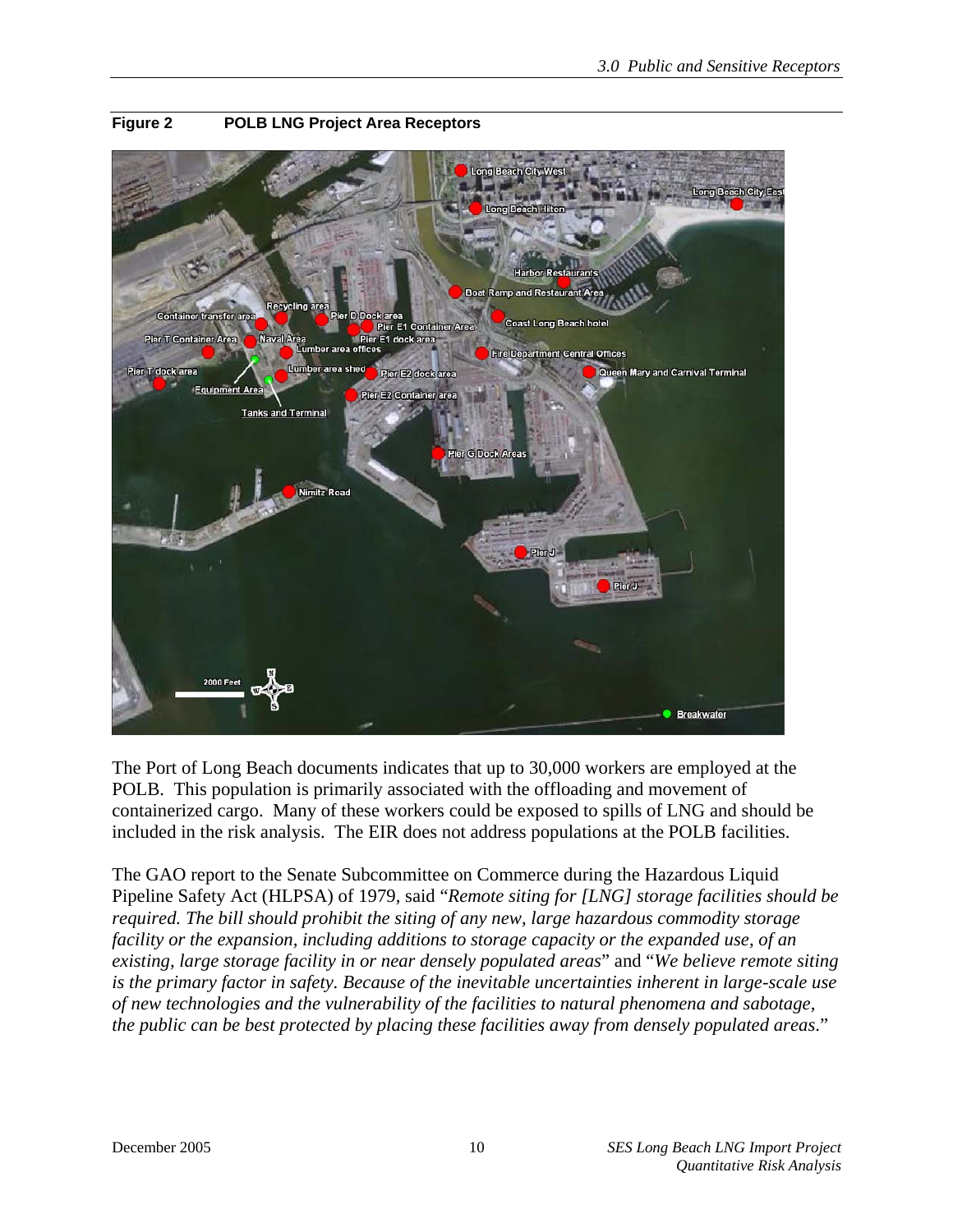**Figure 2 POLB LNG Project Area Receptors**

The Port of Long Beach documents indicates that up to 30,000 workers are employed at the POLB. This population is primarily associated with the offloading and movement of containerized cargo. Many of these workers could be exposed to spills of LNG and should be included in the risk analysis. The EIR does not address populations at the POLB facilities.

The GAO report to the Senate Subcommittee on Commerce during the Hazardous Liquid Pipeline Safety Act (HLPSA) of 1979, said "*Remote siting for [LNG] storage facilities should be required. The bill should prohibit the siting of any new, large hazardous commodity storage facility or the expansion, including additions to storage capacity or the expanded use, of an existing, large storage facility in or near densely populated areas*" and "*We believe remote siting is the primary factor in safety. Because of the inevitable uncertainties inherent in large-scale use of new technologies and the vulnerability of the facilities to natural phenomena and sabotage, the public can be best protected by placing these facilities away from densely populated areas*."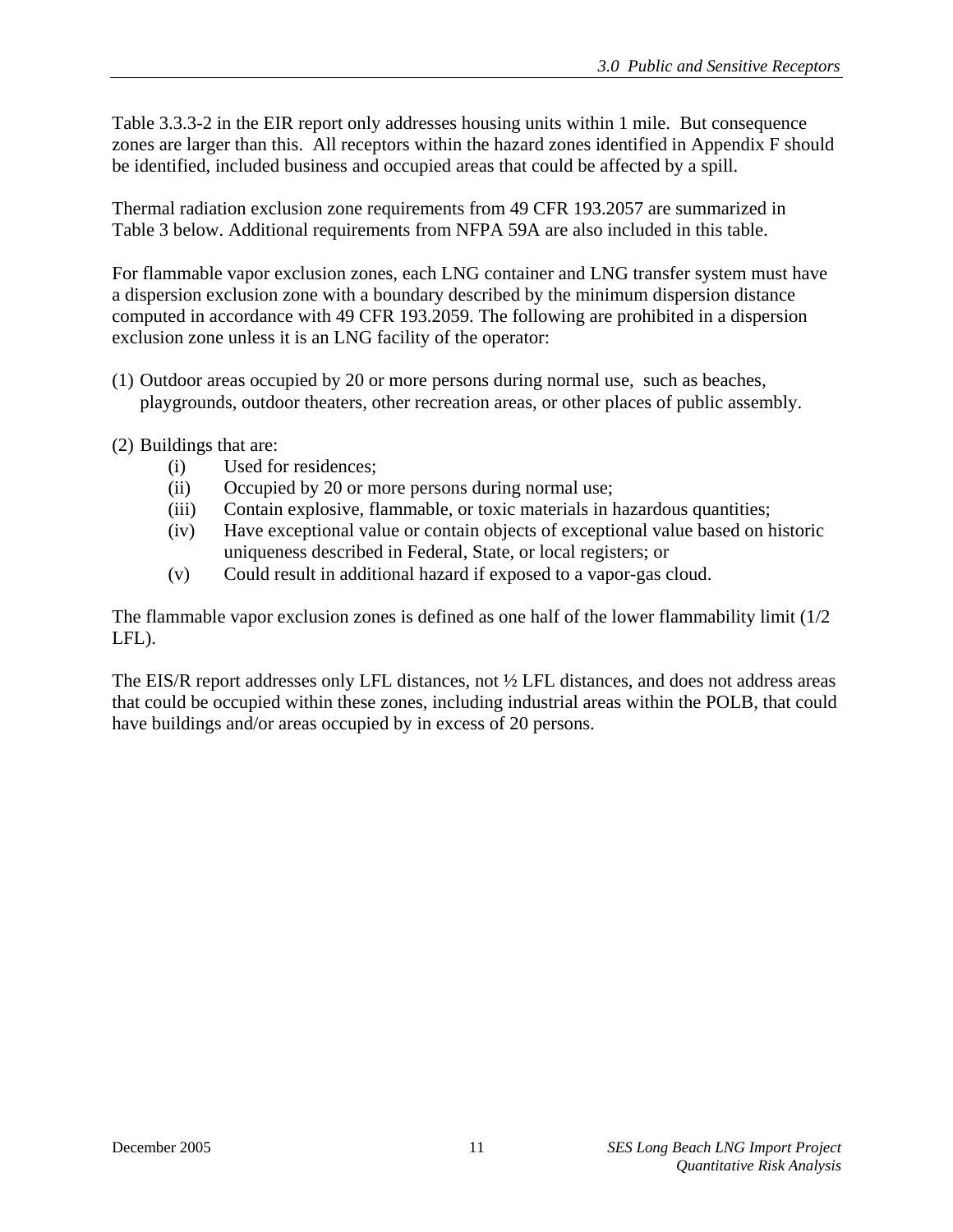Table 3.3.3-2 in the EIR report only addresses housing units within 1 mile. But consequence zones are larger than this. All receptors within the hazard zones identified in Appendix F should be identified, included business and occupied areas that could be affected by a spill.

Thermal radiation exclusion zone requirements from 49 CFR 193.2057 are summarized in Table 3 below. Additional requirements from NFPA 59A are also included in this table.

For flammable vapor exclusion zones, each LNG container and LNG transfer system must have a dispersion exclusion zone with a boundary described by the minimum dispersion distance computed in accordance with 49 CFR 193.2059. The following are prohibited in a dispersion exclusion zone unless it is an LNG facility of the operator:

(1) Outdoor areas occupied by 20 or more persons during normal use, such as beaches, playgrounds, outdoor theaters, other recreation areas, or other places of public assembly.

(2) Buildings that are:
- (i) Used for residences;
- (ii) Occupied by 20 or more persons during normal use;
- (iii) Contain explosive, flammable, or toxic materials in hazardous quantities;
- (iv) Have exceptional value or contain objects of exceptional value based on historic uniqueness described in Federal, State, or local registers; or
- (v) Could result in additional hazard if exposed to a vapor-gas cloud.

The flammable vapor exclusion zones is defined as one half of the lower flammability limit (1/2 LFL).

The EIS/R report addresses only LFL distances, not ½ LFL distances, and does not address areas that could be occupied within these zones, including industrial areas within the POLB, that could have buildings and/or areas occupied by in excess of 20 persons.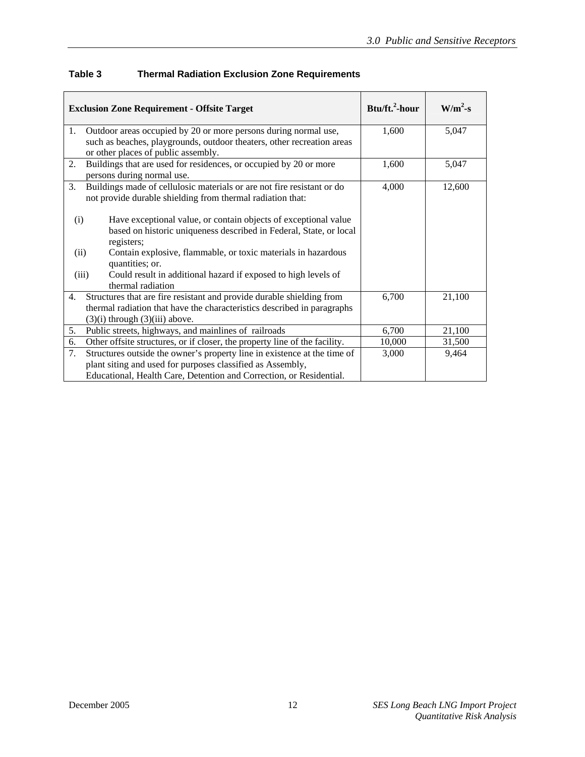**Table 3 Thermal Radiation Exclusion Zone Requirements**

| Exclusion Zone Requirement - Offsite Target | Btu/ft.$^2$-hour | W/m$^2$-s |
|---|---|---|
| 1. Outdoor areas occupied by 20 or more persons during normal use, such as beaches, playgrounds, outdoor theaters, other recreation areas or other places of public assembly. | 1,600 | 5,047 |
| 2. Buildings that are used for residences, or occupied by 20 or more persons during normal use. | 1,600 | 5,047 |
| 3. Buildings made of cellulosic materials or are not fire resistant or do not provide durable shielding from thermal radiation that:<br><br>(i) Have exceptional value, or contain objects of exceptional value based on historic uniqueness described in Federal, State, or local registers;<br>(ii) Contain explosive, flammable, or toxic materials in hazardous quantities; or.<br>(iii) Could result in additional hazard if exposed to high levels of thermal radiation | 4,000 | 12,600 |
| 4. Structures that are fire resistant and provide durable shielding from thermal radiation that have the characteristics described in paragraphs (3)(i) through (3)(iii) above. | 6,700 | 21,100 |
| 5. Public streets, highways, and mainlines of railroads | 6,700 | 21,100 |
| 6. Other offsite structures, or if closer, the property line of the facility. | 10,000 | 31,500 |
| 7. Structures outside the owner's property line in existence at the time of plant siting and used for purposes classified as Assembly, Educational, Health Care, Detention and Correction, or Residential. | 3,000 | 9,464 |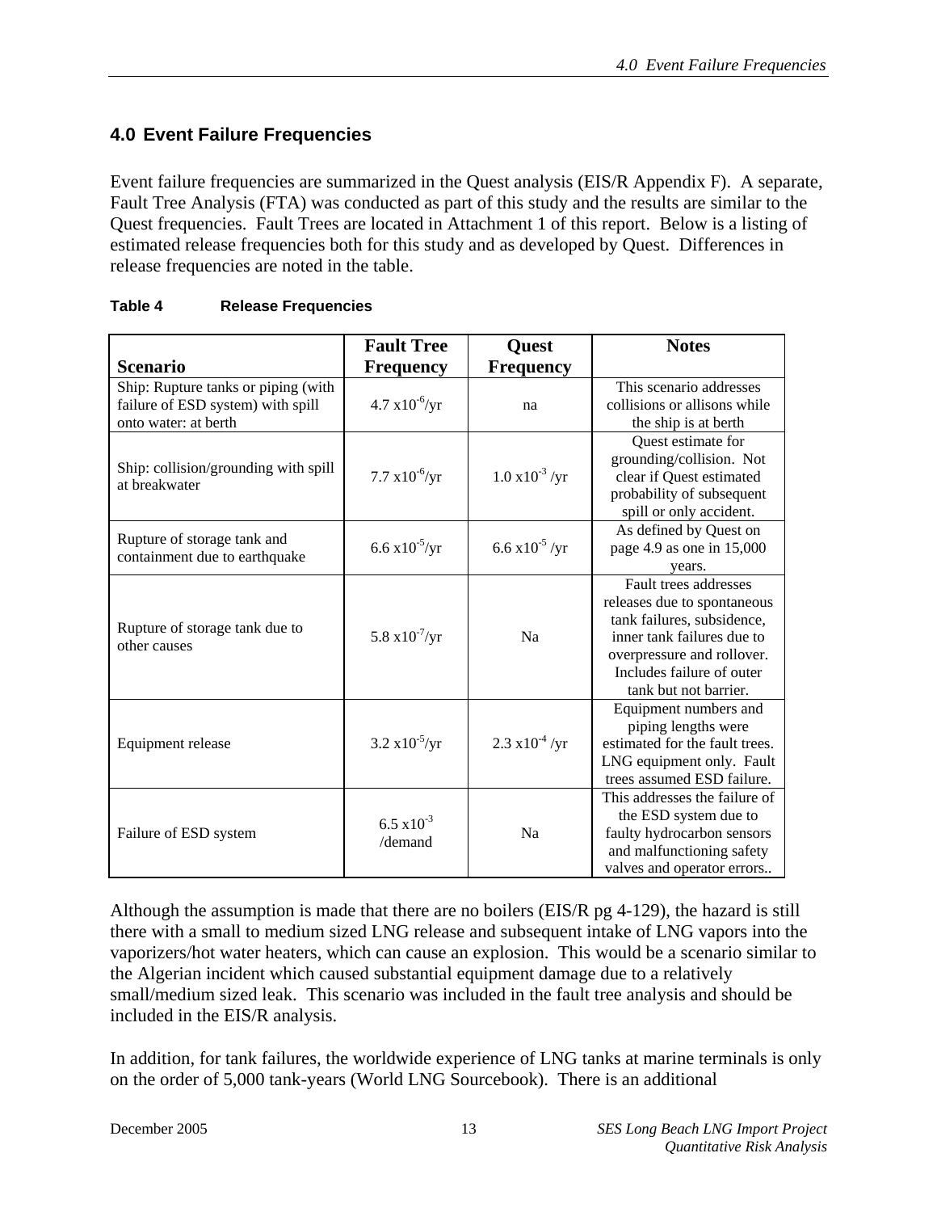## 4.0 Event Failure Frequencies

Event failure frequencies are summarized in the Quest analysis (EIS/R Appendix F). A separate, Fault Tree Analysis (FTA) was conducted as part of this study and the results are similar to the Quest frequencies. Fault Trees are located in Attachment 1 of this report. Below is a listing of estimated release frequencies both for this study and as developed by Quest. Differences in release frequencies are noted in the table.

**Table 4 Release Frequencies**

| Scenario | Fault Tree Frequency | Quest Frequency | Notes |
|---|---|---|---|
| Ship: Rupture tanks or piping (with failure of ESD system) with spill onto water: at berth | $4.7 \times 10^{-6}$/yr | na | This scenario addresses collisions or allisons while the ship is at berth |
| Ship: collision/grounding with spill at breakwater | $7.7 \times 10^{-6}$/yr | $1.0 \times 10^{-3}$ /yr | Quest estimate for grounding/collision. Not clear if Quest estimated probability of subsequent spill or only accident. |
| Rupture of storage tank and containment due to earthquake | $6.6 \times 10^{-5}$/yr | $6.6 \times 10^{-5}$ /yr | As defined by Quest on page 4.9 as one in 15,000 years. |
| Rupture of storage tank due to other causes | $5.8 \times 10^{-7}$/yr | Na | Fault trees addresses releases due to spontaneous tank failures, subsidence, inner tank failures due to overpressure and rollover. Includes failure of outer tank but not barrier. |
| Equipment release | $3.2 \times 10^{-5}$/yr | $2.3 \times 10^{-4}$ /yr | Equipment numbers and piping lengths were estimated for the fault trees. LNG equipment only. Fault trees assumed ESD failure. |
| Failure of ESD system | $6.5 \times 10^{-3}$ /demand | Na | This addresses the failure of the ESD system due to faulty hydrocarbon sensors and malfunctioning safety valves and operator errors.. |

Although the assumption is made that there are no boilers (EIS/R pg 4-129), the hazard is still there with a small to medium sized LNG release and subsequent intake of LNG vapors into the vaporizers/hot water heaters, which can cause an explosion. This would be a scenario similar to the Algerian incident which caused substantial equipment damage due to a relatively small/medium sized leak. This scenario was included in the fault tree analysis and should be included in the EIS/R analysis.

In addition, for tank failures, the worldwide experience of LNG tanks at marine terminals is only on the order of 5,000 tank-years (World LNG Sourcebook). There is an additional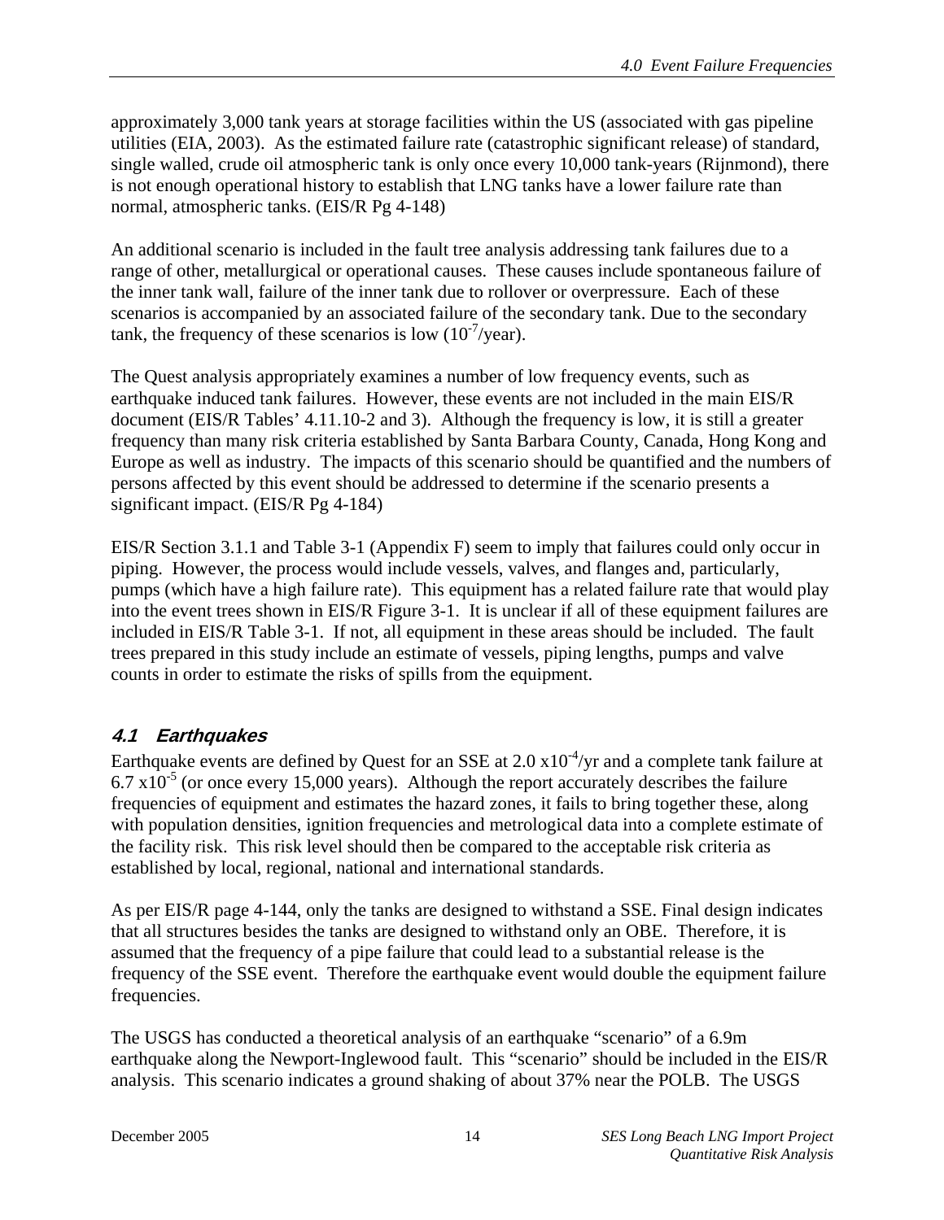approximately 3,000 tank years at storage facilities within the US (associated with gas pipeline utilities (EIA, 2003). As the estimated failure rate (catastrophic significant release) of standard, single walled, crude oil atmospheric tank is only once every 10,000 tank-years (Rijnmond), there is not enough operational history to establish that LNG tanks have a lower failure rate than normal, atmospheric tanks. (EIS/R Pg 4-148)

An additional scenario is included in the fault tree analysis addressing tank failures due to a range of other, metallurgical or operational causes. These causes include spontaneous failure of the inner tank wall, failure of the inner tank due to rollover or overpressure. Each of these scenarios is accompanied by an associated failure of the secondary tank. Due to the secondary tank, the frequency of these scenarios is low ($10^{-7}$/year).

The Quest analysis appropriately examines a number of low frequency events, such as earthquake induced tank failures. However, these events are not included in the main EIS/R document (EIS/R Tables' 4.11.10-2 and 3). Although the frequency is low, it is still a greater frequency than many risk criteria established by Santa Barbara County, Canada, Hong Kong and Europe as well as industry. The impacts of this scenario should be quantified and the numbers of persons affected by this event should be addressed to determine if the scenario presents a significant impact. (EIS/R Pg 4-184)

EIS/R Section 3.1.1 and Table 3-1 (Appendix F) seem to imply that failures could only occur in piping. However, the process would include vessels, valves, and flanges and, particularly, pumps (which have a high failure rate). This equipment has a related failure rate that would play into the event trees shown in EIS/R Figure 3-1. It is unclear if all of these equipment failures are included in EIS/R Table 3-1. If not, all equipment in these areas should be included. The fault trees prepared in this study include an estimate of vessels, piping lengths, pumps and valve counts in order to estimate the risks of spills from the equipment.

## 4.1 Earthquakes

Earthquake events are defined by Quest for an SSE at $2.0 \times 10^{-4}$/yr and a complete tank failure at $6.7 \times 10^{-5}$ (or once every 15,000 years). Although the report accurately describes the failure frequencies of equipment and estimates the hazard zones, it fails to bring together these, along with population densities, ignition frequencies and metrological data into a complete estimate of the facility risk. This risk level should then be compared to the acceptable risk criteria as established by local, regional, national and international standards.

As per EIS/R page 4-144, only the tanks are designed to withstand a SSE. Final design indicates that all structures besides the tanks are designed to withstand only an OBE. Therefore, it is assumed that the frequency of a pipe failure that could lead to a substantial release is the frequency of the SSE event. Therefore the earthquake event would double the equipment failure frequencies.

The USGS has conducted a theoretical analysis of an earthquake "scenario" of a 6.9m earthquake along the Newport-Inglewood fault. This "scenario" should be included in the EIS/R analysis. This scenario indicates a ground shaking of about 37% near the POLB. The USGS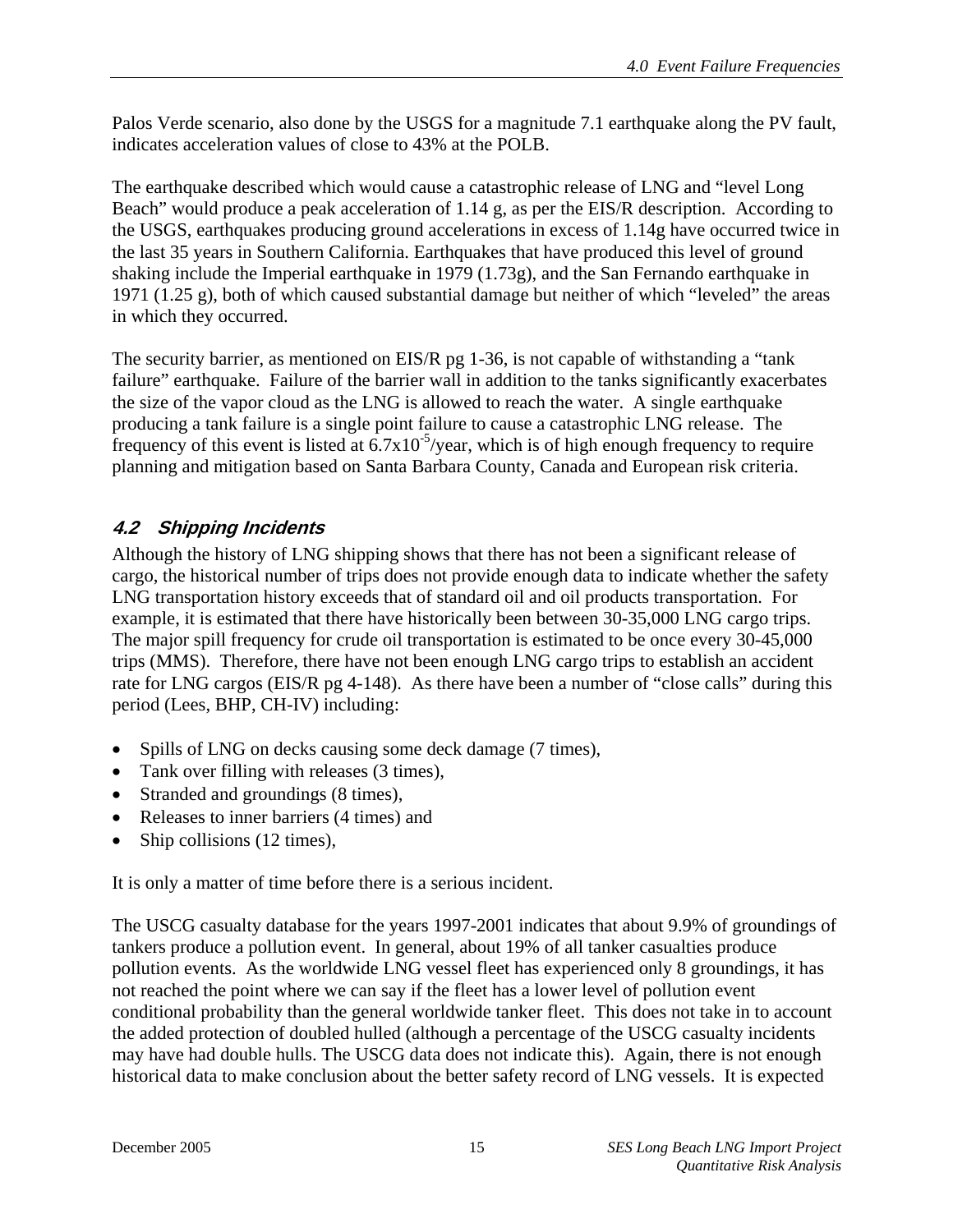Palos Verde scenario, also done by the USGS for a magnitude 7.1 earthquake along the PV fault, indicates acceleration values of close to 43% at the POLB.

The earthquake described which would cause a catastrophic release of LNG and "level Long Beach" would produce a peak acceleration of 1.14 g, as per the EIS/R description. According to the USGS, earthquakes producing ground accelerations in excess of 1.14g have occurred twice in the last 35 years in Southern California. Earthquakes that have produced this level of ground shaking include the Imperial earthquake in 1979 (1.73g), and the San Fernando earthquake in 1971 (1.25 g), both of which caused substantial damage but neither of which "leveled" the areas in which they occurred.

The security barrier, as mentioned on EIS/R pg 1-36, is not capable of withstanding a "tank failure" earthquake. Failure of the barrier wall in addition to the tanks significantly exacerbates the size of the vapor cloud as the LNG is allowed to reach the water. A single earthquake producing a tank failure is a single point failure to cause a catastrophic LNG release. The frequency of this event is listed at $6.7 \times 10^{-5}$/year, which is of high enough frequency to require planning and mitigation based on Santa Barbara County, Canada and European risk criteria.

## *4.2 Shipping Incidents*

Although the history of LNG shipping shows that there has not been a significant release of cargo, the historical number of trips does not provide enough data to indicate whether the safety LNG transportation history exceeds that of standard oil and oil products transportation. For example, it is estimated that there have historically been between 30-35,000 LNG cargo trips. The major spill frequency for crude oil transportation is estimated to be once every 30-45,000 trips (MMS). Therefore, there have not been enough LNG cargo trips to establish an accident rate for LNG cargos (EIS/R pg 4-148). As there have been a number of "close calls" during this period (Lees, BHP, CH-IV) including:

- Spills of LNG on decks causing some deck damage (7 times),
- Tank over filling with releases (3 times),
- Stranded and groundings (8 times),
- Releases to inner barriers (4 times) and
- Ship collisions (12 times),

It is only a matter of time before there is a serious incident.

The USCG casualty database for the years 1997-2001 indicates that about 9.9% of groundings of tankers produce a pollution event. In general, about 19% of all tanker casualties produce pollution events. As the worldwide LNG vessel fleet has experienced only 8 groundings, it has not reached the point where we can say if the fleet has a lower level of pollution event conditional probability than the general worldwide tanker fleet. This does not take in to account the added protection of doubled hulled (although a percentage of the USCG casualty incidents may have had double hulls. The USCG data does not indicate this). Again, there is not enough historical data to make conclusion about the better safety record of LNG vessels. It is expected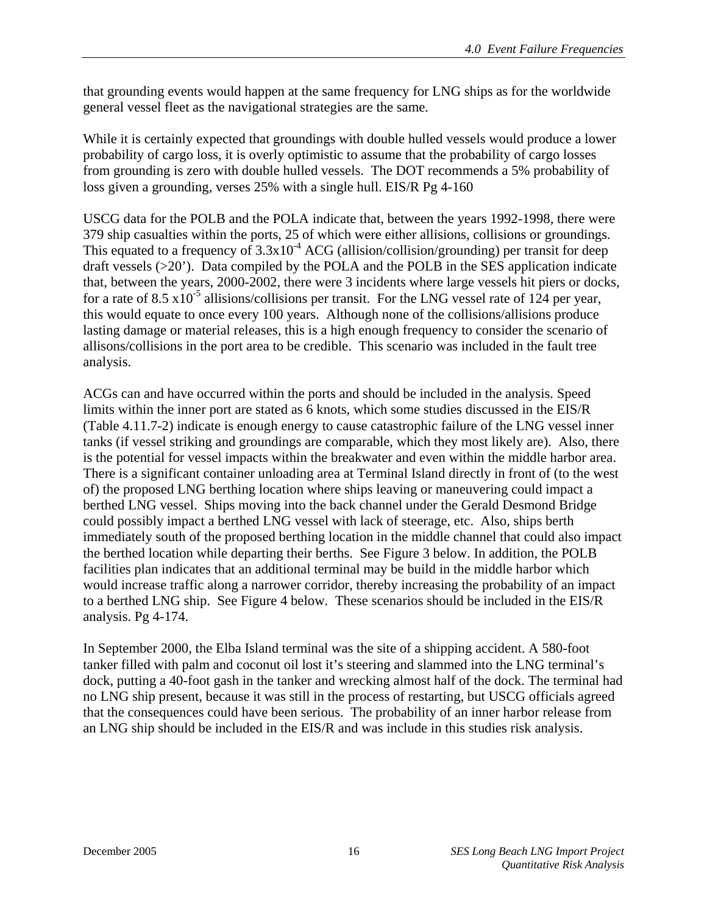that grounding events would happen at the same frequency for LNG ships as for the worldwide general vessel fleet as the navigational strategies are the same.

While it is certainly expected that groundings with double hulled vessels would produce a lower probability of cargo loss, it is overly optimistic to assume that the probability of cargo losses from grounding is zero with double hulled vessels. The DOT recommends a 5% probability of loss given a grounding, verses 25% with a single hull. EIS/R Pg 4-160

USCG data for the POLB and the POLA indicate that, between the years 1992-1998, there were 379 ship casualties within the ports, 25 of which were either allisions, collisions or groundings. This equated to a frequency of $3.3 \times 10^{-4}$ ACG (allision/collision/grounding) per transit for deep draft vessels (>20'). Data compiled by the POLA and the POLB in the SES application indicate that, between the years, 2000-2002, there were 3 incidents where large vessels hit piers or docks, for a rate of $8.5 \times 10^{-5}$ allisions/collisions per transit. For the LNG vessel rate of 124 per year, this would equate to once every 100 years. Although none of the collisions/allisions produce lasting damage or material releases, this is a high enough frequency to consider the scenario of allisons/collisions in the port area to be credible. This scenario was included in the fault tree analysis.

ACGs can and have occurred within the ports and should be included in the analysis. Speed limits within the inner port are stated as 6 knots, which some studies discussed in the EIS/R (Table 4.11.7-2) indicate is enough energy to cause catastrophic failure of the LNG vessel inner tanks (if vessel striking and groundings are comparable, which they most likely are). Also, there is the potential for vessel impacts within the breakwater and even within the middle harbor area. There is a significant container unloading area at Terminal Island directly in front of (to the west of) the proposed LNG berthing location where ships leaving or maneuvering could impact a berthed LNG vessel. Ships moving into the back channel under the Gerald Desmond Bridge could possibly impact a berthed LNG vessel with lack of steerage, etc. Also, ships berth immediately south of the proposed berthing location in the middle channel that could also impact the berthed location while departing their berths. See Figure 3 below. In addition, the POLB facilities plan indicates that an additional terminal may be build in the middle harbor which would increase traffic along a narrower corridor, thereby increasing the probability of an impact to a berthed LNG ship. See Figure 4 below. These scenarios should be included in the EIS/R analysis. Pg 4-174.

In September 2000, the Elba Island terminal was the site of a shipping accident. A 580-foot tanker filled with palm and coconut oil lost it's steering and slammed into the LNG terminal's dock, putting a 40-foot gash in the tanker and wrecking almost half of the dock. The terminal had no LNG ship present, because it was still in the process of restarting, but USCG officials agreed that the consequences could have been serious. The probability of an inner harbor release from an LNG ship should be included in the EIS/R and was include in this studies risk analysis.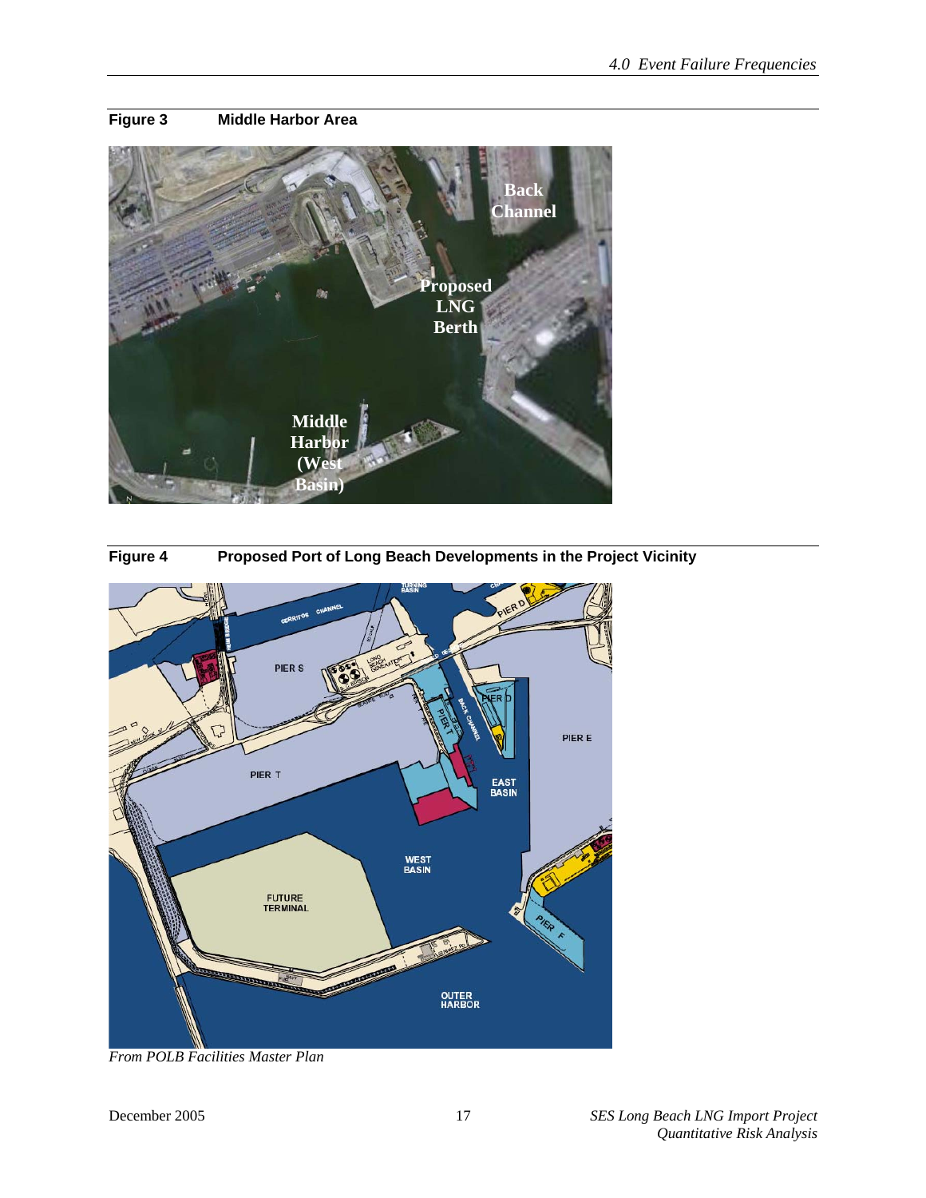**Figure 3 Middle Harbor Area**

**Figure 4 Proposed Port of Long Beach Developments in the Project Vicinity**

*From POLB Facilities Master Plan*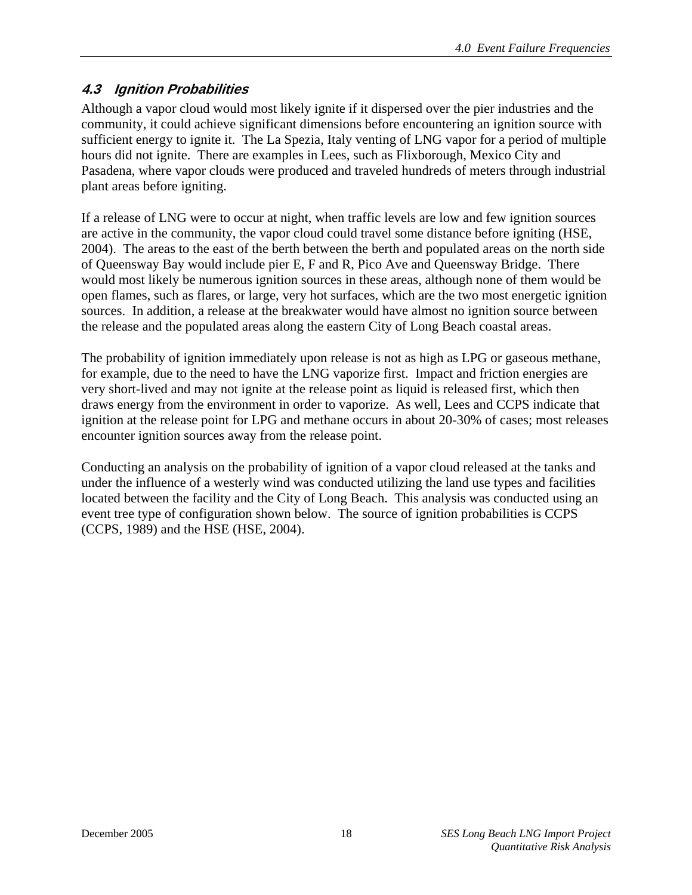### *4.3 Ignition Probabilities*

Although a vapor cloud would most likely ignite if it dispersed over the pier industries and the community, it could achieve significant dimensions before encountering an ignition source with sufficient energy to ignite it. The La Spezia, Italy venting of LNG vapor for a period of multiple hours did not ignite. There are examples in Lees, such as Flixborough, Mexico City and Pasadena, where vapor clouds were produced and traveled hundreds of meters through industrial plant areas before igniting.

If a release of LNG were to occur at night, when traffic levels are low and few ignition sources are active in the community, the vapor cloud could travel some distance before igniting (HSE, 2004). The areas to the east of the berth between the berth and populated areas on the north side of Queensway Bay would include pier E, F and R, Pico Ave and Queensway Bridge. There would most likely be numerous ignition sources in these areas, although none of them would be open flames, such as flares, or large, very hot surfaces, which are the two most energetic ignition sources. In addition, a release at the breakwater would have almost no ignition source between the release and the populated areas along the eastern City of Long Beach coastal areas.

The probability of ignition immediately upon release is not as high as LPG or gaseous methane, for example, due to the need to have the LNG vaporize first. Impact and friction energies are very short-lived and may not ignite at the release point as liquid is released first, which then draws energy from the environment in order to vaporize. As well, Lees and CCPS indicate that ignition at the release point for LPG and methane occurs in about 20-30% of cases; most releases encounter ignition sources away from the release point.

Conducting an analysis on the probability of ignition of a vapor cloud released at the tanks and under the influence of a westerly wind was conducted utilizing the land use types and facilities located between the facility and the City of Long Beach. This analysis was conducted using an event tree type of configuration shown below. The source of ignition probabilities is CCPS (CCPS, 1989) and the HSE (HSE, 2004).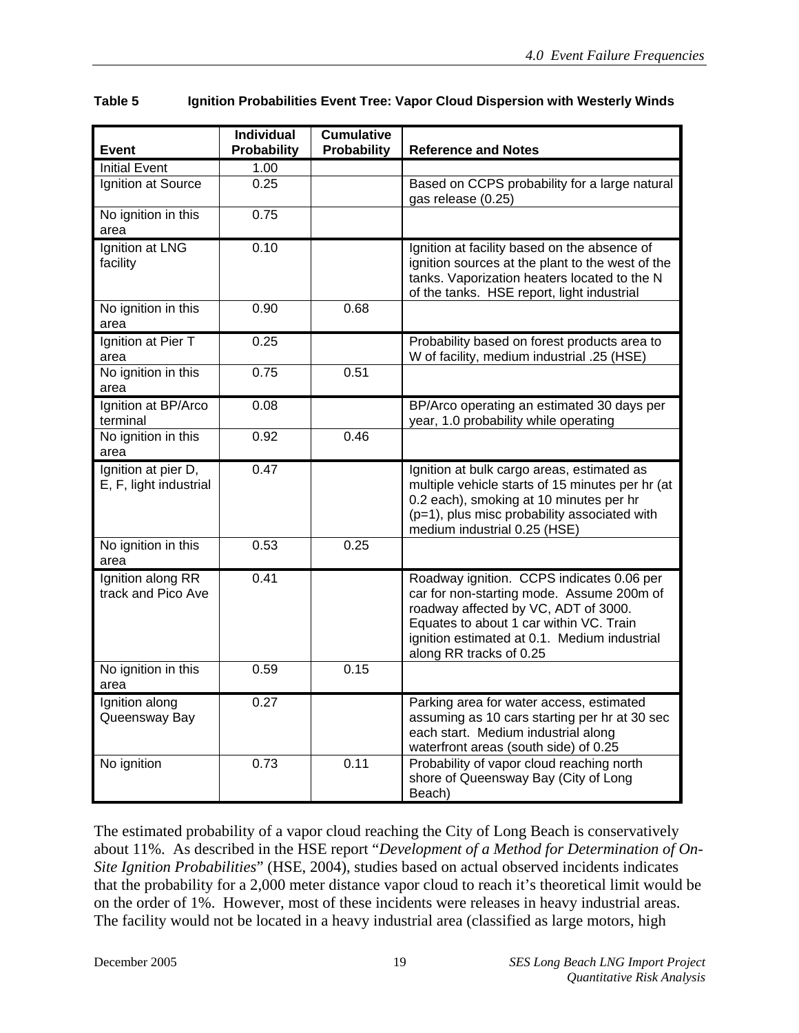**Table 5 Ignition Probabilities Event Tree: Vapor Cloud Dispersion with Westerly Winds**

| Event | Individual Probability | Cumulative Probability | Reference and Notes |
|---|---|---|---|
| Initial Event | 1.00 | | |
| Ignition at Source | 0.25 | | Based on CCPS probability for a large natural gas release (0.25) |
| No ignition in this area | 0.75 | | |
| Ignition at LNG facility | 0.10 | | Ignition at facility based on the absence of ignition sources at the plant to the west of the tanks. Vaporization heaters located to the N of the tanks. HSE report, light industrial |
| No ignition in this area | 0.90 | 0.68 | |
| Ignition at Pier T area | 0.25 | | Probability based on forest products area to W of facility, medium industrial .25 (HSE) |
| No ignition in this area | 0.75 | 0.51 | |
| Ignition at BP/Arco terminal | 0.08 | | BP/Arco operating an estimated 30 days per year, 1.0 probability while operating |
| No ignition in this area | 0.92 | 0.46 | |
| Ignition at pier D, E, F, light industrial | 0.47 | | Ignition at bulk cargo areas, estimated as multiple vehicle starts of 15 minutes per hr (at 0.2 each), smoking at 10 minutes per hr (p=1), plus misc probability associated with medium industrial 0.25 (HSE) |
| No ignition in this area | 0.53 | 0.25 | |
| Ignition along RR track and Pico Ave | 0.41 | | Roadway ignition. CCPS indicates 0.06 per car for non-starting mode. Assume 200m of roadway affected by VC, ADT of 3000. Equates to about 1 car within VC. Train ignition estimated at 0.1. Medium industrial along RR tracks of 0.25 |
| No ignition in this area | 0.59 | 0.15 | |
| Ignition along Queensway Bay | 0.27 | | Parking area for water access, estimated assuming as 10 cars starting per hr at 30 sec each start. Medium industrial along waterfront areas (south side) of 0.25 |
| No ignition | 0.73 | 0.11 | Probability of vapor cloud reaching north shore of Queensway Bay (City of Long Beach) |

The estimated probability of a vapor cloud reaching the City of Long Beach is conservatively about 11%. As described in the HSE report "*Development of a Method for Determination of On-Site Ignition Probabilities*" (HSE, 2004), studies based on actual observed incidents indicates that the probability for a 2,000 meter distance vapor cloud to reach it's theoretical limit would be on the order of 1%. However, most of these incidents were releases in heavy industrial areas. The facility would not be located in a heavy industrial area (classified as large motors, high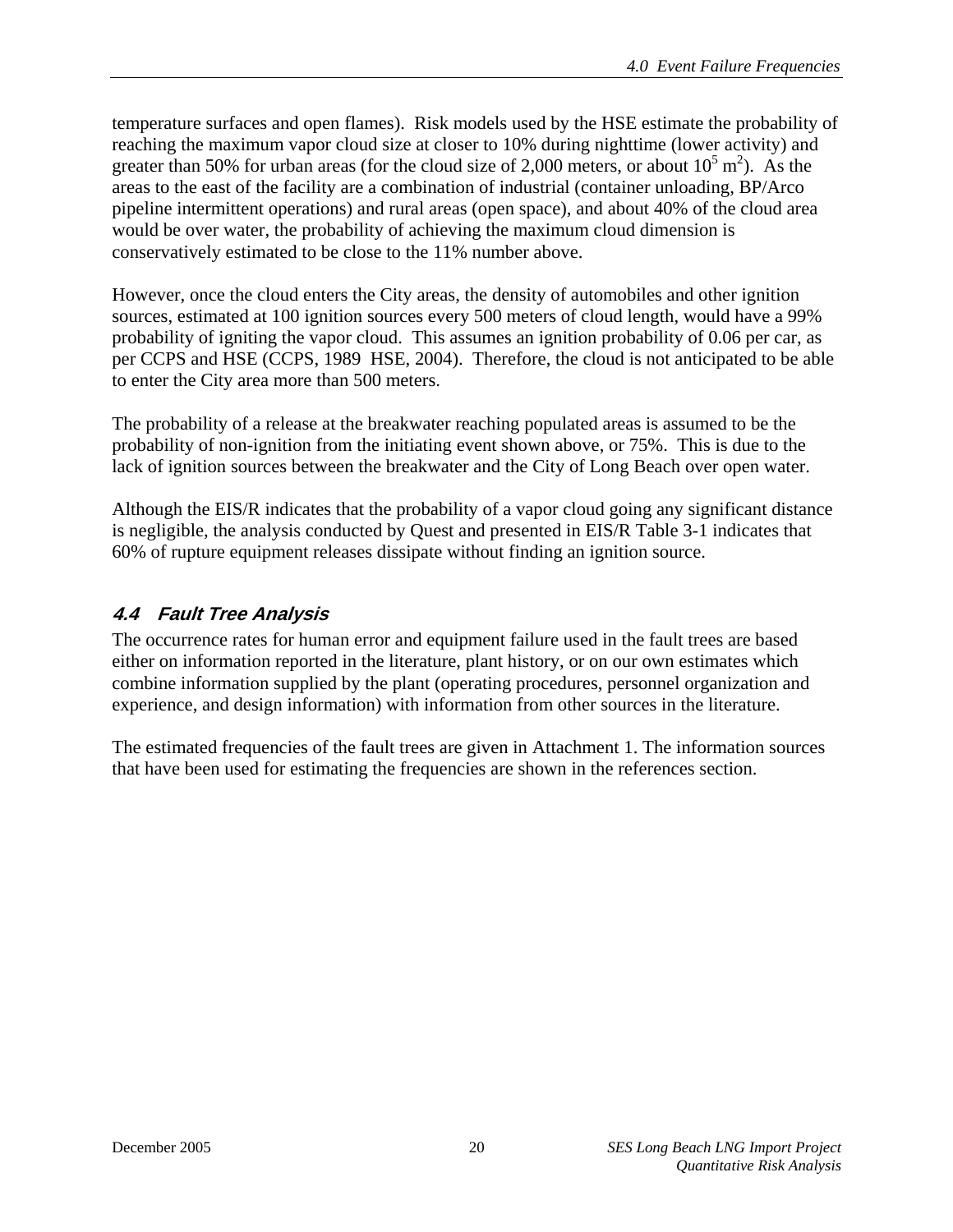temperature surfaces and open flames). Risk models used by the HSE estimate the probability of reaching the maximum vapor cloud size at closer to 10% during nighttime (lower activity) and greater than 50% for urban areas (for the cloud size of 2,000 meters, or about $10^5$ $m^2$). As the areas to the east of the facility are a combination of industrial (container unloading, BP/Arco pipeline intermittent operations) and rural areas (open space), and about 40% of the cloud area would be over water, the probability of achieving the maximum cloud dimension is conservatively estimated to be close to the 11% number above.

However, once the cloud enters the City areas, the density of automobiles and other ignition sources, estimated at 100 ignition sources every 500 meters of cloud length, would have a 99% probability of igniting the vapor cloud. This assumes an ignition probability of 0.06 per car, as per CCPS and HSE (CCPS, 1989 HSE, 2004). Therefore, the cloud is not anticipated to be able to enter the City area more than 500 meters.

The probability of a release at the breakwater reaching populated areas is assumed to be the probability of non-ignition from the initiating event shown above, or 75%. This is due to the lack of ignition sources between the breakwater and the City of Long Beach over open water.

Although the EIS/R indicates that the probability of a vapor cloud going any significant distance is negligible, the analysis conducted by Quest and presented in EIS/R Table 3-1 indicates that 60% of rupture equipment releases dissipate without finding an ignition source.

## 4.4 Fault Tree Analysis

The occurrence rates for human error and equipment failure used in the fault trees are based either on information reported in the literature, plant history, or on our own estimates which combine information supplied by the plant (operating procedures, personnel organization and experience, and design information) with information from other sources in the literature.

The estimated frequencies of the fault trees are given in Attachment 1. The information sources that have been used for estimating the frequencies are shown in the references section.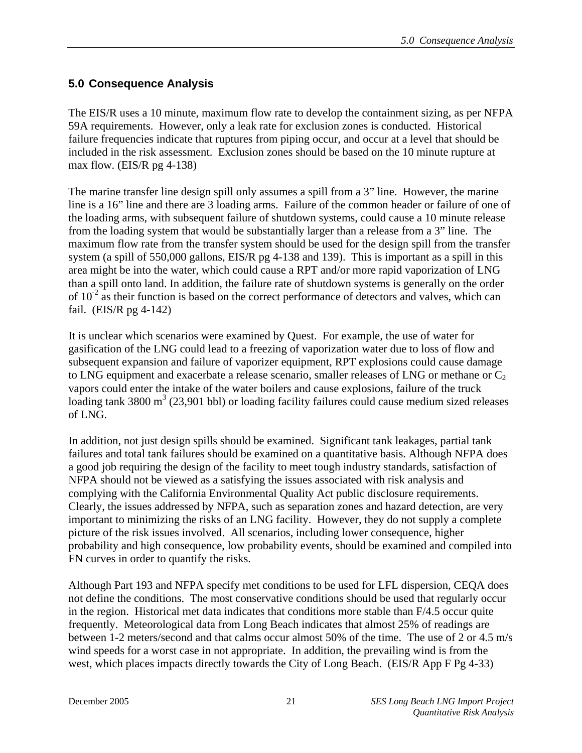## 5.0 Consequence Analysis

The EIS/R uses a 10 minute, maximum flow rate to develop the containment sizing, as per NFPA 59A requirements. However, only a leak rate for exclusion zones is conducted. Historical failure frequencies indicate that ruptures from piping occur, and occur at a level that should be included in the risk assessment. Exclusion zones should be based on the 10 minute rupture at max flow. (EIS/R pg 4-138)

The marine transfer line design spill only assumes a spill from a 3" line. However, the marine line is a 16" line and there are 3 loading arms. Failure of the common header or failure of one of the loading arms, with subsequent failure of shutdown systems, could cause a 10 minute release from the loading system that would be substantially larger than a release from a 3" line. The maximum flow rate from the transfer system should be used for the design spill from the transfer system (a spill of 550,000 gallons, EIS/R pg 4-138 and 139). This is important as a spill in this area might be into the water, which could cause a RPT and/or more rapid vaporization of LNG than a spill onto land. In addition, the failure rate of shutdown systems is generally on the order of $10^{-2}$ as their function is based on the correct performance of detectors and valves, which can fail. (EIS/R pg 4-142)

It is unclear which scenarios were examined by Quest. For example, the use of water for gasification of the LNG could lead to a freezing of vaporization water due to loss of flow and subsequent expansion and failure of vaporizer equipment, RPT explosions could cause damage to LNG equipment and exacerbate a release scenario, smaller releases of LNG or methane or $C_2$ vapors could enter the intake of the water boilers and cause explosions, failure of the truck loading tank 3800 $m^3$ (23,901 bbl) or loading facility failures could cause medium sized releases of LNG.

In addition, not just design spills should be examined. Significant tank leakages, partial tank failures and total tank failures should be examined on a quantitative basis. Although NFPA does a good job requiring the design of the facility to meet tough industry standards, satisfaction of NFPA should not be viewed as a satisfying the issues associated with risk analysis and complying with the California Environmental Quality Act public disclosure requirements. Clearly, the issues addressed by NFPA, such as separation zones and hazard detection, are very important to minimizing the risks of an LNG facility. However, they do not supply a complete picture of the risk issues involved. All scenarios, including lower consequence, higher probability and high consequence, low probability events, should be examined and compiled into FN curves in order to quantify the risks.

Although Part 193 and NFPA specify met conditions to be used for LFL dispersion, CEQA does not define the conditions. The most conservative conditions should be used that regularly occur in the region. Historical met data indicates that conditions more stable than F/4.5 occur quite frequently. Meteorological data from Long Beach indicates that almost 25% of readings are between 1-2 meters/second and that calms occur almost 50% of the time. The use of 2 or 4.5 m/s wind speeds for a worst case in not appropriate. In addition, the prevailing wind is from the west, which places impacts directly towards the City of Long Beach. (EIS/R App F Pg 4-33)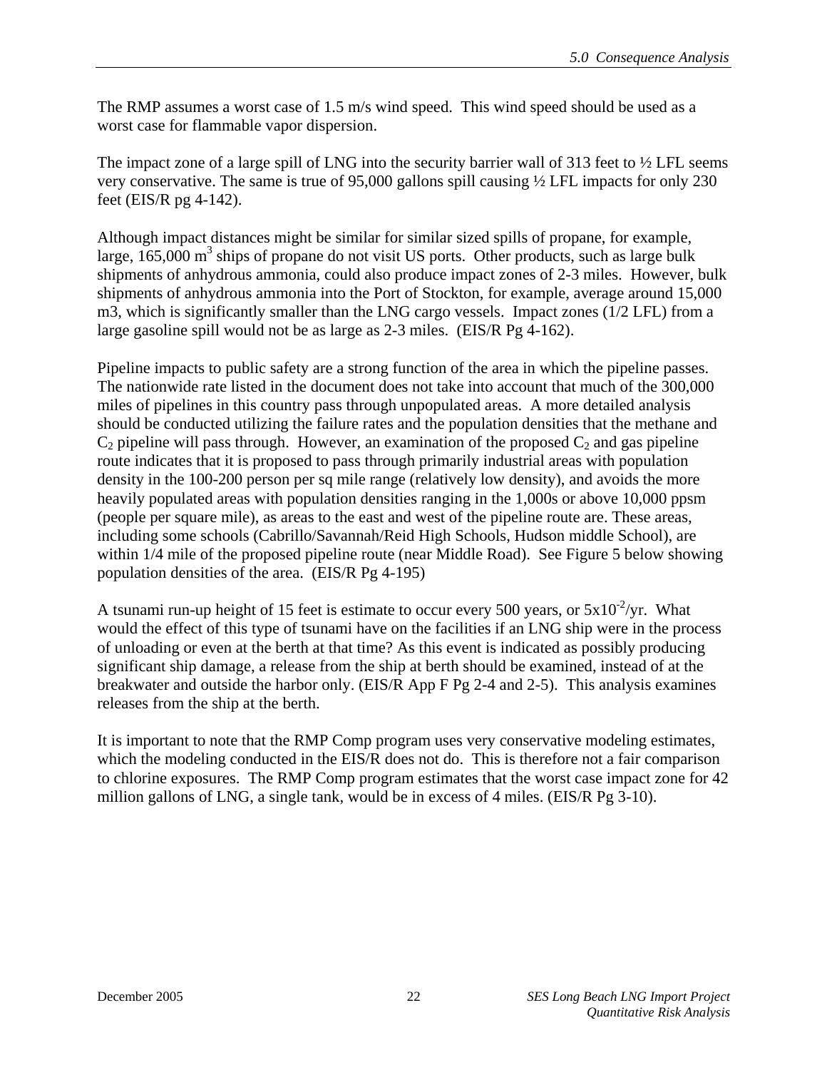The RMP assumes a worst case of 1.5 m/s wind speed. This wind speed should be used as a worst case for flammable vapor dispersion.

The impact zone of a large spill of LNG into the security barrier wall of 313 feet to ½ LFL seems very conservative. The same is true of 95,000 gallons spill causing ½ LFL impacts for only 230 feet (EIS/R pg 4-142).

Although impact distances might be similar for similar sized spills of propane, for example, large, 165,000 $m^3$ ships of propane do not visit US ports. Other products, such as large bulk shipments of anhydrous ammonia, could also produce impact zones of 2-3 miles. However, bulk shipments of anhydrous ammonia into the Port of Stockton, for example, average around 15,000 m3, which is significantly smaller than the LNG cargo vessels. Impact zones (1/2 LFL) from a large gasoline spill would not be as large as 2-3 miles. (EIS/R Pg 4-162).

Pipeline impacts to public safety are a strong function of the area in which the pipeline passes. The nationwide rate listed in the document does not take into account that much of the 300,000 miles of pipelines in this country pass through unpopulated areas. A more detailed analysis should be conducted utilizing the failure rates and the population densities that the methane and $C_2$ pipeline will pass through. However, an examination of the proposed $C_2$ and gas pipeline route indicates that it is proposed to pass through primarily industrial areas with population density in the 100-200 person per sq mile range (relatively low density), and avoids the more heavily populated areas with population densities ranging in the 1,000s or above 10,000 ppsm (people per square mile), as areas to the east and west of the pipeline route are. These areas, including some schools (Cabrillo/Savannah/Reid High Schools, Hudson middle School), are within 1/4 mile of the proposed pipeline route (near Middle Road). See Figure 5 below showing population densities of the area. (EIS/R Pg 4-195)

A tsunami run-up height of 15 feet is estimate to occur every 500 years, or $5x10^{-2}$/yr. What would the effect of this type of tsunami have on the facilities if an LNG ship were in the process of unloading or even at the berth at that time? As this event is indicated as possibly producing significant ship damage, a release from the ship at berth should be examined, instead of at the breakwater and outside the harbor only. (EIS/R App F Pg 2-4 and 2-5). This analysis examines releases from the ship at the berth.

It is important to note that the RMP Comp program uses very conservative modeling estimates, which the modeling conducted in the EIS/R does not do. This is therefore not a fair comparison to chlorine exposures. The RMP Comp program estimates that the worst case impact zone for 42 million gallons of LNG, a single tank, would be in excess of 4 miles. (EIS/R Pg 3-10).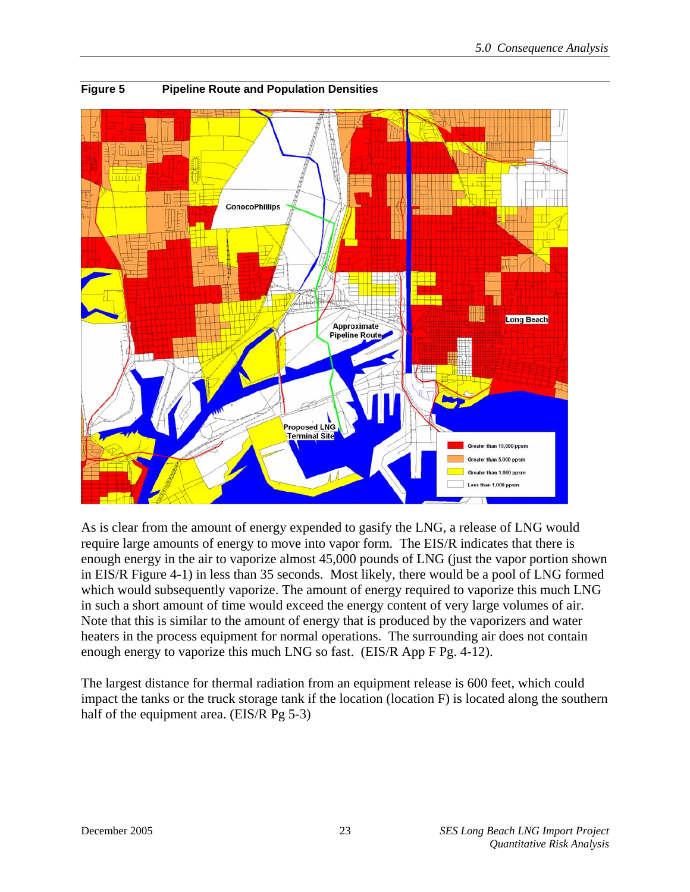**Figure 5 Pipeline Route and Population Densities**

As is clear from the amount of energy expended to gasify the LNG, a release of LNG would require large amounts of energy to move into vapor form. The EIS/R indicates that there is enough energy in the air to vaporize almost 45,000 pounds of LNG (just the vapor portion shown in EIS/R Figure 4-1) in less than 35 seconds. Most likely, there would be a pool of LNG formed which would subsequently vaporize. The amount of energy required to vaporize this much LNG in such a short amount of time would exceed the energy content of very large volumes of air. Note that this is similar to the amount of energy that is produced by the vaporizers and water heaters in the process equipment for normal operations. The surrounding air does not contain enough energy to vaporize this much LNG so fast. (EIS/R App F Pg. 4-12).

The largest distance for thermal radiation from an equipment release is 600 feet, which could impact the tanks or the truck storage tank if the location (location F) is located along the southern half of the equipment area. (EIS/R Pg 5-3)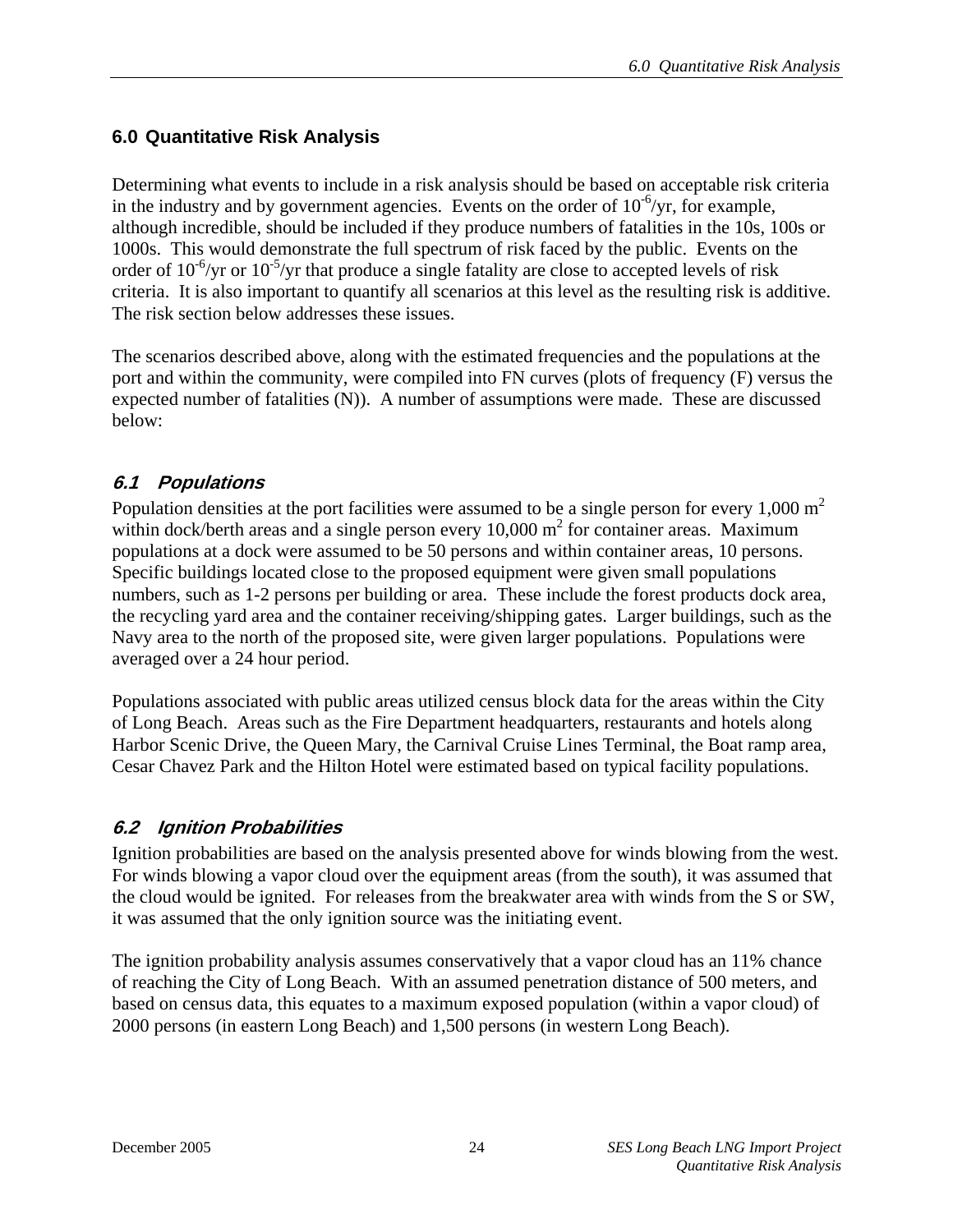## 6.0 Quantitative Risk Analysis

Determining what events to include in a risk analysis should be based on acceptable risk criteria in the industry and by government agencies. Events on the order of $10^{-6}$/yr, for example, although incredible, should be included if they produce numbers of fatalities in the 10s, 100s or 1000s. This would demonstrate the full spectrum of risk faced by the public. Events on the order of $10^{-6}$/yr or $10^{-5}$/yr that produce a single fatality are close to accepted levels of risk criteria. It is also important to quantify all scenarios at this level as the resulting risk is additive. The risk section below addresses these issues.

The scenarios described above, along with the estimated frequencies and the populations at the port and within the community, were compiled into FN curves (plots of frequency (F) versus the expected number of fatalities (N)). A number of assumptions were made. These are discussed below:

### *6.1 Populations*

Population densities at the port facilities were assumed to be a single person for every 1,000 $m^2$ within dock/berth areas and a single person every 10,000 $m^2$ for container areas. Maximum populations at a dock were assumed to be 50 persons and within container areas, 10 persons. Specific buildings located close to the proposed equipment were given small populations numbers, such as 1-2 persons per building or area. These include the forest products dock area, the recycling yard area and the container receiving/shipping gates. Larger buildings, such as the Navy area to the north of the proposed site, were given larger populations. Populations were averaged over a 24 hour period.

Populations associated with public areas utilized census block data for the areas within the City of Long Beach. Areas such as the Fire Department headquarters, restaurants and hotels along Harbor Scenic Drive, the Queen Mary, the Carnival Cruise Lines Terminal, the Boat ramp area, Cesar Chavez Park and the Hilton Hotel were estimated based on typical facility populations.

### *6.2 Ignition Probabilities*

Ignition probabilities are based on the analysis presented above for winds blowing from the west. For winds blowing a vapor cloud over the equipment areas (from the south), it was assumed that the cloud would be ignited. For releases from the breakwater area with winds from the S or SW, it was assumed that the only ignition source was the initiating event.

The ignition probability analysis assumes conservatively that a vapor cloud has an 11% chance of reaching the City of Long Beach. With an assumed penetration distance of 500 meters, and based on census data, this equates to a maximum exposed population (within a vapor cloud) of 2000 persons (in eastern Long Beach) and 1,500 persons (in western Long Beach).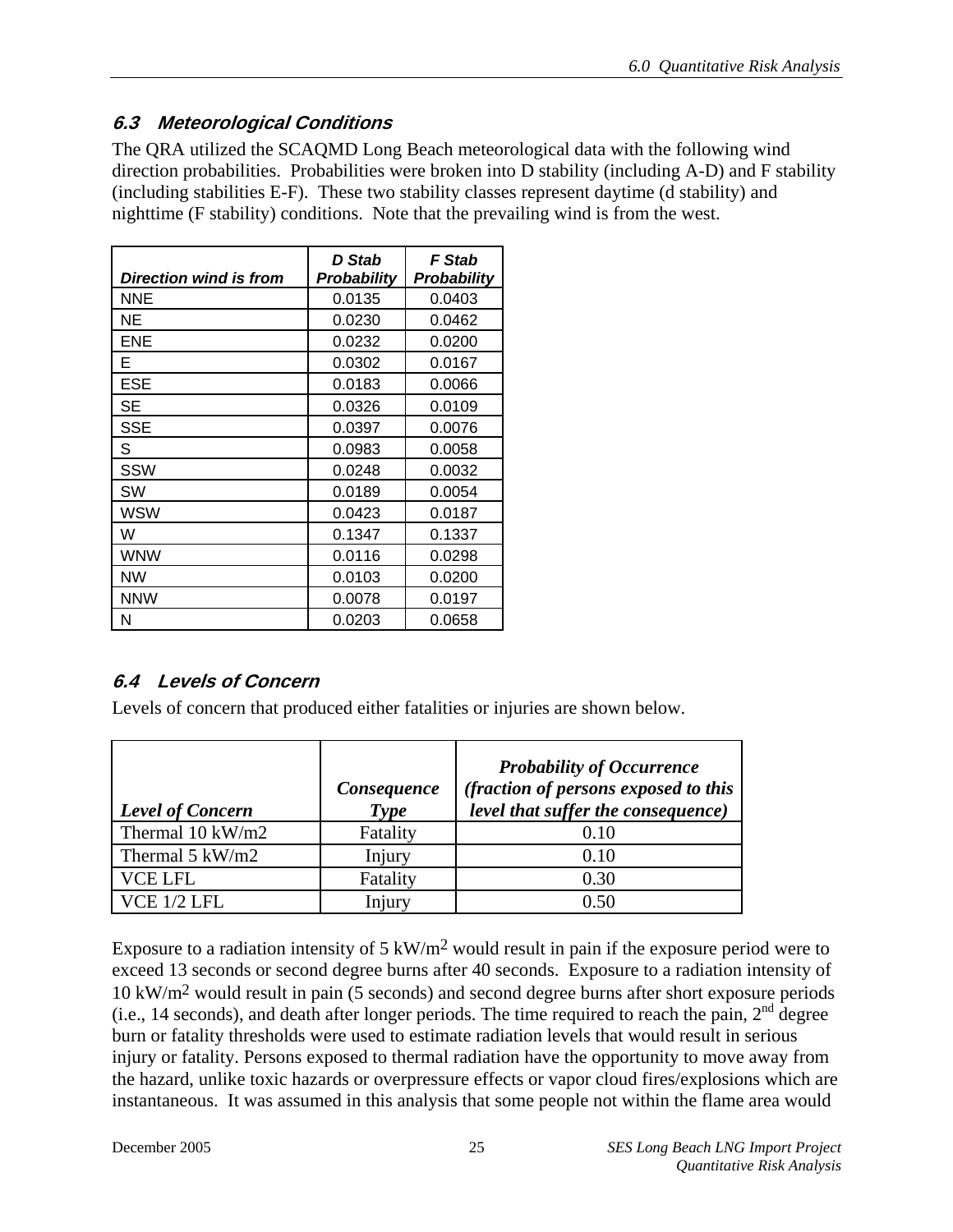### 6.3 Meteorological Conditions

The QRA utilized the SCAQMD Long Beach meteorological data with the following wind direction probabilities. Probabilities were broken into D stability (including A-D) and F stability (including stabilities E-F). These two stability classes represent daytime (d stability) and nighttime (F stability) conditions. Note that the prevailing wind is from the west.

| *Direction wind is from* | *D Stab Probability* | *F Stab Probability* |
|---|---|---|
| NNE | 0.0135 | 0.0403 |
| NE | 0.0230 | 0.0462 |
| ENE | 0.0232 | 0.0200 |
| E | 0.0302 | 0.0167 |
| ESE | 0.0183 | 0.0066 |
| SE | 0.0326 | 0.0109 |
| SSE | 0.0397 | 0.0076 |
| S | 0.0983 | 0.0058 |
| SSW | 0.0248 | 0.0032 |
| SW | 0.0189 | 0.0054 |
| WSW | 0.0423 | 0.0187 |
| W | 0.1347 | 0.1337 |
| WNW | 0.0116 | 0.0298 |
| NW | 0.0103 | 0.0200 |
| NNW | 0.0078 | 0.0197 |
| N | 0.0203 | 0.0658 |

### 6.4 Levels of Concern

Levels of concern that produced either fatalities or injuries are shown below.

| *Level of Concern* | *Consequence Type* | *Probability of Occurrence (fraction of persons exposed to this level that suffer the consequence)* |
|---|---|---|
| Thermal 10 kW/m2 | Fatality | 0.10 |
| Thermal 5 kW/m2 | Injury | 0.10 |
| VCE LFL | Fatality | 0.30 |
| VCE 1/2 LFL | Injury | 0.50 |

Exposure to a radiation intensity of 5 $kW/m^2$ would result in pain if the exposure period were to exceed 13 seconds or second degree burns after 40 seconds. Exposure to a radiation intensity of 10 $kW/m^2$ would result in pain (5 seconds) and second degree burns after short exposure periods (i.e., 14 seconds), and death after longer periods. The time required to reach the pain, 2nd degree burn or fatality thresholds were used to estimate radiation levels that would result in serious injury or fatality. Persons exposed to thermal radiation have the opportunity to move away from the hazard, unlike toxic hazards or overpressure effects or vapor cloud fires/explosions which are instantaneous. It was assumed in this analysis that some people not within the flame area would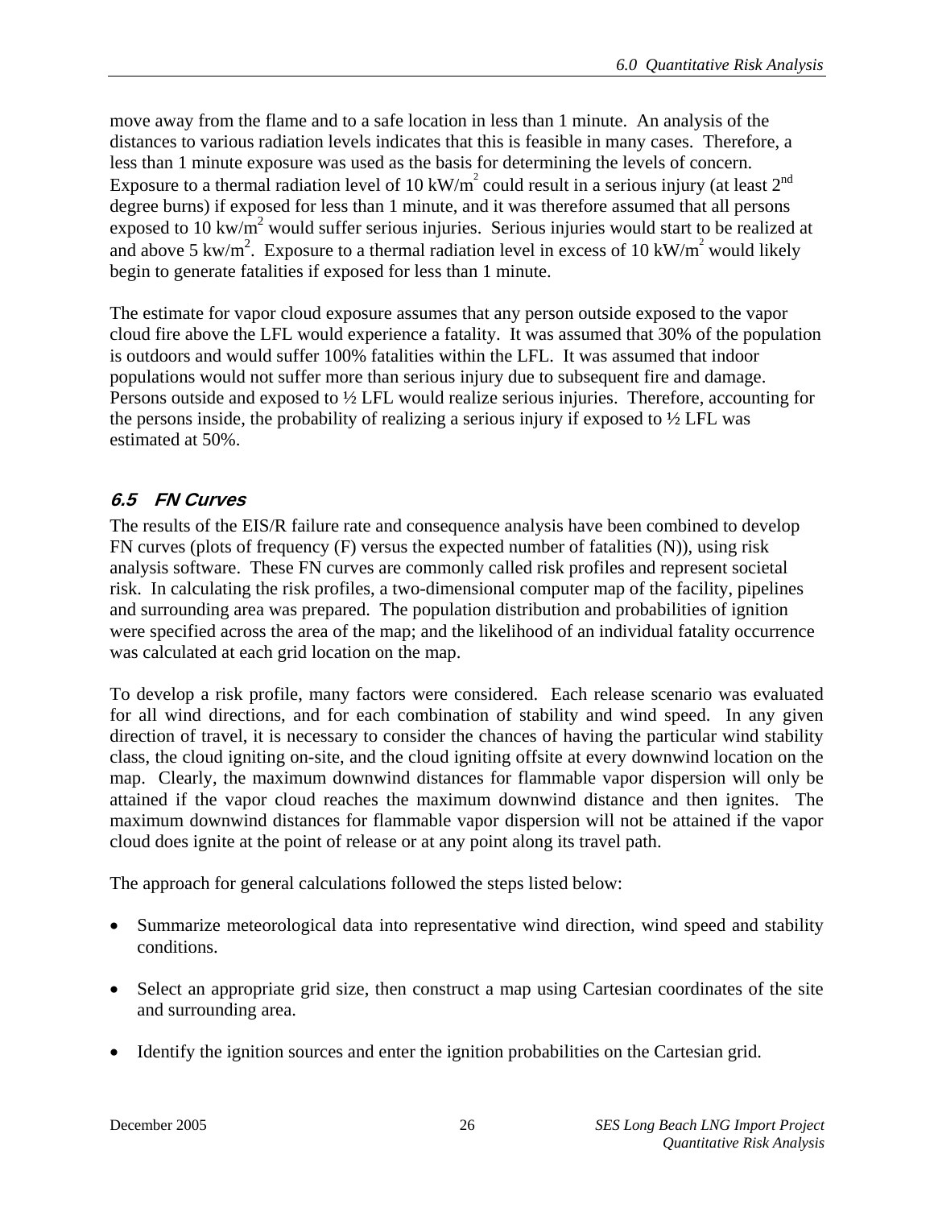move away from the flame and to a safe location in less than 1 minute. An analysis of the distances to various radiation levels indicates that this is feasible in many cases. Therefore, a less than 1 minute exposure was used as the basis for determining the levels of concern. Exposure to a thermal radiation level of 10 $kW/m^2$ could result in a serious injury (at least $2^{nd}$ degree burns) if exposed for less than 1 minute, and it was therefore assumed that all persons exposed to 10 $kw/m^2$ would suffer serious injuries. Serious injuries would start to be realized at and above 5 $kw/m^2$. Exposure to a thermal radiation level in excess of 10 $kW/m^2$ would likely begin to generate fatalities if exposed for less than 1 minute.

The estimate for vapor cloud exposure assumes that any person outside exposed to the vapor cloud fire above the LFL would experience a fatality. It was assumed that 30% of the population is outdoors and would suffer 100% fatalities within the LFL. It was assumed that indoor populations would not suffer more than serious injury due to subsequent fire and damage. Persons outside and exposed to ½ LFL would realize serious injuries. Therefore, accounting for the persons inside, the probability of realizing a serious injury if exposed to ½ LFL was estimated at 50%.

## 6.5 FN Curves

The results of the EIS/R failure rate and consequence analysis have been combined to develop FN curves (plots of frequency (F) versus the expected number of fatalities (N)), using risk analysis software. These FN curves are commonly called risk profiles and represent societal risk. In calculating the risk profiles, a two-dimensional computer map of the facility, pipelines and surrounding area was prepared. The population distribution and probabilities of ignition were specified across the area of the map; and the likelihood of an individual fatality occurrence was calculated at each grid location on the map.

To develop a risk profile, many factors were considered. Each release scenario was evaluated for all wind directions, and for each combination of stability and wind speed. In any given direction of travel, it is necessary to consider the chances of having the particular wind stability class, the cloud igniting on-site, and the cloud igniting offsite at every downwind location on the map. Clearly, the maximum downwind distances for flammable vapor dispersion will only be attained if the vapor cloud reaches the maximum downwind distance and then ignites. The maximum downwind distances for flammable vapor dispersion will not be attained if the vapor cloud does ignite at the point of release or at any point along its travel path.

The approach for general calculations followed the steps listed below:

- Summarize meteorological data into representative wind direction, wind speed and stability conditions.
- Select an appropriate grid size, then construct a map using Cartesian coordinates of the site and surrounding area.
- Identify the ignition sources and enter the ignition probabilities on the Cartesian grid.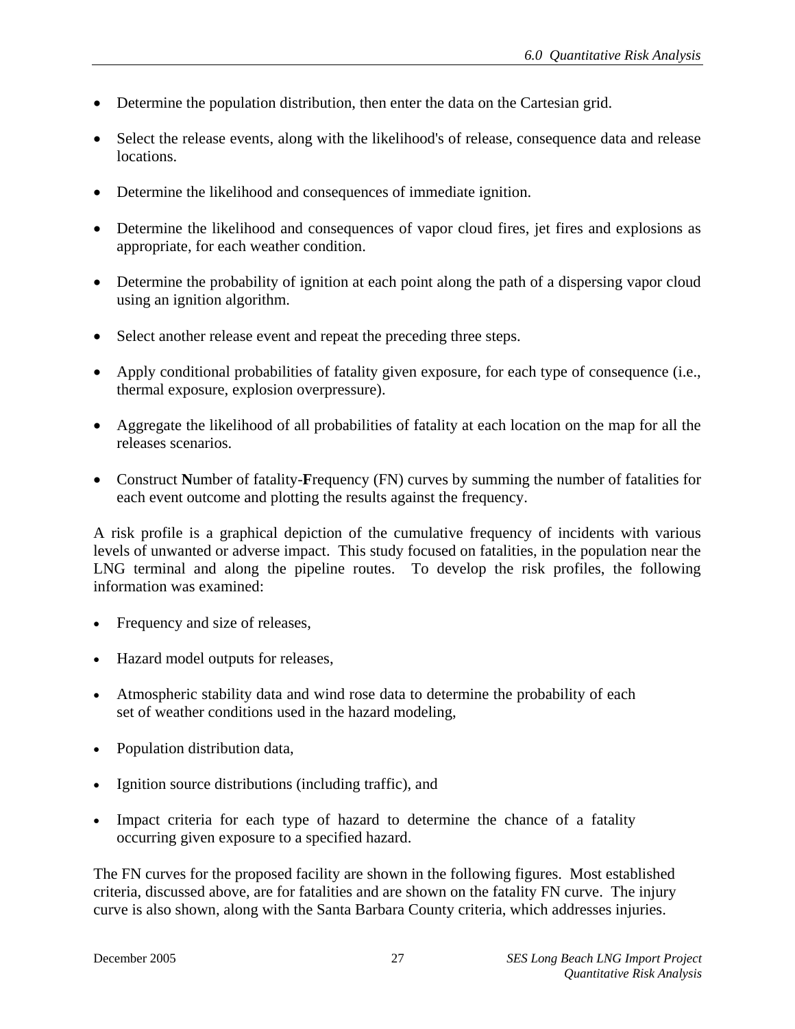- Determine the population distribution, then enter the data on the Cartesian grid.
- Select the release events, along with the likelihood's of release, consequence data and release locations.
- Determine the likelihood and consequences of immediate ignition.
- Determine the likelihood and consequences of vapor cloud fires, jet fires and explosions as appropriate, for each weather condition.
- Determine the probability of ignition at each point along the path of a dispersing vapor cloud using an ignition algorithm.
- Select another release event and repeat the preceding three steps.
- Apply conditional probabilities of fatality given exposure, for each type of consequence (i.e., thermal exposure, explosion overpressure).
- Aggregate the likelihood of all probabilities of fatality at each location on the map for all the releases scenarios.
- Construct **N**umber of fatality-**F**requency (FN) curves by summing the number of fatalities for each event outcome and plotting the results against the frequency.

A risk profile is a graphical depiction of the cumulative frequency of incidents with various levels of unwanted or adverse impact. This study focused on fatalities, in the population near the LNG terminal and along the pipeline routes. To develop the risk profiles, the following information was examined:

- Frequency and size of releases,
- Hazard model outputs for releases,
- Atmospheric stability data and wind rose data to determine the probability of each set of weather conditions used in the hazard modeling,
- Population distribution data,
- Ignition source distributions (including traffic), and
- Impact criteria for each type of hazard to determine the chance of a fatality occurring given exposure to a specified hazard.

The FN curves for the proposed facility are shown in the following figures. Most established criteria, discussed above, are for fatalities and are shown on the fatality FN curve. The injury curve is also shown, along with the Santa Barbara County criteria, which addresses injuries.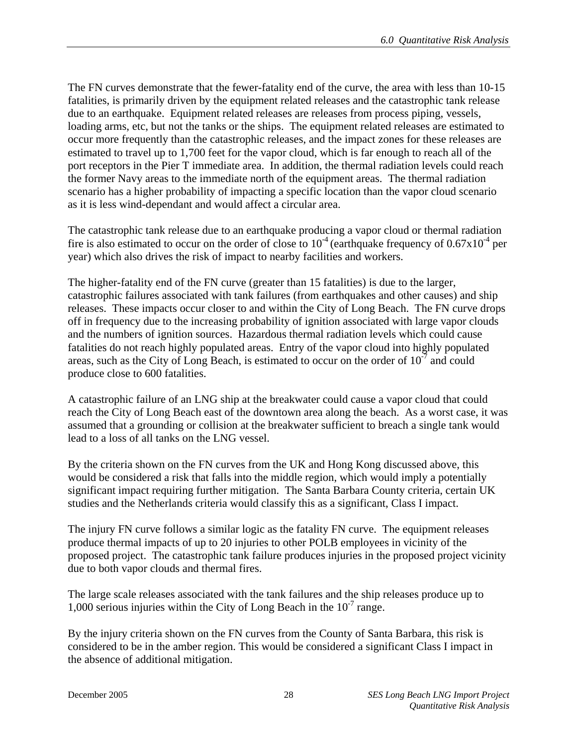The FN curves demonstrate that the fewer-fatality end of the curve, the area with less than 10-15 fatalities, is primarily driven by the equipment related releases and the catastrophic tank release due to an earthquake. Equipment related releases are releases from process piping, vessels, loading arms, etc, but not the tanks or the ships. The equipment related releases are estimated to occur more frequently than the catastrophic releases, and the impact zones for these releases are estimated to travel up to 1,700 feet for the vapor cloud, which is far enough to reach all of the port receptors in the Pier T immediate area. In addition, the thermal radiation levels could reach the former Navy areas to the immediate north of the equipment areas. The thermal radiation scenario has a higher probability of impacting a specific location than the vapor cloud scenario as it is less wind-dependant and would affect a circular area.

The catastrophic tank release due to an earthquake producing a vapor cloud or thermal radiation fire is also estimated to occur on the order of close to $10^{-4}$ (earthquake frequency of $0.67 \times 10^{-4}$ per year) which also drives the risk of impact to nearby facilities and workers.

The higher-fatality end of the FN curve (greater than 15 fatalities) is due to the larger, catastrophic failures associated with tank failures (from earthquakes and other causes) and ship releases. These impacts occur closer to and within the City of Long Beach. The FN curve drops off in frequency due to the increasing probability of ignition associated with large vapor clouds and the numbers of ignition sources. Hazardous thermal radiation levels which could cause fatalities do not reach highly populated areas. Entry of the vapor cloud into highly populated areas, such as the City of Long Beach, is estimated to occur on the order of $10^{-7}$ and could produce close to 600 fatalities.

A catastrophic failure of an LNG ship at the breakwater could cause a vapor cloud that could reach the City of Long Beach east of the downtown area along the beach. As a worst case, it was assumed that a grounding or collision at the breakwater sufficient to breach a single tank would lead to a loss of all tanks on the LNG vessel.

By the criteria shown on the FN curves from the UK and Hong Kong discussed above, this would be considered a risk that falls into the middle region, which would imply a potentially significant impact requiring further mitigation. The Santa Barbara County criteria, certain UK studies and the Netherlands criteria would classify this as a significant, Class I impact.

The injury FN curve follows a similar logic as the fatality FN curve. The equipment releases produce thermal impacts of up to 20 injuries to other POLB employees in vicinity of the proposed project. The catastrophic tank failure produces injuries in the proposed project vicinity due to both vapor clouds and thermal fires.

The large scale releases associated with the tank failures and the ship releases produce up to 1,000 serious injuries within the City of Long Beach in the $10^{-7}$ range.

By the injury criteria shown on the FN curves from the County of Santa Barbara, this risk is considered to be in the amber region. This would be considered a significant Class I impact in the absence of additional mitigation.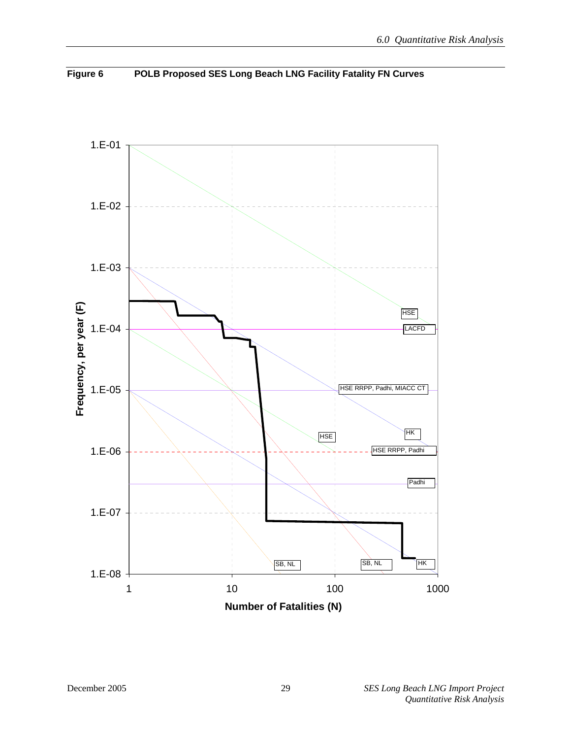**Figure 6 POLB Proposed SES Long Beach LNG Facility Fatality FN Curves**

Frequency, per year (F)

1.E-01
1.E-02
1.E-03
1.E-04
1.E-05
1.E-06
1.E-07
1.E-08

HSE
LACFD
HSE RRPP, Padhi, MIACC CT
HSE
HK
HSE RRPP, Padhi
Padhi
SB, NL
SB, NL
HK

1 10 100 1000

Number of Fatalities (N)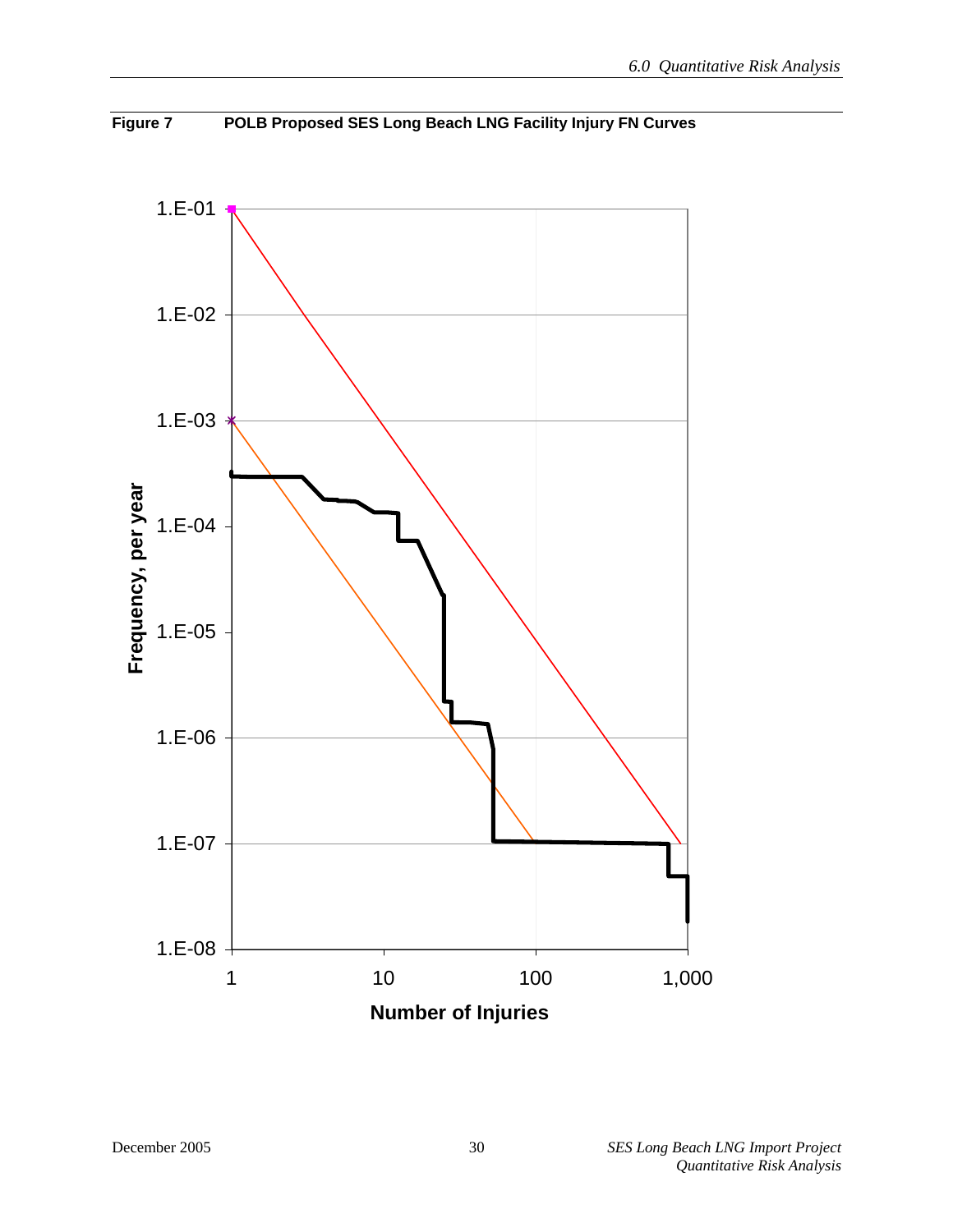**Figure 7    POLB Proposed SES Long Beach LNG Facility Injury FN Curves**

Frequency, per year

1.E-01

1.E-02

1.E-03

1.E-04

1.E-05

1.E-06

1.E-07

1.E-08

1    10    100    1,000

Number of Injuries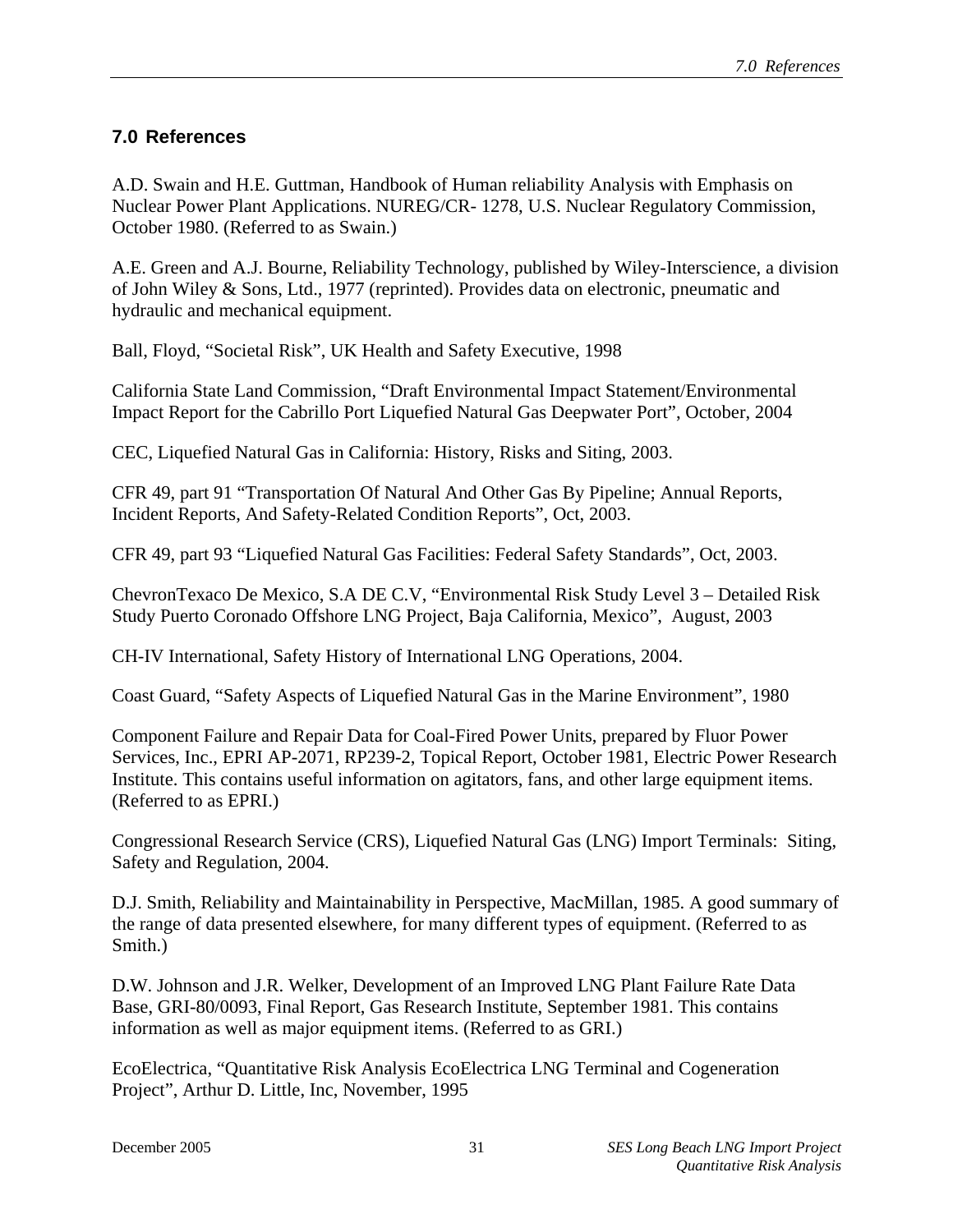## 7.0 References

A.D. Swain and H.E. Guttman, Handbook of Human reliability Analysis with Emphasis on Nuclear Power Plant Applications. NUREG/CR- 1278, U.S. Nuclear Regulatory Commission, October 1980. (Referred to as Swain.)

A.E. Green and A.J. Bourne, Reliability Technology, published by Wiley-Interscience, a division of John Wiley & Sons, Ltd., 1977 (reprinted). Provides data on electronic, pneumatic and hydraulic and mechanical equipment.

Ball, Floyd, "Societal Risk", UK Health and Safety Executive, 1998

California State Land Commission, "Draft Environmental Impact Statement/Environmental Impact Report for the Cabrillo Port Liquefied Natural Gas Deepwater Port", October, 2004

CEC, Liquefied Natural Gas in California: History, Risks and Siting, 2003.

CFR 49, part 91 "Transportation Of Natural And Other Gas By Pipeline; Annual Reports, Incident Reports, And Safety-Related Condition Reports", Oct, 2003.

CFR 49, part 93 "Liquefied Natural Gas Facilities: Federal Safety Standards", Oct, 2003.

ChevronTexaco De Mexico, S.A DE C.V, "Environmental Risk Study Level 3 – Detailed Risk Study Puerto Coronado Offshore LNG Project, Baja California, Mexico", August, 2003

CH-IV International, Safety History of International LNG Operations, 2004.

Coast Guard, "Safety Aspects of Liquefied Natural Gas in the Marine Environment", 1980

Component Failure and Repair Data for Coal-Fired Power Units, prepared by Fluor Power Services, Inc., EPRI AP-2071, RP239-2, Topical Report, October 1981, Electric Power Research Institute. This contains useful information on agitators, fans, and other large equipment items. (Referred to as EPRI.)

Congressional Research Service (CRS), Liquefied Natural Gas (LNG) Import Terminals: Siting, Safety and Regulation, 2004.

D.J. Smith, Reliability and Maintainability in Perspective, MacMillan, 1985. A good summary of the range of data presented elsewhere, for many different types of equipment. (Referred to as Smith.)

D.W. Johnson and J.R. Welker, Development of an Improved LNG Plant Failure Rate Data Base, GRI-80/0093, Final Report, Gas Research Institute, September 1981. This contains information as well as major equipment items. (Referred to as GRI.)

EcoElectrica, "Quantitative Risk Analysis EcoElectrica LNG Terminal and Cogeneration Project", Arthur D. Little, Inc, November, 1995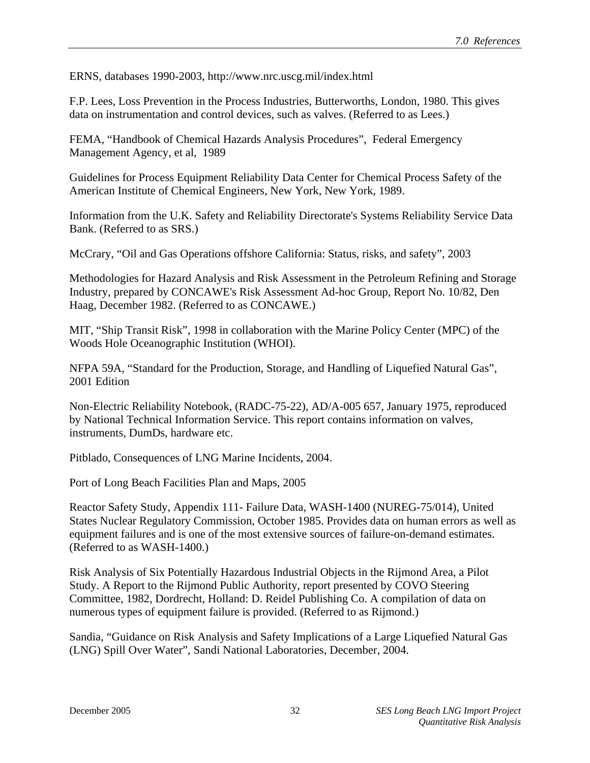ERNS, databases 1990-2003, http://www.nrc.uscg.mil/index.html

F.P. Lees, Loss Prevention in the Process Industries, Butterworths, London, 1980. This gives data on instrumentation and control devices, such as valves. (Referred to as Lees.)

FEMA, "Handbook of Chemical Hazards Analysis Procedures", Federal Emergency Management Agency, et al, 1989

Guidelines for Process Equipment Reliability Data Center for Chemical Process Safety of the American Institute of Chemical Engineers, New York, New York, 1989.

Information from the U.K. Safety and Reliability Directorate's Systems Reliability Service Data Bank. (Referred to as SRS.)

McCrary, "Oil and Gas Operations offshore California: Status, risks, and safety", 2003

Methodologies for Hazard Analysis and Risk Assessment in the Petroleum Refining and Storage Industry, prepared by CONCAWE's Risk Assessment Ad-hoc Group, Report No. 10/82, Den Haag, December 1982. (Referred to as CONCAWE.)

MIT, "Ship Transit Risk", 1998 in collaboration with the Marine Policy Center (MPC) of the Woods Hole Oceanographic Institution (WHOI).

NFPA 59A, "Standard for the Production, Storage, and Handling of Liquefied Natural Gas", 2001 Edition

Non-Electric Reliability Notebook, (RADC-75-22), AD/A-005 657, January 1975, reproduced by National Technical Information Service. This report contains information on valves, instruments, DumDs, hardware etc.

Pitblado, Consequences of LNG Marine Incidents, 2004.

Port of Long Beach Facilities Plan and Maps, 2005

Reactor Safety Study, Appendix 111- Failure Data, WASH-1400 (NUREG-75/014), United States Nuclear Regulatory Commission, October 1985. Provides data on human errors as well as equipment failures and is one of the most extensive sources of failure-on-demand estimates. (Referred to as WASH-1400.)

Risk Analysis of Six Potentially Hazardous Industrial Objects in the Rijmond Area, a Pilot Study. A Report to the Rijmond Public Authority, report presented by COVO Steering Committee, 1982, Dordrecht, Holland: D. Reidel Publishing Co. A compilation of data on numerous types of equipment failure is provided. (Referred to as Rijmond.)

Sandia, "Guidance on Risk Analysis and Safety Implications of a Large Liquefied Natural Gas (LNG) Spill Over Water", Sandi National Laboratories, December, 2004.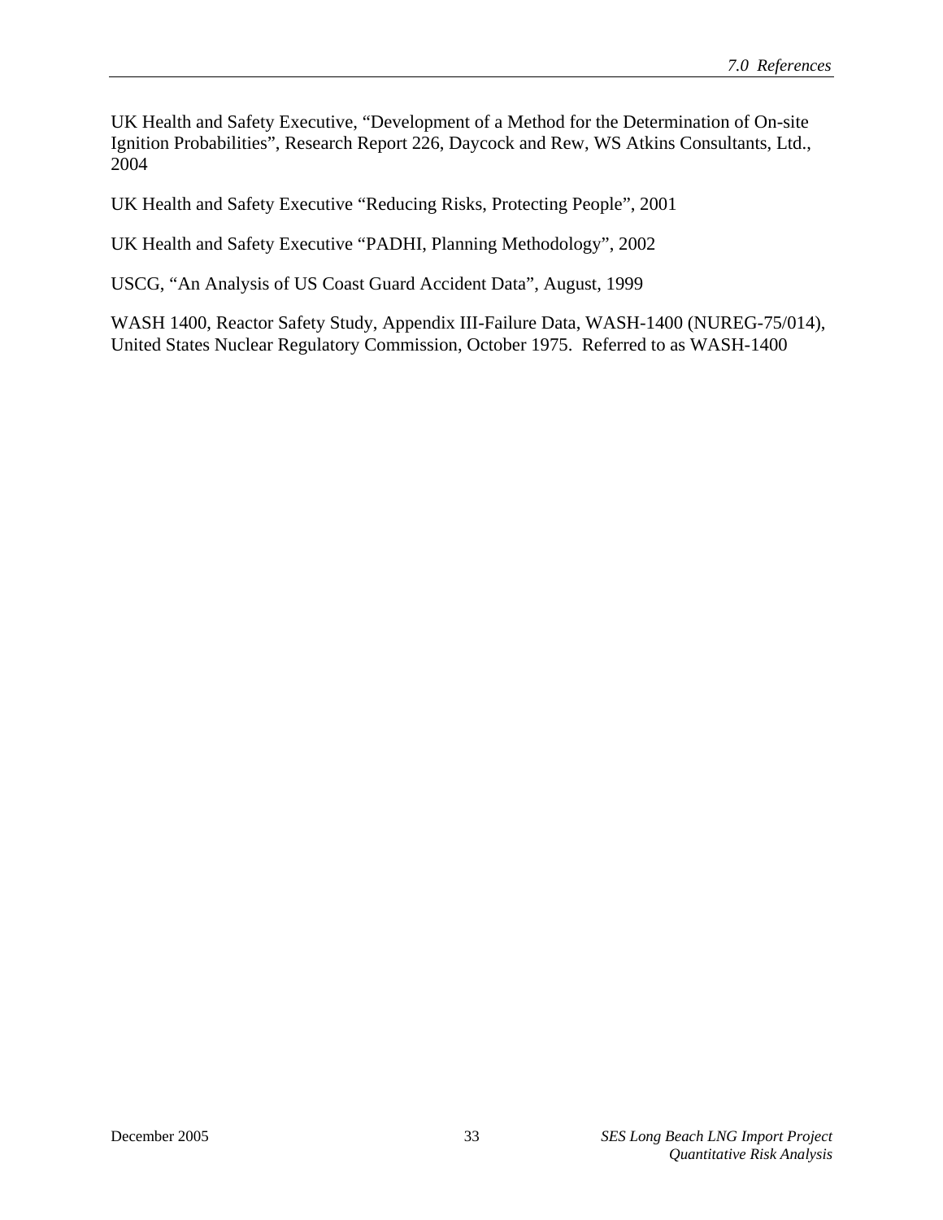UK Health and Safety Executive, “Development of a Method for the Determination of On-site Ignition Probabilities”, Research Report 226, Daycock and Rew, WS Atkins Consultants, Ltd., 2004

UK Health and Safety Executive “Reducing Risks, Protecting People”, 2001

UK Health and Safety Executive “PADHI, Planning Methodology”, 2002

USCG, “An Analysis of US Coast Guard Accident Data”, August, 1999

WASH 1400, Reactor Safety Study, Appendix III-Failure Data, WASH-1400 (NUREG-75/014), United States Nuclear Regulatory Commission, October 1975. Referred to as WASH-1400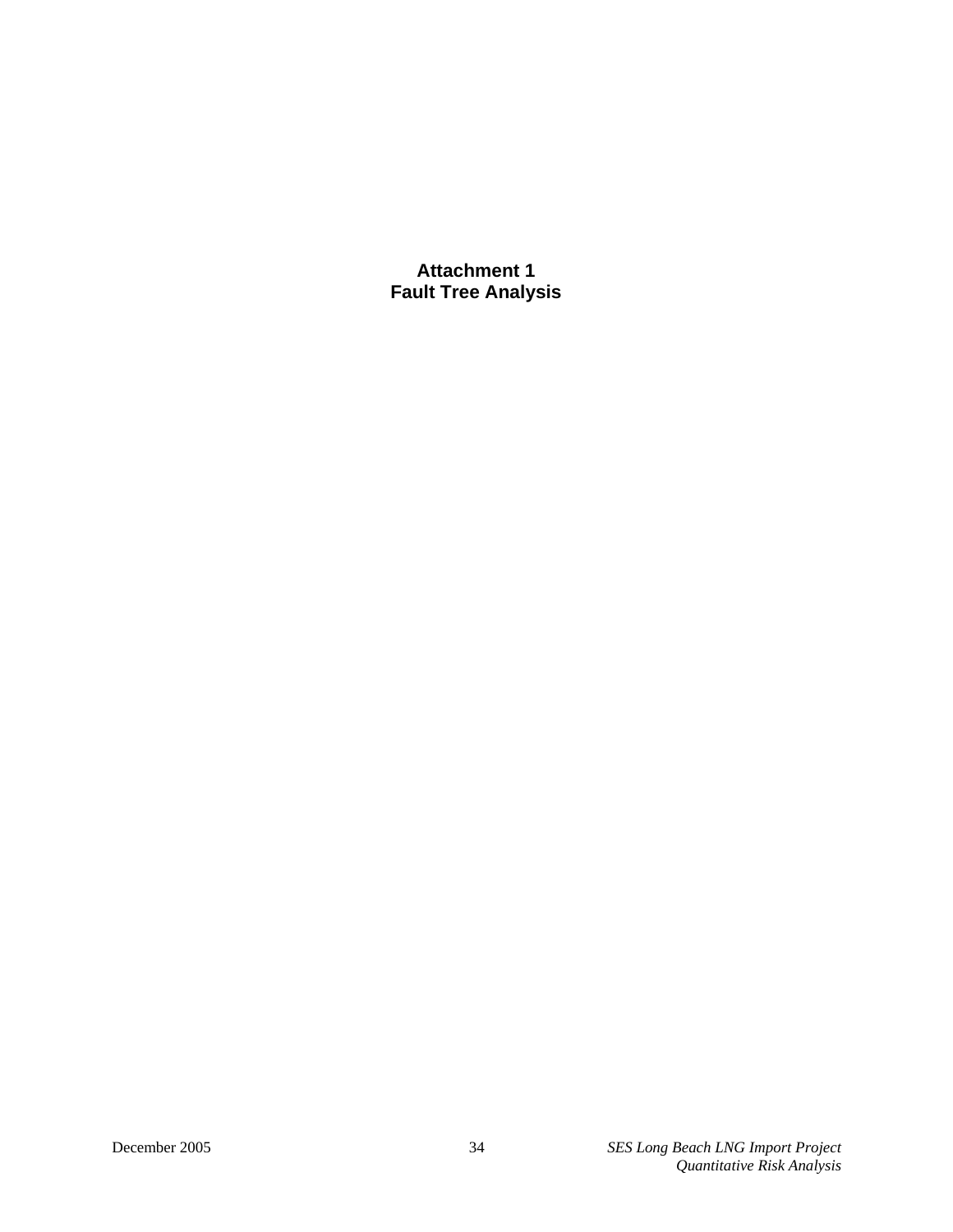# Attachment 1
# Fault Tree Analysis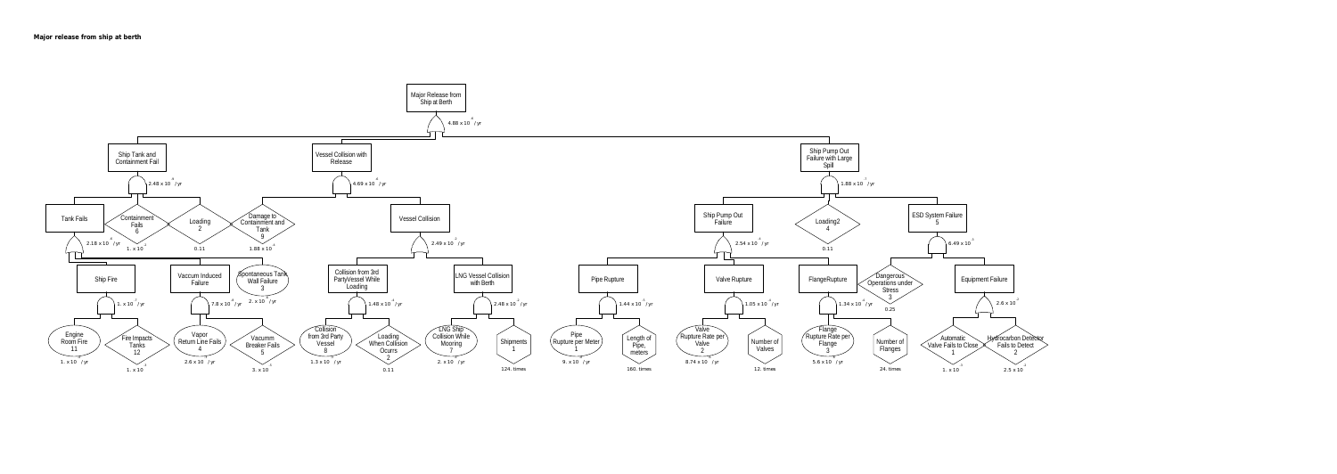**Major release from ship at berth**

- **Major Release from Ship at Berth** — $4.88 \times 10^{-6}$ /yr (OR)
  - **Ship Tank and Containment Fail** — $2.48 \times 10^{-8}$ /yr (AND)
    - Tank Fails — $2.18 \times 10^{-6}$ /yr (OR)
      - Ship Fire — $1. \times 10^{-7}$ /yr (AND)
        - Engine Room Fire 11 — $1. \times 10^{-5}$ /yr
        - Fire Impacts Tanks 12 — $1. \times 10^{-2}$
      - Vaccum Induced Failure — $7.8 \times 10^{-8}$ /yr (AND)
        - Vapor Return Line Fails 4 — $2.6 \times 10^{-4}$ /yr
        - Vacumm Breaker Fails 5 — $3. \times 10^{-4}$
      - Spontaneous Tank Wall Failure 3 — $2. \times 10^{-6}$ /yr
    - Containment Fails 6 — $1. \times 10^{-1}$
    - Loading 2 — 0.11
  - **Vessel Collision with Release** — $4.69 \times 10^{-6}$ /yr (AND)
    - Damage to Containment and Tank 9 — $1.88 \times 10^{-4}$
    - Vessel Collision — $2.49 \times 10^{-2}$ /yr (OR)
      - Collision from 3rd PartyVessel While Loading — $1.48 \times 10^{-4}$ /yr (AND)
        - Collision from 3rd Party Vessel 8 — $1.3 \times 10^{-3}$ /yr
        - Loading When Collision Ocurrs 2 — 0.11
      - LNG Vessel Collision with Berth — $2.48 \times 10^{-2}$ /yr (AND)
        - LNG Ship Collision While Mooring 7 — $2. \times 10^{-4}$ /yr
        - Shipments 1 — 124. times
  - **Ship Pump Out Failure with Large Spill** — $1.88 \times 10^{-7}$ /yr (AND)
    - Ship Pump Out Failure — $2.54 \times 10^{-4}$ /yr (OR)
      - Pipe Rupture — $1.44 \times 10^{-4}$ /yr (AND)
        - Pipe Rupture per Meter 1 — $9. \times 10^{-7}$ /yr
        - Length of Pipe, meters — 160. times
      - Valve Rupture — $1.05 \times 10^{-4}$ /yr (AND)
        - Valve Rupture Rate per Valve 2 — $8.74 \times 10^{-6}$ /yr
        - Number of Valves — 12. times
      - FlangeRupture — $1.34 \times 10^{-4}$ /yr (AND)
        - Flange Rupture Rate per Flange 3 — $5.6 \times 10^{-6}$ /yr
        - Number of Flanges — 24. times
    - Loading2 4 — 0.11
    - ESD System Failure 5 — $6.49 \times 10^{-3}$ (AND)
      - Dangerous Operations under Stress 3 — 0.25
      - Equipment Failure — $2.6 \times 10^{-2}$ (OR)
        - Automatic Valve Fails to Close 1 — $1. \times 10^{-3}$
        - Hydrocarbon Detector Fails to Detect 2 — $2.5 \times 10^{-2}$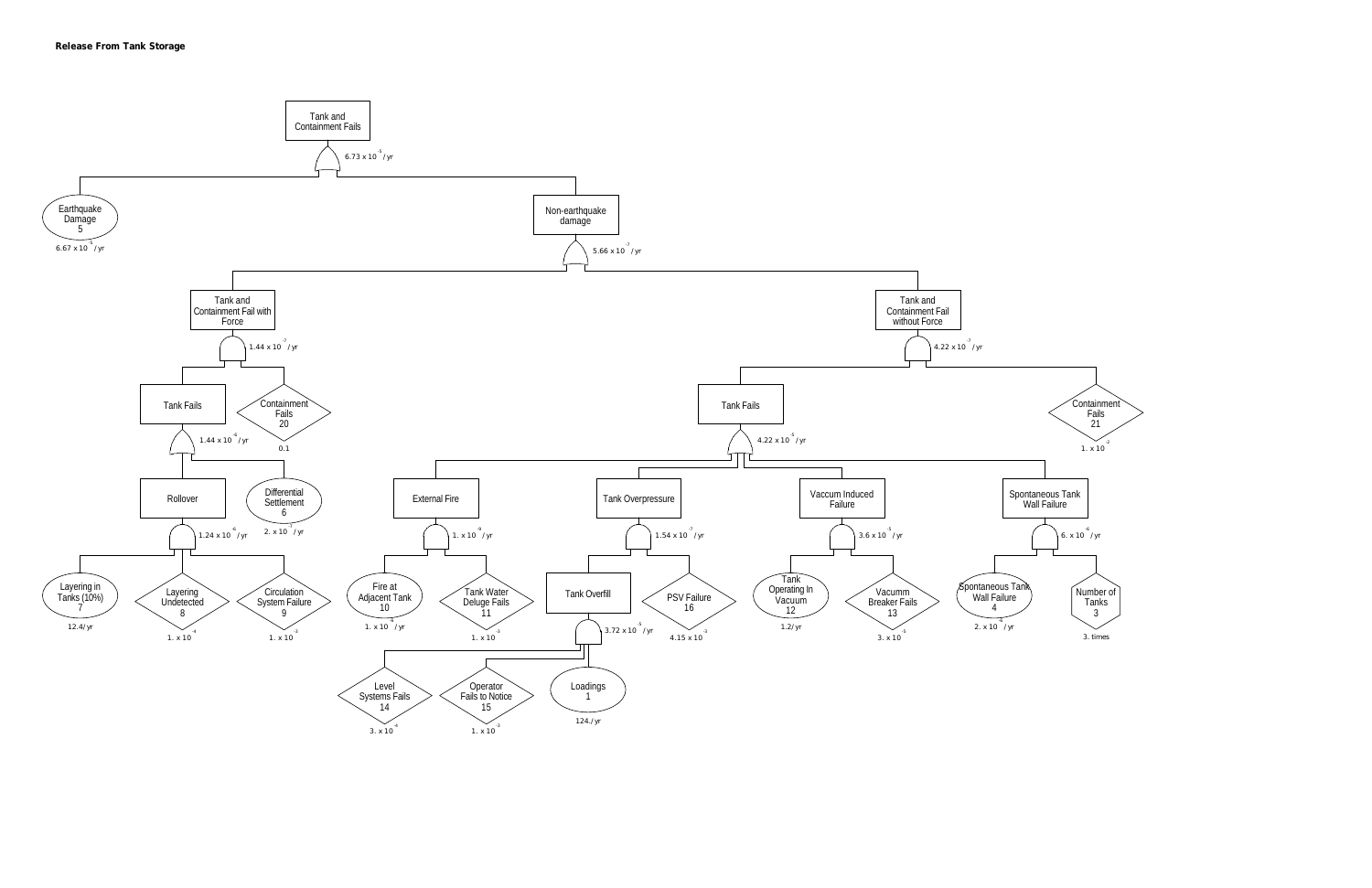**Release From Tank Storage**

- **Tank and Containment Fails** — OR gate — $6.73 \times 10^{-5}$ / yr
  - Earthquake Damage (5) — $6.67 \times 10^{-5}$ / yr
  - **Non-earthquake damage** — OR gate — $5.66 \times 10^{-7}$ / yr
    - **Tank and Containment Fail with Force** — AND gate — $1.44 \times 10^{-7}$ / yr
      - **Tank Fails** — OR gate — $1.44 \times 10^{-6}$ / yr
        - **Rollover** — AND gate — $1.24 \times 10^{-6}$ / yr
          - Layering in Tanks (10%) (7) — 12.4/ yr
          - Layering Undetected (8) — $1. \times 10^{-4}$
          - Circulation System Failure (9) — $1. \times 10^{-3}$
        - Differential Settlement (6) — $2. \times 10^{-7}$ / yr
      - Containment Fails (20) — 0.1
    - **Tank and Containment Fail without Force** — AND gate — $4.22 \times 10^{-7}$ / yr
      - **Tank Fails** — OR gate — $4.22 \times 10^{-5}$ / yr
        - **External Fire** — AND gate — $1. \times 10^{-9}$ / yr
          - Fire at Adjacent Tank (10) — $1. \times 10^{-6}$ / yr
          - Tank Water Deluge Fails (11) — $1. \times 10^{-3}$
        - **Tank Overpressure** — AND gate — $1.54 \times 10^{-7}$ / yr
          - **Tank Overfill** — AND gate — $3.72 \times 10^{-5}$ / yr
            - Level Systems Fails (14) — $3. \times 10^{-4}$
            - Operator Fails to Notice (15) — $1. \times 10^{-3}$
            - Loadings (1) — 124./ yr
          - PSV Failure (16) — $4.15 \times 10^{-3}$
        - **Vaccum Induced Failure** — AND gate — $3.6 \times 10^{-5}$ / yr
          - Tank Operating In Vacuum (12) — 1.2/ yr
          - Vacumm Breaker Fails (13) — $3. \times 10^{-5}$
        - **Spontaneous Tank Wall Failure** — AND gate — $6. \times 10^{-6}$ / yr
          - Spontaneous Tank Wall Failure (4) — $2. \times 10^{-6}$ / yr
          - Number of Tanks (3) — 3. times
      - Containment Fails (21) — $1. \times 10^{-2}$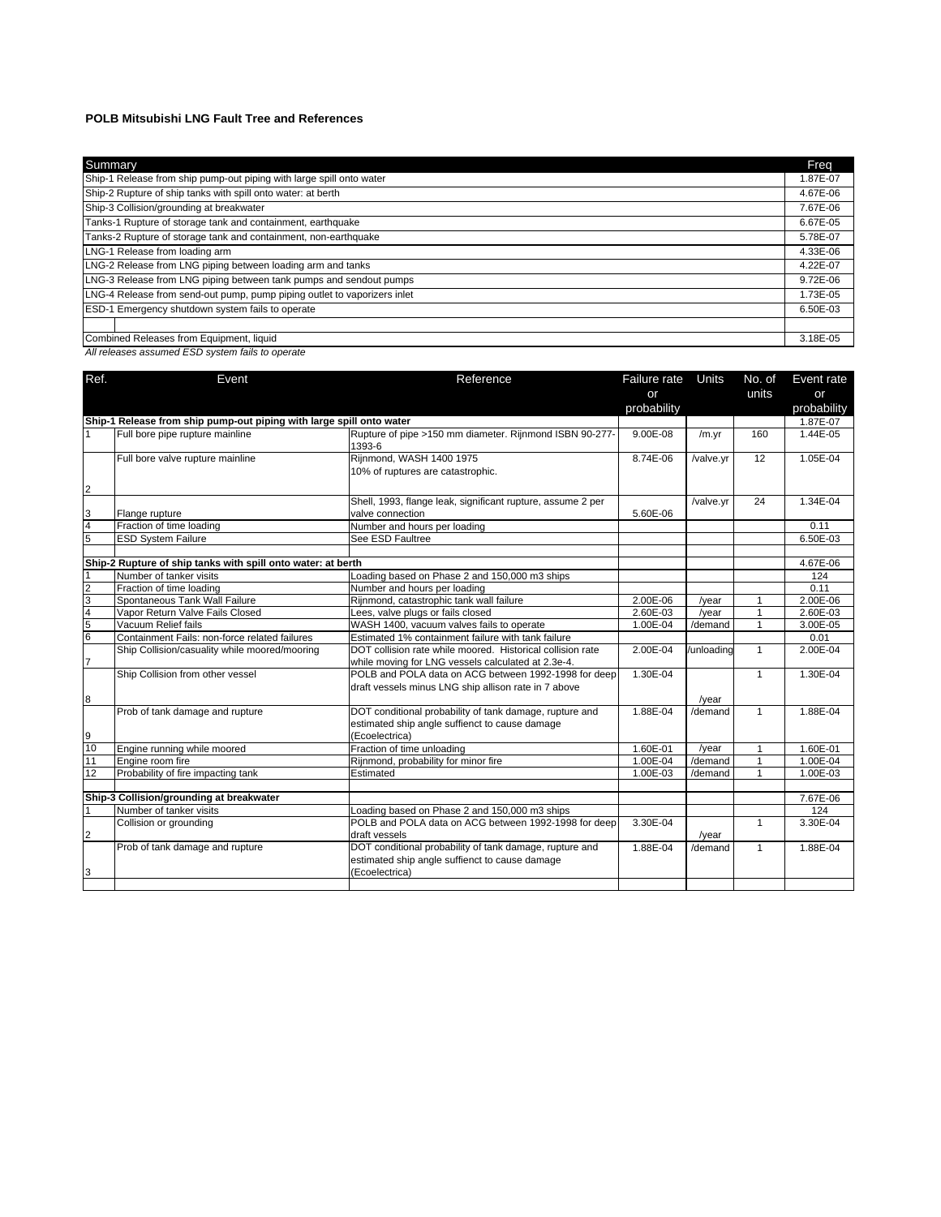**POLB Mitsubishi LNG Fault Tree and References**

| Summary | Freq |
|---|---|
| Ship-1 Release from ship pump-out piping with large spill onto water | 1.87E-07 |
| Ship-2 Rupture of ship tanks with spill onto water: at berth | 4.67E-06 |
| Ship-3 Collision/grounding at breakwater | 7.67E-06 |
| Tanks-1 Rupture of storage tank and containment, earthquake | 6.67E-05 |
| Tanks-2 Rupture of storage tank and containment, non-earthquake | 5.78E-07 |
| LNG-1 Release from loading arm | 4.33E-06 |
| LNG-2 Release from LNG piping between loading arm and tanks | 4.22E-07 |
| LNG-3 Release from LNG piping between tank pumps and sendout pumps | 9.72E-06 |
| LNG-4 Release from send-out pump, pump piping outlet to vaporizers inlet | 1.73E-05 |
| ESD-1 Emergency shutdown system fails to operate | 6.50E-03 |
| | |
| Combined Releases from Equipment, liquid | 3.18E-05 |

*All releases assumed ESD system fails to operate*

| Ref. | Event | Reference | Failure rate or probability | Units | No. of units | Event rate or probability |
|---|---|---|---|---|---|---|
| **Ship-1 Release from ship pump-out piping with large spill onto water** | | | | | | 1.87E-07 |
| 1 | Full bore pipe rupture mainline | Rupture of pipe >150 mm diameter. Rijnmond ISBN 90-277-1393-6 | 9.00E-08 | /m.yr | 160 | 1.44E-05 |
| 2 | Full bore valve rupture mainline | Rijnmond, WASH 1400 1975<br>10% of ruptures are catastrophic. | 8.74E-06 | /valve.yr | 12 | 1.05E-04 |
| 3 | Flange rupture | Shell, 1993, flange leak, significant rupture, assume 2 per valve connection | 5.60E-06 | /valve.yr | 24 | 1.34E-04 |
| 4 | Fraction of time loading | Number and hours per loading | | | | 0.11 |
| 5 | ESD System Failure | See ESD Faultree | | | | 6.50E-03 |
| | | | | | | |
| **Ship-2 Rupture of ship tanks with spill onto water: at berth** | | | | | | 4.67E-06 |
| 1 | Number of tanker visits | Loading based on Phase 2 and 150,000 m3 ships | | | | 124 |
| 2 | Fraction of time loading | Number and hours per loading | | | | 0.11 |
| 3 | Spontaneous Tank Wall Failure | Rijnmond, catastrophic tank wall failure | 2.00E-06 | /year | 1 | 2.00E-06 |
| 4 | Vapor Return Valve Fails Closed | Lees, valve plugs or fails closed | 2.60E-03 | /year | 1 | 2.60E-03 |
| 5 | Vacuum Relief fails | WASH 1400, vacuum valves fails to operate | 1.00E-04 | /demand | 1 | 3.00E-05 |
| 6 | Containment Fails: non-force related failures | Estimated 1% containment failure with tank failure | | | | 0.01 |
| 7 | Ship Collision/casuality while moored/mooring | DOT collision rate while moored. Historical collision rate while moving for LNG vessels calculated at 2.3e-4. | 2.00E-04 | /unloading | 1 | 2.00E-04 |
| 8 | Ship Collision from other vessel | POLB and POLA data on ACG between 1992-1998 for deep draft vessels minus LNG ship allison rate in 7 above | 1.30E-04 | /year | 1 | 1.30E-04 |
| 9 | Prob of tank damage and rupture | DOT conditional probability of tank damage, rupture and estimated ship angle suffienct to cause damage (Ecoelectrica) | 1.88E-04 | /demand | 1 | 1.88E-04 |
| 10 | Engine running while moored | Fraction of time unloading | 1.60E-01 | /year | 1 | 1.60E-01 |
| 11 | Engine room fire | Rijnmond, probability for minor fire | 1.00E-04 | /demand | 1 | 1.00E-04 |
| 12 | Probability of fire impacting tank | Estimated | 1.00E-03 | /demand | 1 | 1.00E-03 |
| | | | | | | |
| **Ship-3 Collision/grounding at breakwater** | | | | | | 7.67E-06 |
| 1 | Number of tanker visits | Loading based on Phase 2 and 150,000 m3 ships | | | | 124 |
| 2 | Collision or grounding | POLB and POLA data on ACG between 1992-1998 for deep draft vessels | 3.30E-04 | /year | 1 | 3.30E-04 |
| 3 | Prob of tank damage and rupture | DOT conditional probability of tank damage, rupture and estimated ship angle suffienct to cause damage (Ecoelectrica) | 1.88E-04 | /demand | 1 | 1.88E-04 |
| | | | | | | |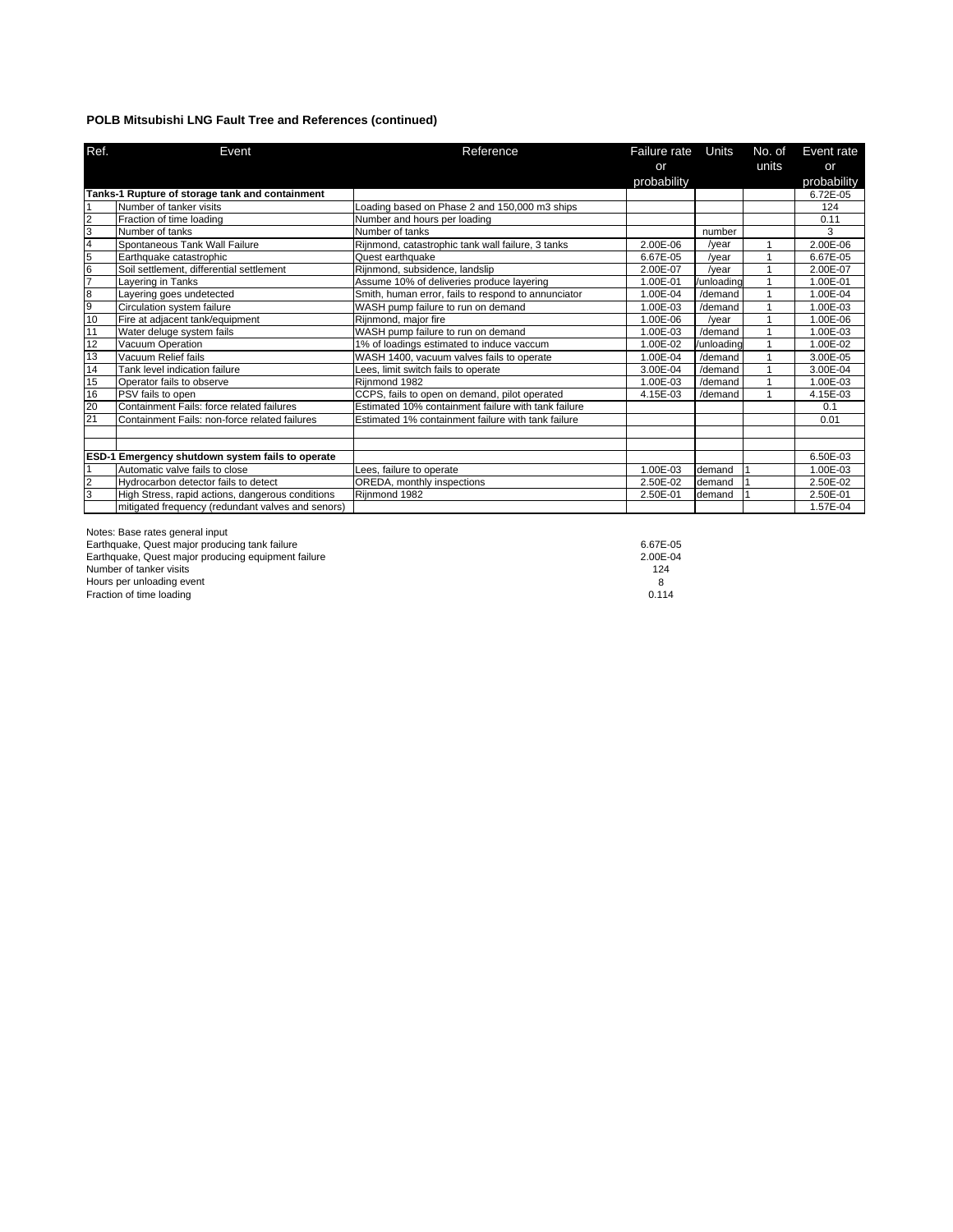**POLB Mitsubishi LNG Fault Tree and References (continued)**

| Ref. | Event | Reference | Failure rate or probability | Units | No. of units | Event rate or probability |
|---|---|---|---|---|---|---|
| **Tanks-1 Rupture of storage tank and containment** | | | | | | 6.72E-05 |
| 1 | Number of tanker visits | Loading based on Phase 2 and 150,000 m3 ships | | | | 124 |
| 2 | Fraction of time loading | Number and hours per loading | | | | 0.11 |
| 3 | Number of tanks | Number of tanks | | number | | 3 |
| 4 | Spontaneous Tank Wall Failure | Rijnmond, catastrophic tank wall failure, 3 tanks | 2.00E-06 | /year | 1 | 2.00E-06 |
| 5 | Earthquake catastrophic | Quest earthquake | 6.67E-05 | /year | 1 | 6.67E-05 |
| 6 | Soil settlement, differential settlement | Rijnmond, subsidence, landslip | 2.00E-07 | /year | 1 | 2.00E-07 |
| 7 | Layering in Tanks | Assume 10% of deliveries produce layering | 1.00E-01 | /unloading | 1 | 1.00E-01 |
| 8 | Layering goes undetected | Smith, human error, fails to respond to annunciator | 1.00E-04 | /demand | 1 | 1.00E-04 |
| 9 | Circulation system failure | WASH pump failure to run on demand | 1.00E-03 | /demand | 1 | 1.00E-03 |
| 10 | Fire at adjacent tank/equipment | Rijnmond, major fire | 1.00E-06 | /year | 1 | 1.00E-06 |
| 11 | Water deluge system fails | WASH pump failure to run on demand | 1.00E-03 | /demand | 1 | 1.00E-03 |
| 12 | Vacuum Operation | 1% of loadings estimated to induce vaccum | 1.00E-02 | /unloading | 1 | 1.00E-02 |
| 13 | Vacuum Relief fails | WASH 1400, vacuum valves fails to operate | 1.00E-04 | /demand | 1 | 3.00E-05 |
| 14 | Tank level indication failure | Lees, limit switch fails to operate | 3.00E-04 | /demand | 1 | 3.00E-04 |
| 15 | Operator fails to observe | Rijnmond 1982 | 1.00E-03 | /demand | 1 | 1.00E-03 |
| 16 | PSV fails to open | CCPS, fails to open on demand, pilot operated | 4.15E-03 | /demand | 1 | 4.15E-03 |
| 20 | Containment Fails: force related failures | Estimated 10% containment failure with tank failure | | | | 0.1 |
| 21 | Containment Fails: non-force related failures | Estimated 1% containment failure with tank failure | | | | 0.01 |
| | | | | | | |
| | | | | | | |
| **ESD-1 Emergency shutdown system fails to operate** | | | | | | 6.50E-03 |
| 1 | Automatic valve fails to close | Lees, failure to operate | 1.00E-03 | demand | 1 | 1.00E-03 |
| 2 | Hydrocarbon detector fails to detect | OREDA, monthly inspections | 2.50E-02 | demand | 1 | 2.50E-02 |
| 3 | High Stress, rapid actions, dangerous conditions | Rijnmond 1982 | 2.50E-01 | demand | 1 | 2.50E-01 |
| | mitigated frequency (redundant valves and senors) | | | | | 1.57E-04 |

Notes: Base rates general input

| | |
|---|---|
| Earthquake, Quest major producing tank failure | 6.67E-05 |
| Earthquake, Quest major producing equipment failure | 2.00E-04 |
| Number of tanker visits | 124 |
| Hours per unloading event | 8 |
| Fraction of time loading | 0.114 |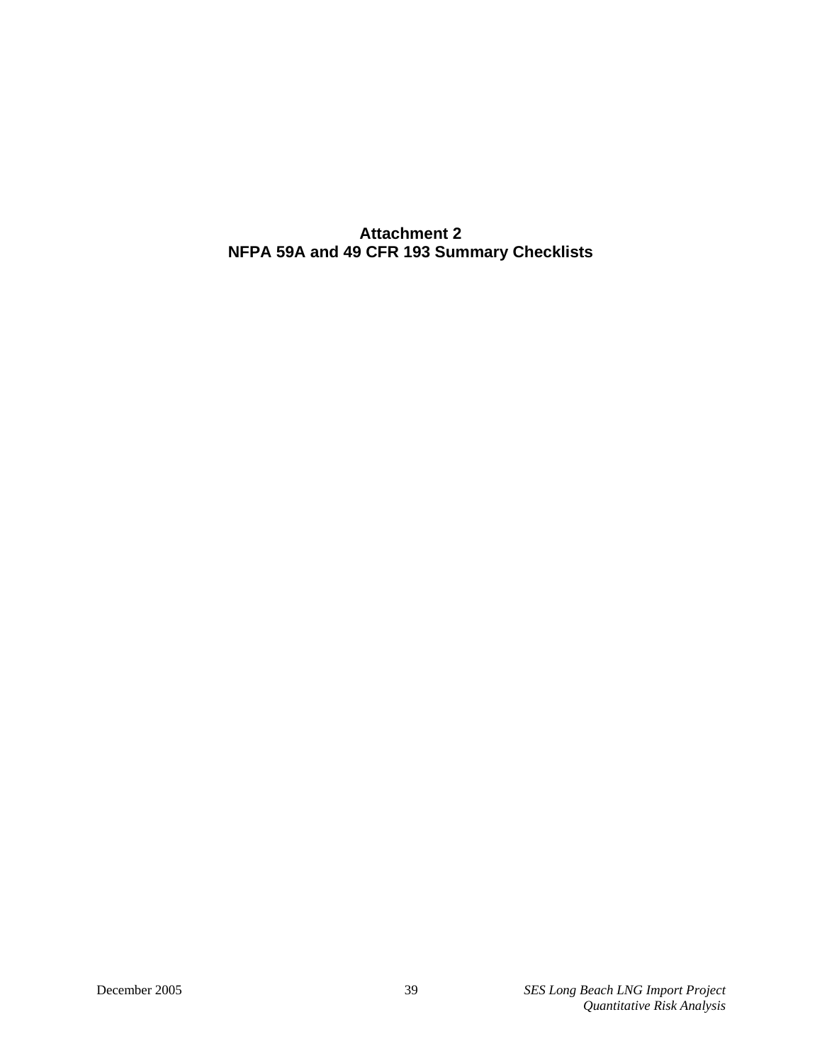# Attachment 2
# NFPA 59A and 49 CFR 193 Summary Checklists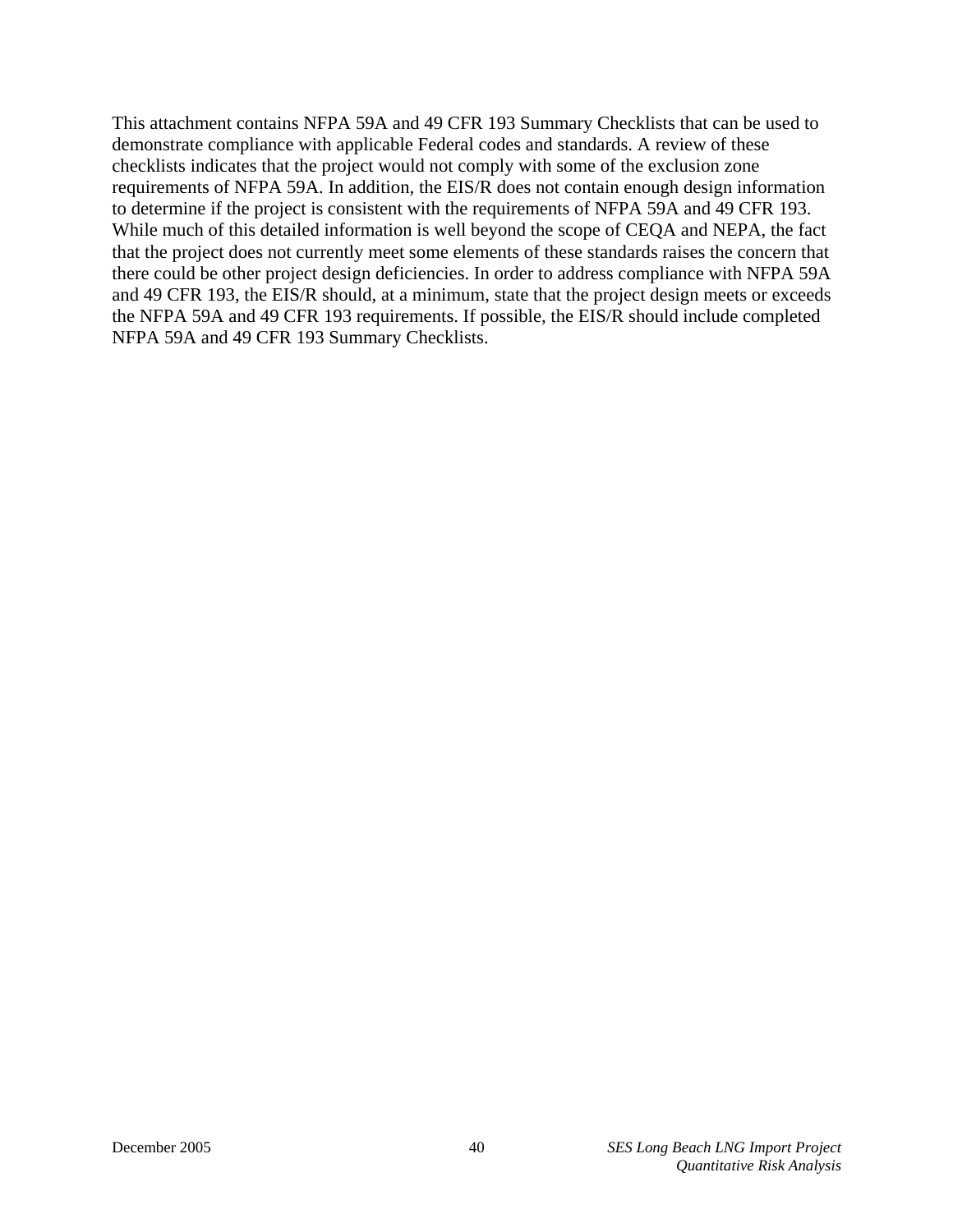This attachment contains NFPA 59A and 49 CFR 193 Summary Checklists that can be used to demonstrate compliance with applicable Federal codes and standards. A review of these checklists indicates that the project would not comply with some of the exclusion zone requirements of NFPA 59A. In addition, the EIS/R does not contain enough design information to determine if the project is consistent with the requirements of NFPA 59A and 49 CFR 193. While much of this detailed information is well beyond the scope of CEQA and NEPA, the fact that the project does not currently meet some elements of these standards raises the concern that there could be other project design deficiencies. In order to address compliance with NFPA 59A and 49 CFR 193, the EIS/R should, at a minimum, state that the project design meets or exceeds the NFPA 59A and 49 CFR 193 requirements. If possible, the EIS/R should include completed NFPA 59A and 49 CFR 193 Summary Checklists.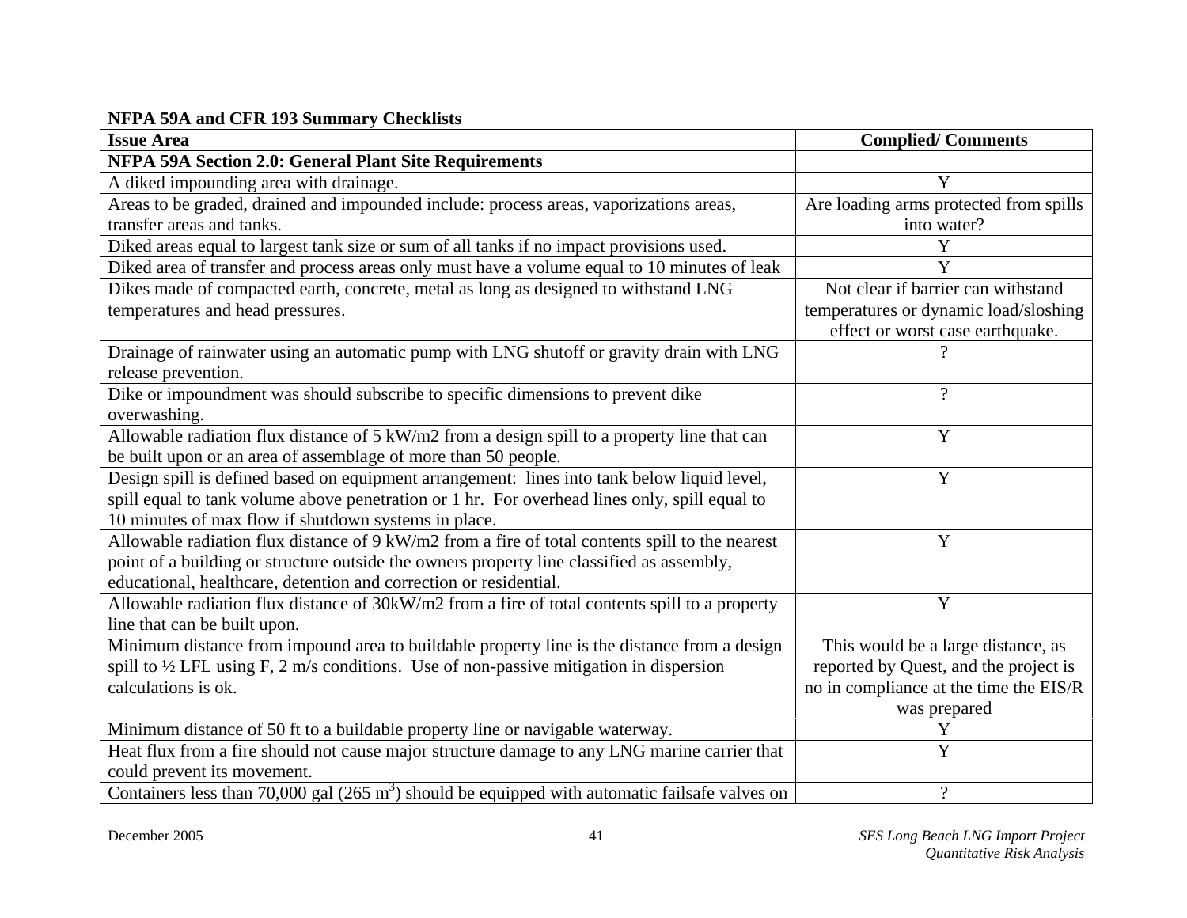**NFPA 59A and CFR 193 Summary Checklists**

| Issue Area | Complied/ Comments |
|---|---|
| **NFPA 59A Section 2.0: General Plant Site Requirements** | |
| A diked impounding area with drainage. | Y |
| Areas to be graded, drained and impounded include: process areas, vaporizations areas, transfer areas and tanks. | Are loading arms protected from spills into water? |
| Diked areas equal to largest tank size or sum of all tanks if no impact provisions used. | Y |
| Diked area of transfer and process areas only must have a volume equal to 10 minutes of leak | Y |
| Dikes made of compacted earth, concrete, metal as long as designed to withstand LNG temperatures and head pressures. | Not clear if barrier can withstand temperatures or dynamic load/sloshing effect or worst case earthquake. |
| Drainage of rainwater using an automatic pump with LNG shutoff or gravity drain with LNG release prevention. | ? |
| Dike or impoundment was should subscribe to specific dimensions to prevent dike overwashing. | ? |
| Allowable radiation flux distance of 5 kW/m2 from a design spill to a property line that can be built upon or an area of assemblage of more than 50 people. | Y |
| Design spill is defined based on equipment arrangement: lines into tank below liquid level, spill equal to tank volume above penetration or 1 hr. For overhead lines only, spill equal to 10 minutes of max flow if shutdown systems in place. | Y |
| Allowable radiation flux distance of 9 kW/m2 from a fire of total contents spill to the nearest point of a building or structure outside the owners property line classified as assembly, educational, healthcare, detention and correction or residential. | Y |
| Allowable radiation flux distance of 30kW/m2 from a fire of total contents spill to a property line that can be built upon. | Y |
| Minimum distance from impound area to buildable property line is the distance from a design spill to ½ LFL using F, 2 m/s conditions. Use of non-passive mitigation in dispersion calculations is ok. | This would be a large distance, as reported by Quest, and the project is no in compliance at the time the EIS/R was prepared |
| Minimum distance of 50 ft to a buildable property line or navigable waterway. | Y |
| Heat flux from a fire should not cause major structure damage to any LNG marine carrier that could prevent its movement. | Y |
| Containers less than 70,000 gal (265 $m^3$) should be equipped with automatic failsafe valves on | ? |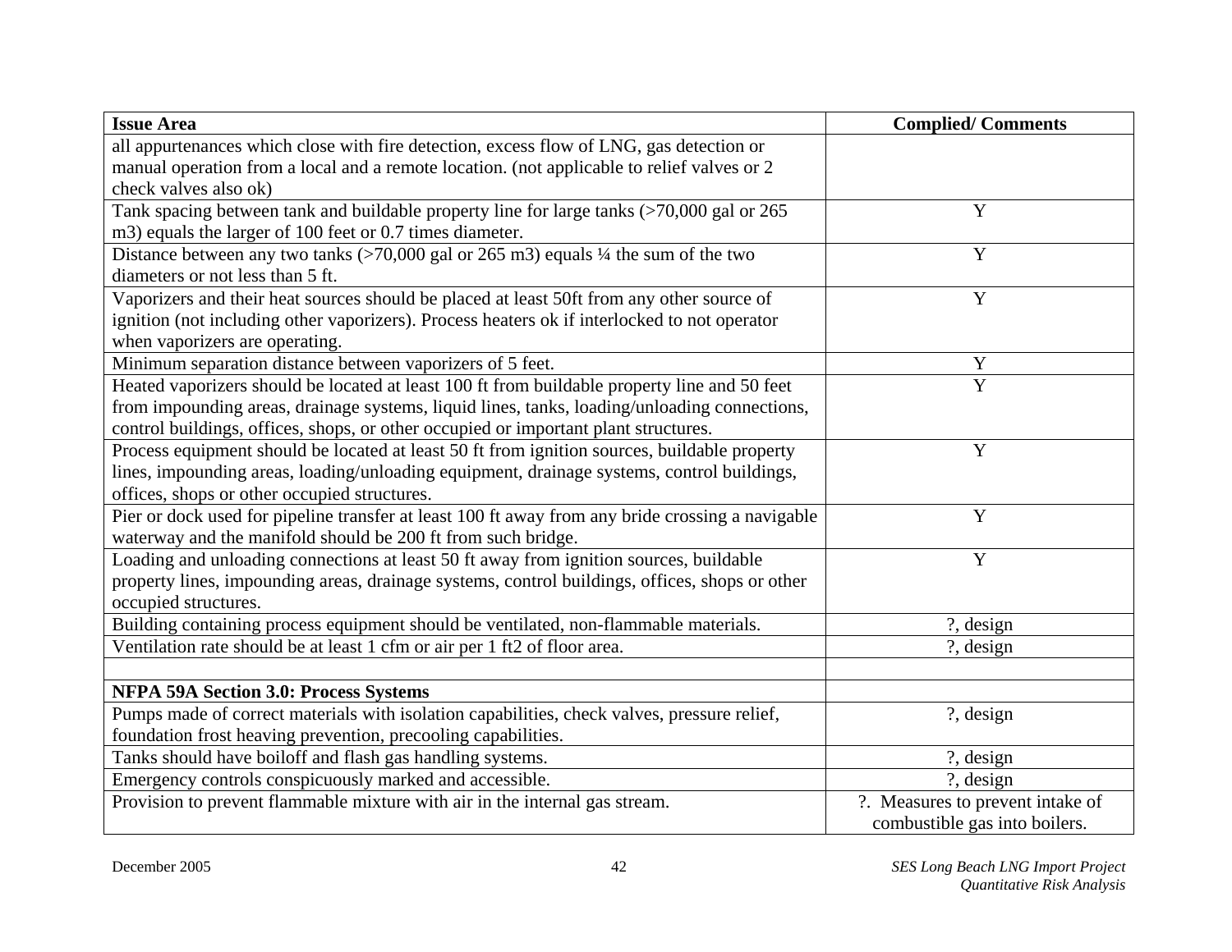| Issue Area | Complied/ Comments |
|---|---|
| all appurtenances which close with fire detection, excess flow of LNG, gas detection or manual operation from a local and a remote location. (not applicable to relief valves or 2 check valves also ok) | |
| Tank spacing between tank and buildable property line for large tanks (>70,000 gal or 265 m3) equals the larger of 100 feet or 0.7 times diameter. | Y |
| Distance between any two tanks (>70,000 gal or 265 m3) equals ¼ the sum of the two diameters or not less than 5 ft. | Y |
| Vaporizers and their heat sources should be placed at least 50ft from any other source of ignition (not including other vaporizers). Process heaters ok if interlocked to not operator when vaporizers are operating. | Y |
| Minimum separation distance between vaporizers of 5 feet. | Y |
| Heated vaporizers should be located at least 100 ft from buildable property line and 50 feet from impounding areas, drainage systems, liquid lines, tanks, loading/unloading connections, control buildings, offices, shops, or other occupied or important plant structures. | Y |
| Process equipment should be located at least 50 ft from ignition sources, buildable property lines, impounding areas, loading/unloading equipment, drainage systems, control buildings, offices, shops or other occupied structures. | Y |
| Pier or dock used for pipeline transfer at least 100 ft away from any bride crossing a navigable waterway and the manifold should be 200 ft from such bridge. | Y |
| Loading and unloading connections at least 50 ft away from ignition sources, buildable property lines, impounding areas, drainage systems, control buildings, offices, shops or other occupied structures. | Y |
| Building containing process equipment should be ventilated, non-flammable materials. | ?, design |
| Ventilation rate should be at least 1 cfm or air per 1 ft2 of floor area. | ?, design |
| | |
| **NFPA 59A Section 3.0: Process Systems** | |
| Pumps made of correct materials with isolation capabilities, check valves, pressure relief, foundation frost heaving prevention, precooling capabilities. | ?, design |
| Tanks should have boiloff and flash gas handling systems. | ?, design |
| Emergency controls conspicuously marked and accessible. | ?, design |
| Provision to prevent flammable mixture with air in the internal gas stream. | ?. Measures to prevent intake of combustible gas into boilers. |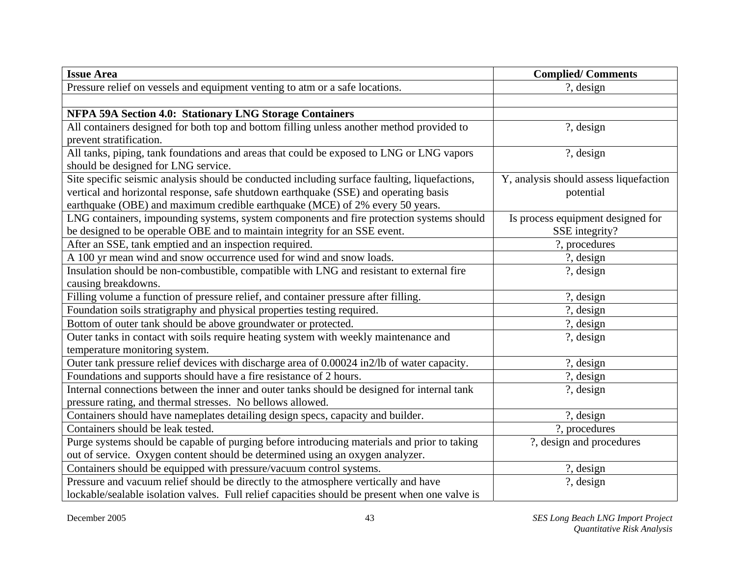| **Issue Area** | **Complied/ Comments** |
| --- | --- |
| Pressure relief on vessels and equipment venting to atm or a safe locations. | ?, design |
| | |
| **NFPA 59A Section 4.0: Stationary LNG Storage Containers** | |
| All containers designed for both top and bottom filling unless another method provided to prevent stratification. | ?, design |
| All tanks, piping, tank foundations and areas that could be exposed to LNG or LNG vapors should be designed for LNG service. | ?, design |
| Site specific seismic analysis should be conducted including surface faulting, liquefactions, vertical and horizontal response, safe shutdown earthquake (SSE) and operating basis earthquake (OBE) and maximum credible earthquake (MCE) of 2% every 50 years. | Y, analysis should assess liquefaction potential |
| LNG containers, impounding systems, system components and fire protection systems should be designed to be operable OBE and to maintain integrity for an SSE event. | Is process equipment designed for SSE integrity? |
| After an SSE, tank emptied and an inspection required. | ?, procedures |
| A 100 yr mean wind and snow occurrence used for wind and snow loads. | ?, design |
| Insulation should be non-combustible, compatible with LNG and resistant to external fire causing breakdowns. | ?, design |
| Filling volume a function of pressure relief, and container pressure after filling. | ?, design |
| Foundation soils stratigraphy and physical properties testing required. | ?, design |
| Bottom of outer tank should be above groundwater or protected. | ?, design |
| Outer tanks in contact with soils require heating system with weekly maintenance and temperature monitoring system. | ?, design |
| Outer tank pressure relief devices with discharge area of 0.00024 in2/lb of water capacity. | ?, design |
| Foundations and supports should have a fire resistance of 2 hours. | ?, design |
| Internal connections between the inner and outer tanks should be designed for internal tank pressure rating, and thermal stresses. No bellows allowed. | ?, design |
| Containers should have nameplates detailing design specs, capacity and builder. | ?, design |
| Containers should be leak tested. | ?, procedures |
| Purge systems should be capable of purging before introducing materials and prior to taking out of service. Oxygen content should be determined using an oxygen analyzer. | ?, design and procedures |
| Containers should be equipped with pressure/vacuum control systems. | ?, design |
| Pressure and vacuum relief should be directly to the atmosphere vertically and have lockable/sealable isolation valves. Full relief capacities should be present when one valve is | ?, design |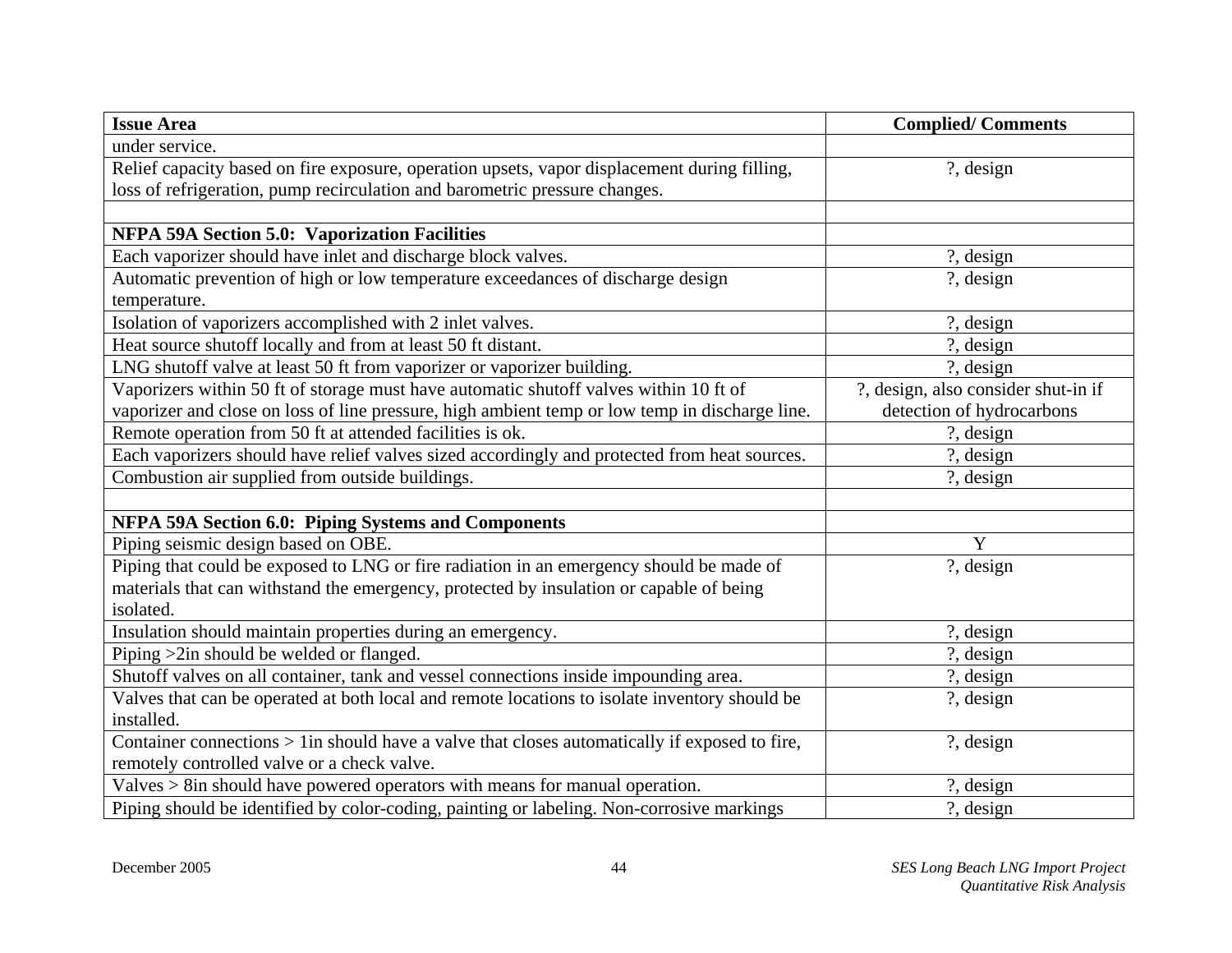| Issue Area | Complied/ Comments |
| --- | --- |
| under service. | |
| Relief capacity based on fire exposure, operation upsets, vapor displacement during filling, loss of refrigeration, pump recirculation and barometric pressure changes. | ?, design |
| | |
| **NFPA 59A Section 5.0: Vaporization Facilities** | |
| Each vaporizer should have inlet and discharge block valves. | ?, design |
| Automatic prevention of high or low temperature exceedances of discharge design temperature. | ?, design |
| Isolation of vaporizers accomplished with 2 inlet valves. | ?, design |
| Heat source shutoff locally and from at least 50 ft distant. | ?, design |
| LNG shutoff valve at least 50 ft from vaporizer or vaporizer building. | ?, design |
| Vaporizers within 50 ft of storage must have automatic shutoff valves within 10 ft of vaporizer and close on loss of line pressure, high ambient temp or low temp in discharge line. | ?, design, also consider shut-in if detection of hydrocarbons |
| Remote operation from 50 ft at attended facilities is ok. | ?, design |
| Each vaporizers should have relief valves sized accordingly and protected from heat sources. | ?, design |
| Combustion air supplied from outside buildings. | ?, design |
| | |
| **NFPA 59A Section 6.0: Piping Systems and Components** | |
| Piping seismic design based on OBE. | Y |
| Piping that could be exposed to LNG or fire radiation in an emergency should be made of materials that can withstand the emergency, protected by insulation or capable of being isolated. | ?, design |
| Insulation should maintain properties during an emergency. | ?, design |
| Piping >2in should be welded or flanged. | ?, design |
| Shutoff valves on all container, tank and vessel connections inside impounding area. | ?, design |
| Valves that can be operated at both local and remote locations to isolate inventory should be installed. | ?, design |
| Container connections > 1in should have a valve that closes automatically if exposed to fire, remotely controlled valve or a check valve. | ?, design |
| Valves > 8in should have powered operators with means for manual operation. | ?, design |
| Piping should be identified by color-coding, painting or labeling. Non-corrosive markings | ?, design |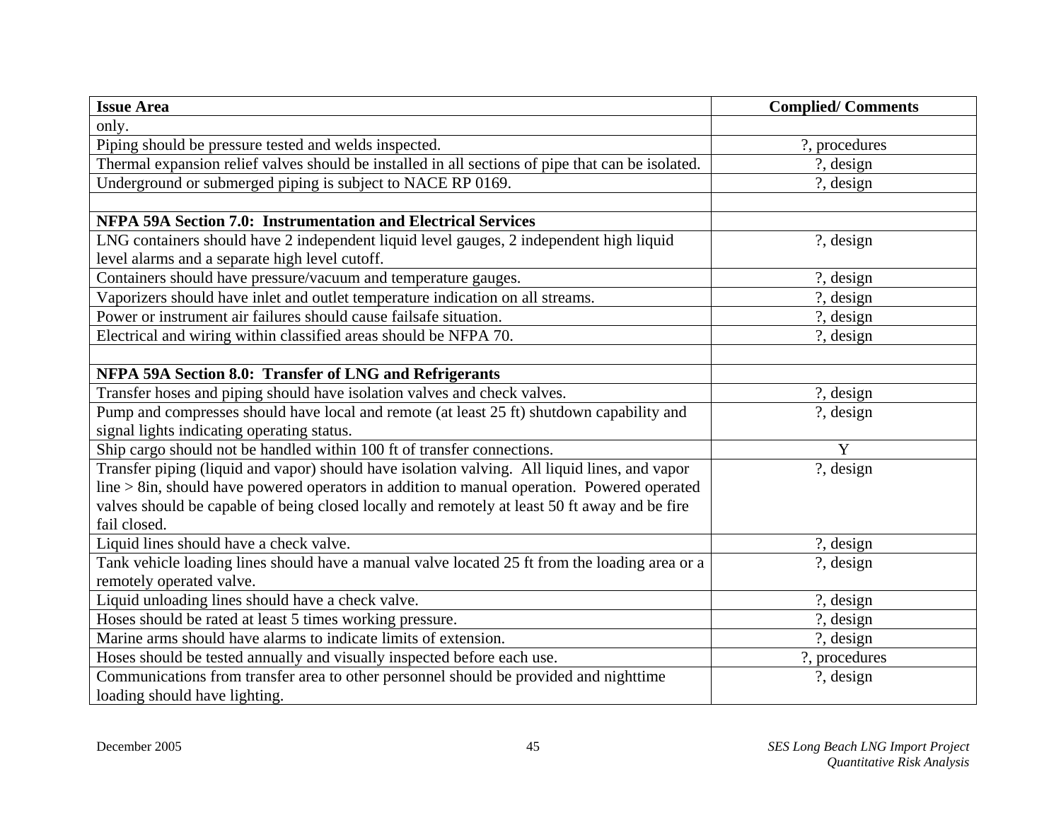| Issue Area | Complied/ Comments |
|---|---|
| only. | |
| Piping should be pressure tested and welds inspected. | ?, procedures |
| Thermal expansion relief valves should be installed in all sections of pipe that can be isolated. | ?, design |
| Underground or submerged piping is subject to NACE RP 0169. | ?, design |
| | |
| **NFPA 59A Section 7.0: Instrumentation and Electrical Services** | |
| LNG containers should have 2 independent liquid level gauges, 2 independent high liquid level alarms and a separate high level cutoff. | ?, design |
| Containers should have pressure/vacuum and temperature gauges. | ?, design |
| Vaporizers should have inlet and outlet temperature indication on all streams. | ?, design |
| Power or instrument air failures should cause failsafe situation. | ?, design |
| Electrical and wiring within classified areas should be NFPA 70. | ?, design |
| | |
| **NFPA 59A Section 8.0: Transfer of LNG and Refrigerants** | |
| Transfer hoses and piping should have isolation valves and check valves. | ?, design |
| Pump and compresses should have local and remote (at least 25 ft) shutdown capability and signal lights indicating operating status. | ?, design |
| Ship cargo should not be handled within 100 ft of transfer connections. | Y |
| Transfer piping (liquid and vapor) should have isolation valving. All liquid lines, and vapor line > 8in, should have powered operators in addition to manual operation. Powered operated valves should be capable of being closed locally and remotely at least 50 ft away and be fire fail closed. | ?, design |
| Liquid lines should have a check valve. | ?, design |
| Tank vehicle loading lines should have a manual valve located 25 ft from the loading area or a remotely operated valve. | ?, design |
| Liquid unloading lines should have a check valve. | ?, design |
| Hoses should be rated at least 5 times working pressure. | ?, design |
| Marine arms should have alarms to indicate limits of extension. | ?, design |
| Hoses should be tested annually and visually inspected before each use. | ?, procedures |
| Communications from transfer area to other personnel should be provided and nighttime loading should have lighting. | ?, design |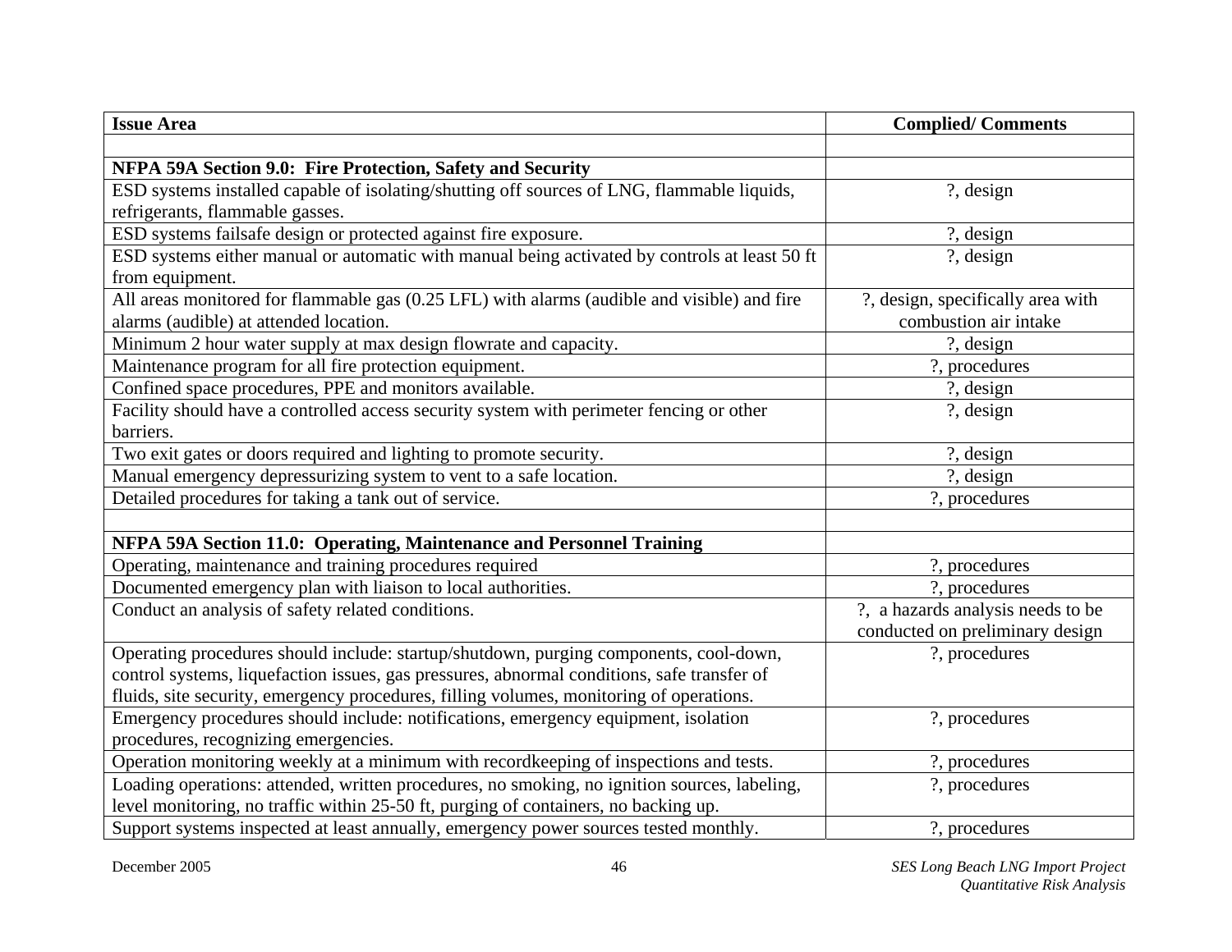| Issue Area | Complied/ Comments |
|---|---|
| | |
| **NFPA 59A Section 9.0: Fire Protection, Safety and Security** | |
| ESD systems installed capable of isolating/shutting off sources of LNG, flammable liquids, refrigerants, flammable gasses. | ?, design |
| ESD systems failsafe design or protected against fire exposure. | ?, design |
| ESD systems either manual or automatic with manual being activated by controls at least 50 ft from equipment. | ?, design |
| All areas monitored for flammable gas (0.25 LFL) with alarms (audible and visible) and fire alarms (audible) at attended location. | ?, design, specifically area with combustion air intake |
| Minimum 2 hour water supply at max design flowrate and capacity. | ?, design |
| Maintenance program for all fire protection equipment. | ?, procedures |
| Confined space procedures, PPE and monitors available. | ?, design |
| Facility should have a controlled access security system with perimeter fencing or other barriers. | ?, design |
| Two exit gates or doors required and lighting to promote security. | ?, design |
| Manual emergency depressurizing system to vent to a safe location. | ?, design |
| Detailed procedures for taking a tank out of service. | ?, procedures |
| | |
| **NFPA 59A Section 11.0: Operating, Maintenance and Personnel Training** | |
| Operating, maintenance and training procedures required | ?, procedures |
| Documented emergency plan with liaison to local authorities. | ?, procedures |
| Conduct an analysis of safety related conditions. | ?, a hazards analysis needs to be conducted on preliminary design |
| Operating procedures should include: startup/shutdown, purging components, cool-down, control systems, liquefaction issues, gas pressures, abnormal conditions, safe transfer of fluids, site security, emergency procedures, filling volumes, monitoring of operations. | ?, procedures |
| Emergency procedures should include: notifications, emergency equipment, isolation procedures, recognizing emergencies. | ?, procedures |
| Operation monitoring weekly at a minimum with recordkeeping of inspections and tests. | ?, procedures |
| Loading operations: attended, written procedures, no smoking, no ignition sources, labeling, level monitoring, no traffic within 25-50 ft, purging of containers, no backing up. | ?, procedures |
| Support systems inspected at least annually, emergency power sources tested monthly. | ?, procedures |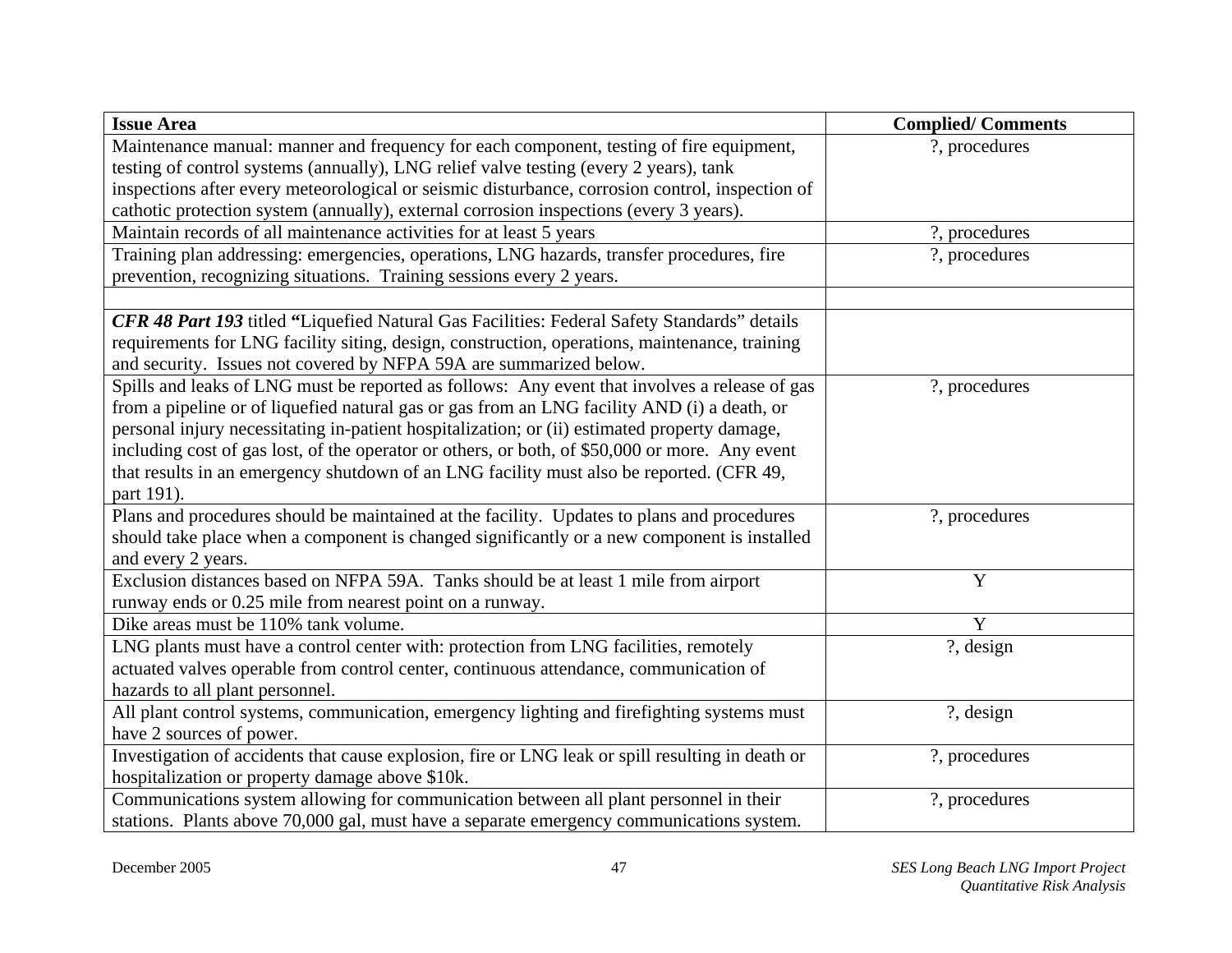| Issue Area | Complied/ Comments |
|---|---|
| Maintenance manual: manner and frequency for each component, testing of fire equipment, testing of control systems (annually), LNG relief valve testing (every 2 years), tank inspections after every meteorological or seismic disturbance, corrosion control, inspection of cathotic protection system (annually), external corrosion inspections (every 3 years). | ?, procedures |
| Maintain records of all maintenance activities for at least 5 years | ?, procedures |
| Training plan addressing: emergencies, operations, LNG hazards, transfer procedures, fire prevention, recognizing situations. Training sessions every 2 years. | ?, procedures |
| | |
| ***CFR 48 Part 193*** titled **"**Liquefied Natural Gas Facilities: Federal Safety Standards" details requirements for LNG facility siting, design, construction, operations, maintenance, training and security. Issues not covered by NFPA 59A are summarized below. | |
| Spills and leaks of LNG must be reported as follows: Any event that involves a release of gas from a pipeline or of liquefied natural gas or gas from an LNG facility AND (i) a death, or personal injury necessitating in-patient hospitalization; or (ii) estimated property damage, including cost of gas lost, of the operator or others, or both, of $50,000 or more. Any event that results in an emergency shutdown of an LNG facility must also be reported. (CFR 49, part 191). | ?, procedures |
| Plans and procedures should be maintained at the facility. Updates to plans and procedures should take place when a component is changed significantly or a new component is installed and every 2 years. | ?, procedures |
| Exclusion distances based on NFPA 59A. Tanks should be at least 1 mile from airport runway ends or 0.25 mile from nearest point on a runway. | Y |
| Dike areas must be 110% tank volume. | Y |
| LNG plants must have a control center with: protection from LNG facilities, remotely actuated valves operable from control center, continuous attendance, communication of hazards to all plant personnel. | ?, design |
| All plant control systems, communication, emergency lighting and firefighting systems must have 2 sources of power. | ?, design |
| Investigation of accidents that cause explosion, fire or LNG leak or spill resulting in death or hospitalization or property damage above $10k. | ?, procedures |
| Communications system allowing for communication between all plant personnel in their stations. Plants above 70,000 gal, must have a separate emergency communications system. | ?, procedures |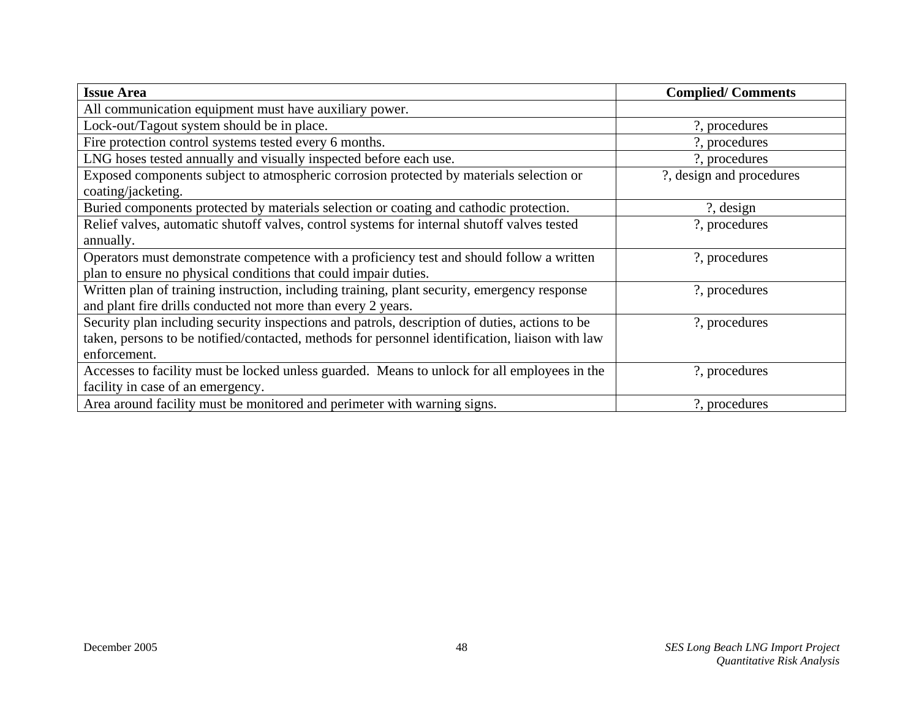| Issue Area | Complied/ Comments |
|---|---|
| All communication equipment must have auxiliary power. | |
| Lock-out/Tagout system should be in place. | ?, procedures |
| Fire protection control systems tested every 6 months. | ?, procedures |
| LNG hoses tested annually and visually inspected before each use. | ?, procedures |
| Exposed components subject to atmospheric corrosion protected by materials selection or coating/jacketing. | ?, design and procedures |
| Buried components protected by materials selection or coating and cathodic protection. | ?, design |
| Relief valves, automatic shutoff valves, control systems for internal shutoff valves tested annually. | ?, procedures |
| Operators must demonstrate competence with a proficiency test and should follow a written plan to ensure no physical conditions that could impair duties. | ?, procedures |
| Written plan of training instruction, including training, plant security, emergency response and plant fire drills conducted not more than every 2 years. | ?, procedures |
| Security plan including security inspections and patrols, description of duties, actions to be taken, persons to be notified/contacted, methods for personnel identification, liaison with law enforcement. | ?, procedures |
| Accesses to facility must be locked unless guarded. Means to unlock for all employees in the facility in case of an emergency. | ?, procedures |
| Area around facility must be monitored and perimeter with warning signs. | ?, procedures |